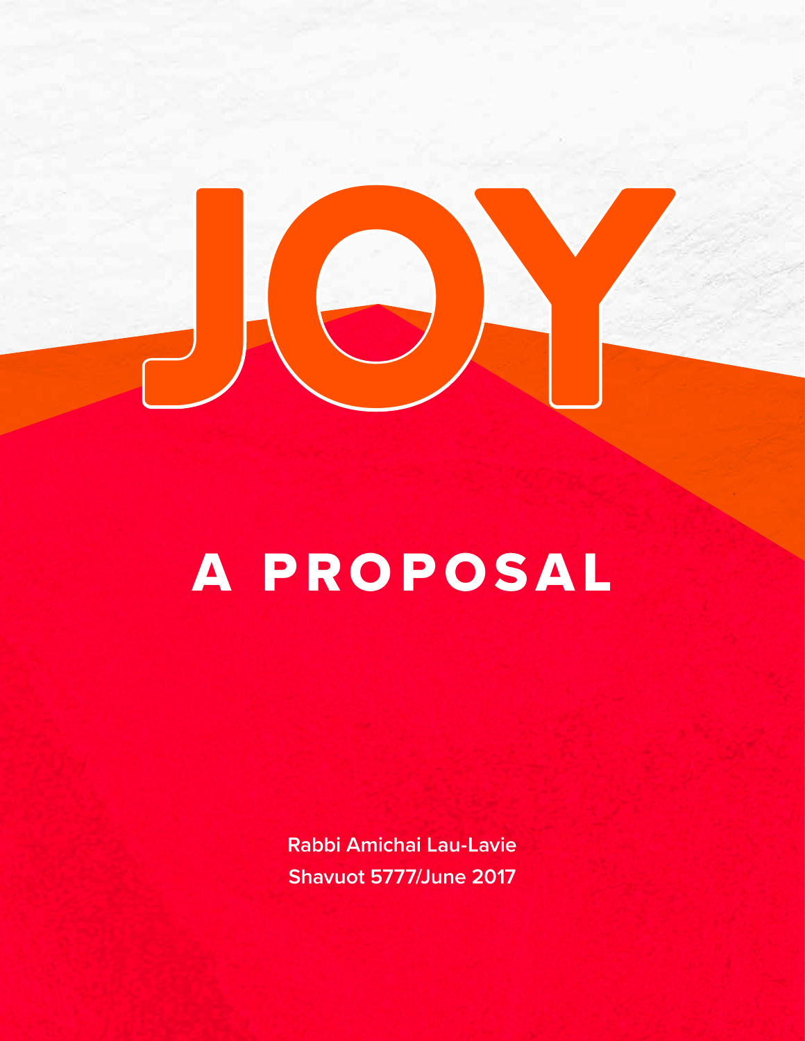# JOY

## A PROPOSAL

**Rabbi Amichai Lau-Lavie**

**Shavuot 5777/June 2017**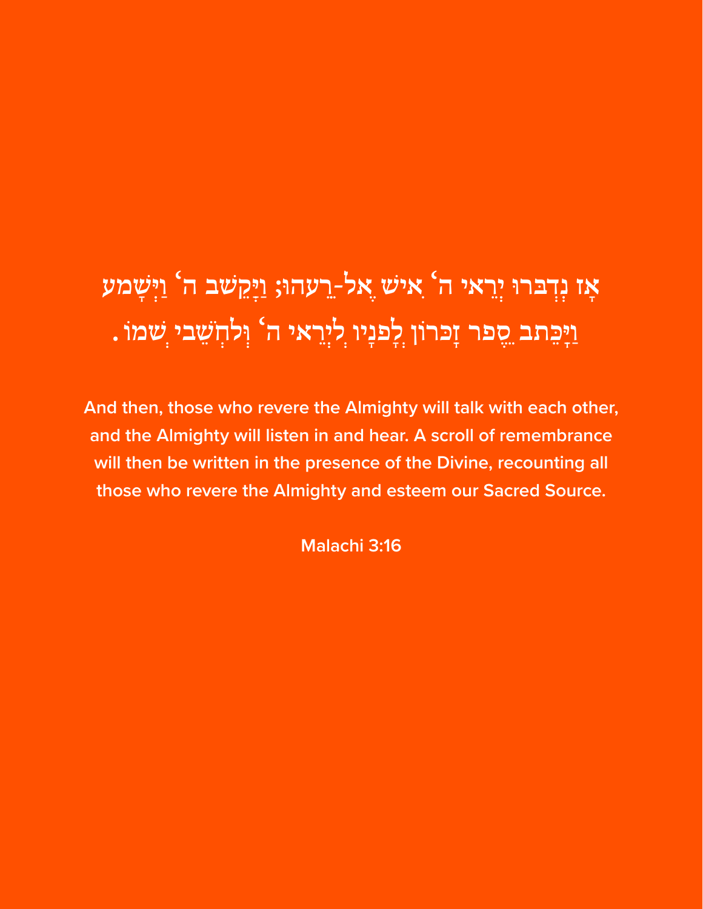אָז נִדְבְּרוּ יִרְאֵי ה׳ אִישׁ אֶל-רֵעֵהוּ; וַיַּקְשֵׁב ה׳ וַיִּשְׁמָע
וַיִּכָּתֵב סֵפֶר זִכָּרוֹן לְפָנָיו לְיִרְאֵי ה׳ וּלְחֹשְׁבֵי שְׁמוֹ.

**And then, those who revere the Almighty will talk with each other, and the Almighty will listen in and hear. A scroll of remembrance will then be written in the presence of the Divine, recounting all those who revere the Almighty and esteem our Sacred Source.**

**Malachi 3:16**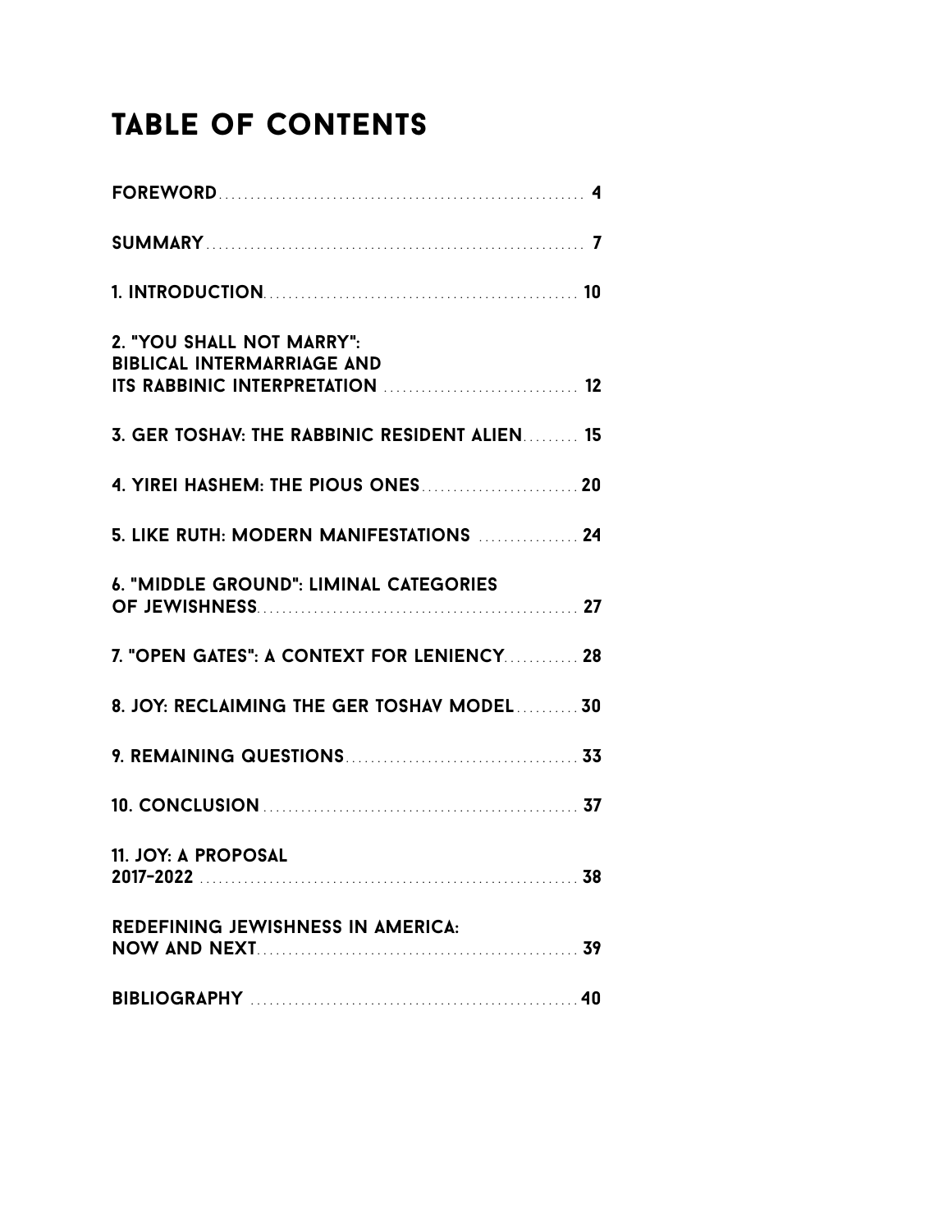# TABLE OF CONTENTS

**FOREWORD** ........ 4

**SUMMARY** ........ 7

**1. INTRODUCTION** ........ 10

**2. "YOU SHALL NOT MARRY": BIBLICAL INTERMARRIAGE AND ITS RABBINIC INTERPRETATION** ........ 12

**3. GER TOSHAV: THE RABBINIC RESIDENT ALIEN** ........ 15

**4. YIREI HASHEM: THE PIOUS ONES** ........ 20

**5. LIKE RUTH: MODERN MANIFESTATIONS** ........ 24

**6. "MIDDLE GROUND": LIMINAL CATEGORIES OF JEWISHNESS** ........ 27

**7. "OPEN GATES": A CONTEXT FOR LENIENCY** ........ 28

**8. JOY: RECLAIMING THE GER TOSHAV MODEL** ........ 30

**9. REMAINING QUESTIONS** ........ 33

**10. CONCLUSION** ........ 37

**11. JOY: A PROPOSAL 2017–2022** ........ 38

**REDEFINING JEWISHNESS IN AMERICA: NOW AND NEXT** ........ 39

**BIBLIOGRAPHY** ........ 40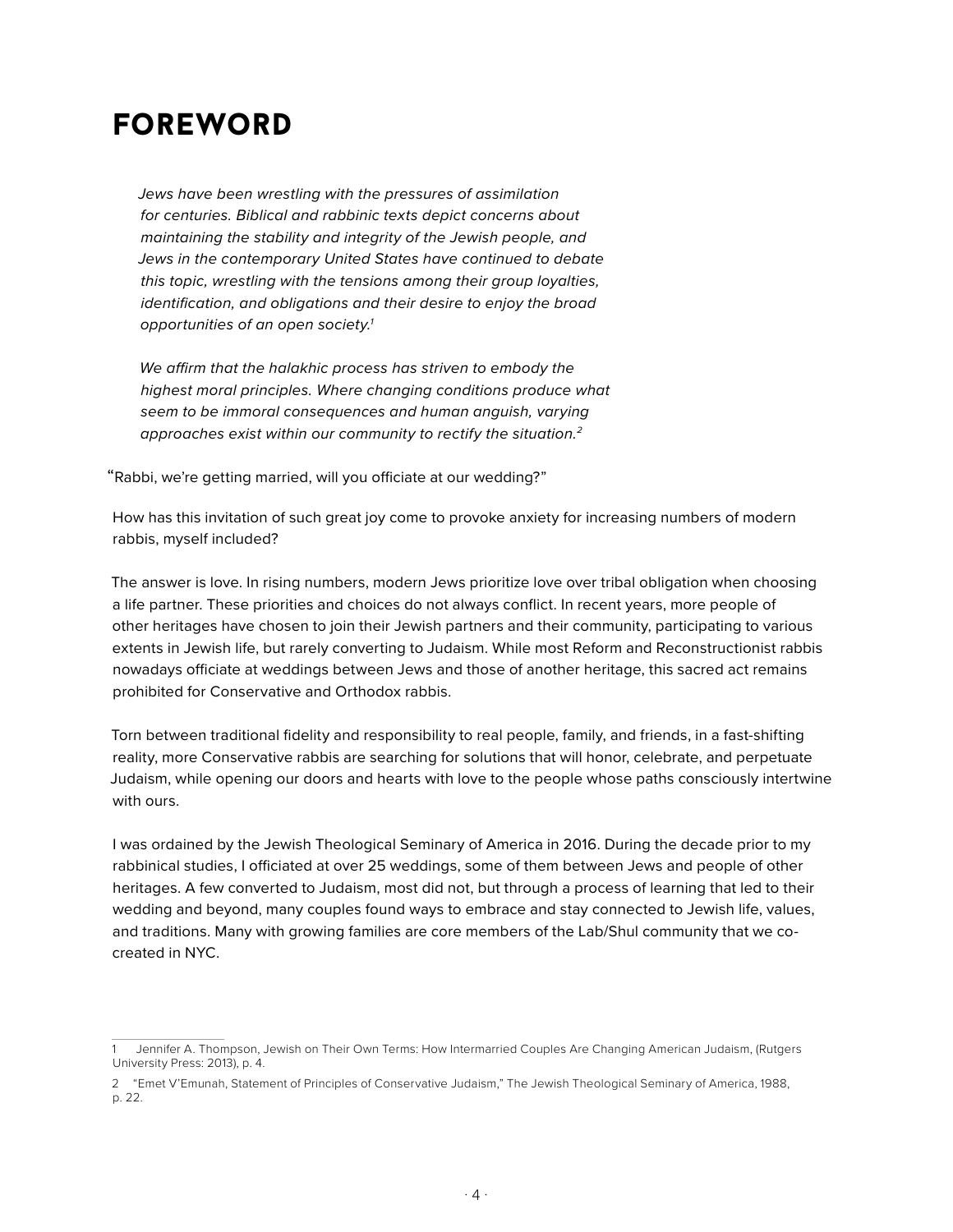# FOREWORD

> *Jews have been wrestling with the pressures of assimilation for centuries. Biblical and rabbinic texts depict concerns about maintaining the stability and integrity of the Jewish people, and Jews in the contemporary United States have continued to debate this topic, wrestling with the tensions among their group loyalties, identification, and obligations and their desire to enjoy the broad opportunities of an open society.*[1]

> *We affirm that the halakhic process has striven to embody the highest moral principles. Where changing conditions produce what seem to be immoral consequences and human anguish, varying approaches exist within our community to rectify the situation.*[2]

"Rabbi, we're getting married, will you officiate at our wedding?"

How has this invitation of such great joy come to provoke anxiety for increasing numbers of modern rabbis, myself included?

The answer is love. In rising numbers, modern Jews prioritize love over tribal obligation when choosing a life partner. These priorities and choices do not always conflict. In recent years, more people of other heritages have chosen to join their Jewish partners and their community, participating to various extents in Jewish life, but rarely converting to Judaism. While most Reform and Reconstructionist rabbis nowadays officiate at weddings between Jews and those of another heritage, this sacred act remains prohibited for Conservative and Orthodox rabbis.

Torn between traditional fidelity and responsibility to real people, family, and friends, in a fast-shifting reality, more Conservative rabbis are searching for solutions that will honor, celebrate, and perpetuate Judaism, while opening our doors and hearts with love to the people whose paths consciously intertwine with ours.

I was ordained by the Jewish Theological Seminary of America in 2016. During the decade prior to my rabbinical studies, I officiated at over 25 weddings, some of them between Jews and people of other heritages. A few converted to Judaism, most did not, but through a process of learning that led to their wedding and beyond, many couples found ways to embrace and stay connected to Jewish life, values, and traditions. Many with growing families are core members of the Lab/Shul community that we co-created in NYC.

---

1 Jennifer A. Thompson, Jewish on Their Own Terms: How Intermarried Couples Are Changing American Judaism, (Rutgers University Press: 2013), p. 4.

2 "Emet V'Emunah, Statement of Principles of Conservative Judaism," The Jewish Theological Seminary of America, 1988, p. 22.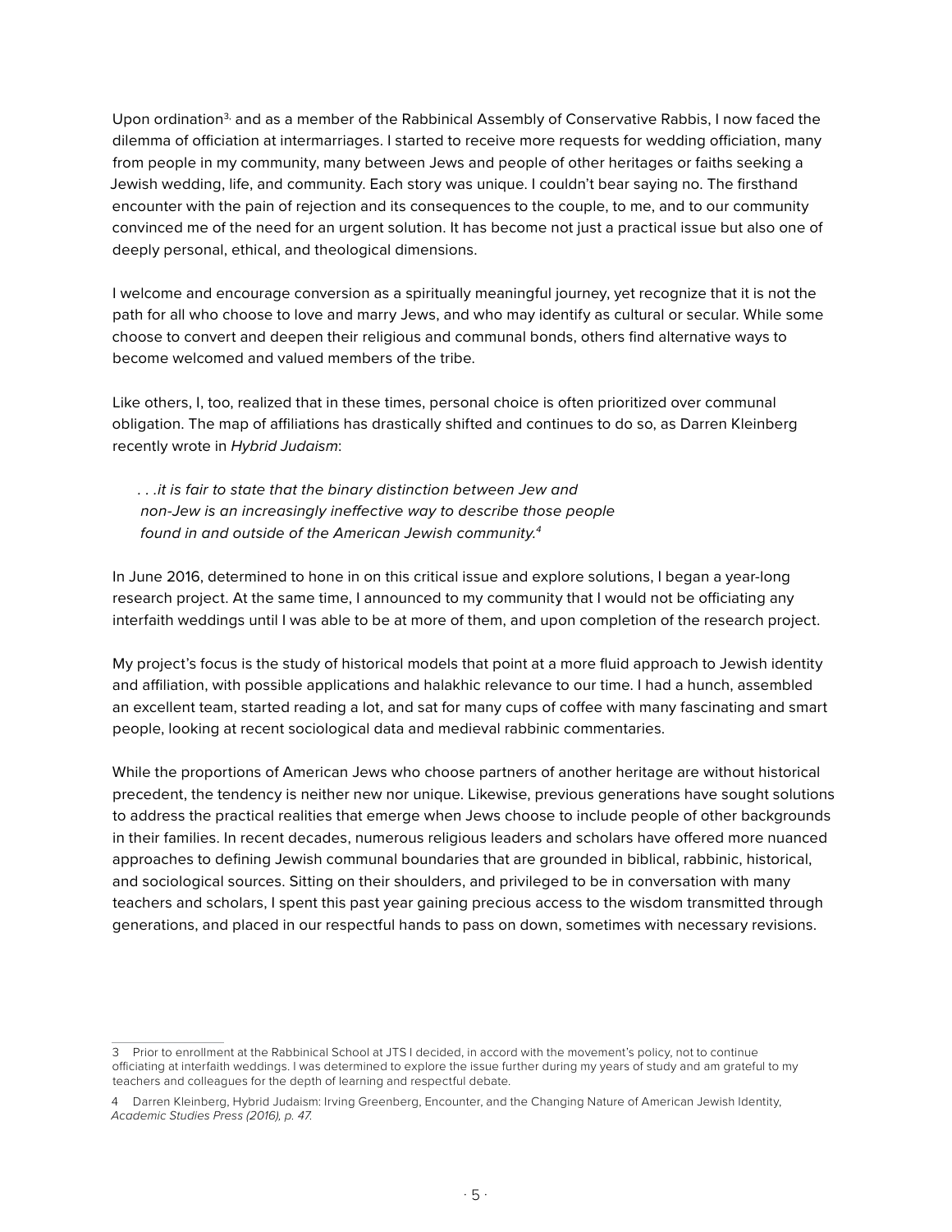Upon ordination[3] and as a member of the Rabbinical Assembly of Conservative Rabbis, I now faced the dilemma of officiation at intermarriages. I started to receive more requests for wedding officiation, many from people in my community, many between Jews and people of other heritages or faiths seeking a Jewish wedding, life, and community. Each story was unique. I couldn't bear saying no. The firsthand encounter with the pain of rejection and its consequences to the couple, to me, and to our community convinced me of the need for an urgent solution. It has become not just a practical issue but also one of deeply personal, ethical, and theological dimensions.

I welcome and encourage conversion as a spiritually meaningful journey, yet recognize that it is not the path for all who choose to love and marry Jews, and who may identify as cultural or secular. While some choose to convert and deepen their religious and communal bonds, others find alternative ways to become welcomed and valued members of the tribe.

Like others, I, too, realized that in these times, personal choice is often prioritized over communal obligation. The map of affiliations has drastically shifted and continues to do so, as Darren Kleinberg recently wrote in *Hybrid Judaism*:

> *. . .it is fair to state that the binary distinction between Jew and non-Jew is an increasingly ineffective way to describe those people found in and outside of the American Jewish community.*[4]

In June 2016, determined to hone in on this critical issue and explore solutions, I began a year-long research project. At the same time, I announced to my community that I would not be officiating any interfaith weddings until I was able to be at more of them, and upon completion of the research project.

My project's focus is the study of historical models that point at a more fluid approach to Jewish identity and affiliation, with possible applications and halakhic relevance to our time. I had a hunch, assembled an excellent team, started reading a lot, and sat for many cups of coffee with many fascinating and smart people, looking at recent sociological data and medieval rabbinic commentaries.

While the proportions of American Jews who choose partners of another heritage are without historical precedent, the tendency is neither new nor unique. Likewise, previous generations have sought solutions to address the practical realities that emerge when Jews choose to include people of other backgrounds in their families. In recent decades, numerous religious leaders and scholars have offered more nuanced approaches to defining Jewish communal boundaries that are grounded in biblical, rabbinic, historical, and sociological sources. Sitting on their shoulders, and privileged to be in conversation with many teachers and scholars, I spent this past year gaining precious access to the wisdom transmitted through generations, and placed in our respectful hands to pass on down, sometimes with necessary revisions.

---

3 Prior to enrollment at the Rabbinical School at JTS I decided, in accord with the movement's policy, not to continue officiating at interfaith weddings. I was determined to explore the issue further during my years of study and am grateful to my teachers and colleagues for the depth of learning and respectful debate.

4 Darren Kleinberg, Hybrid Judaism: Irving Greenberg, Encounter, and the Changing Nature of American Jewish Identity, *Academic Studies Press (2016), p. 47.*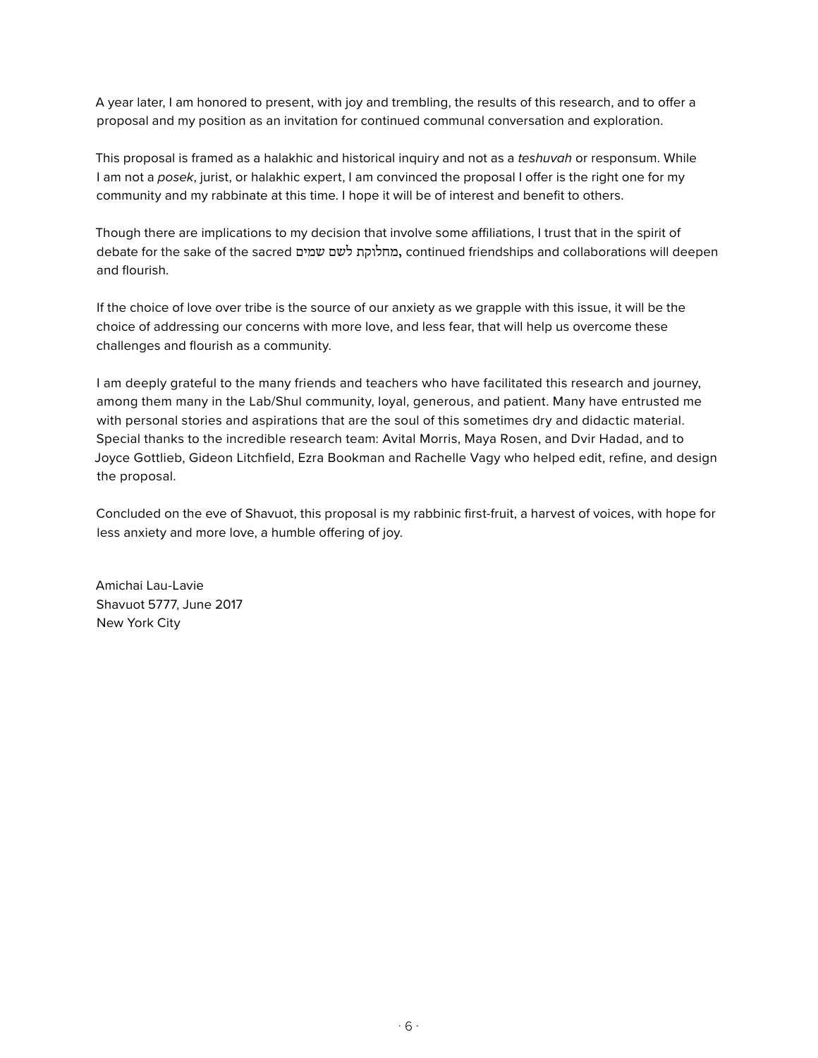A year later, I am honored to present, with joy and trembling, the results of this research, and to offer a proposal and my position as an invitation for continued communal conversation and exploration.

This proposal is framed as a halakhic and historical inquiry and not as a *teshuvah* or responsum. While I am not a *posek*, jurist, or halakhic expert, I am convinced the proposal I offer is the right one for my community and my rabbinate at this time. I hope it will be of interest and benefit to others.

Though there are implications to my decision that involve some affiliations, I trust that in the spirit of debate for the sake of the sacred מחלוקת לשם שמים**,** continued friendships and collaborations will deepen and flourish.

If the choice of love over tribe is the source of our anxiety as we grapple with this issue, it will be the choice of addressing our concerns with more love, and less fear, that will help us overcome these challenges and flourish as a community.

I am deeply grateful to the many friends and teachers who have facilitated this research and journey, among them many in the Lab/Shul community, loyal, generous, and patient. Many have entrusted me with personal stories and aspirations that are the soul of this sometimes dry and didactic material. Special thanks to the incredible research team: Avital Morris, Maya Rosen, and Dvir Hadad, and to Joyce Gottlieb, Gideon Litchfield, Ezra Bookman and Rachelle Vagy who helped edit, refine, and design the proposal.

Concluded on the eve of Shavuot, this proposal is my rabbinic first-fruit, a harvest of voices, with hope for less anxiety and more love, a humble offering of joy.

Amichai Lau-Lavie
Shavuot 5777, June 2017
New York City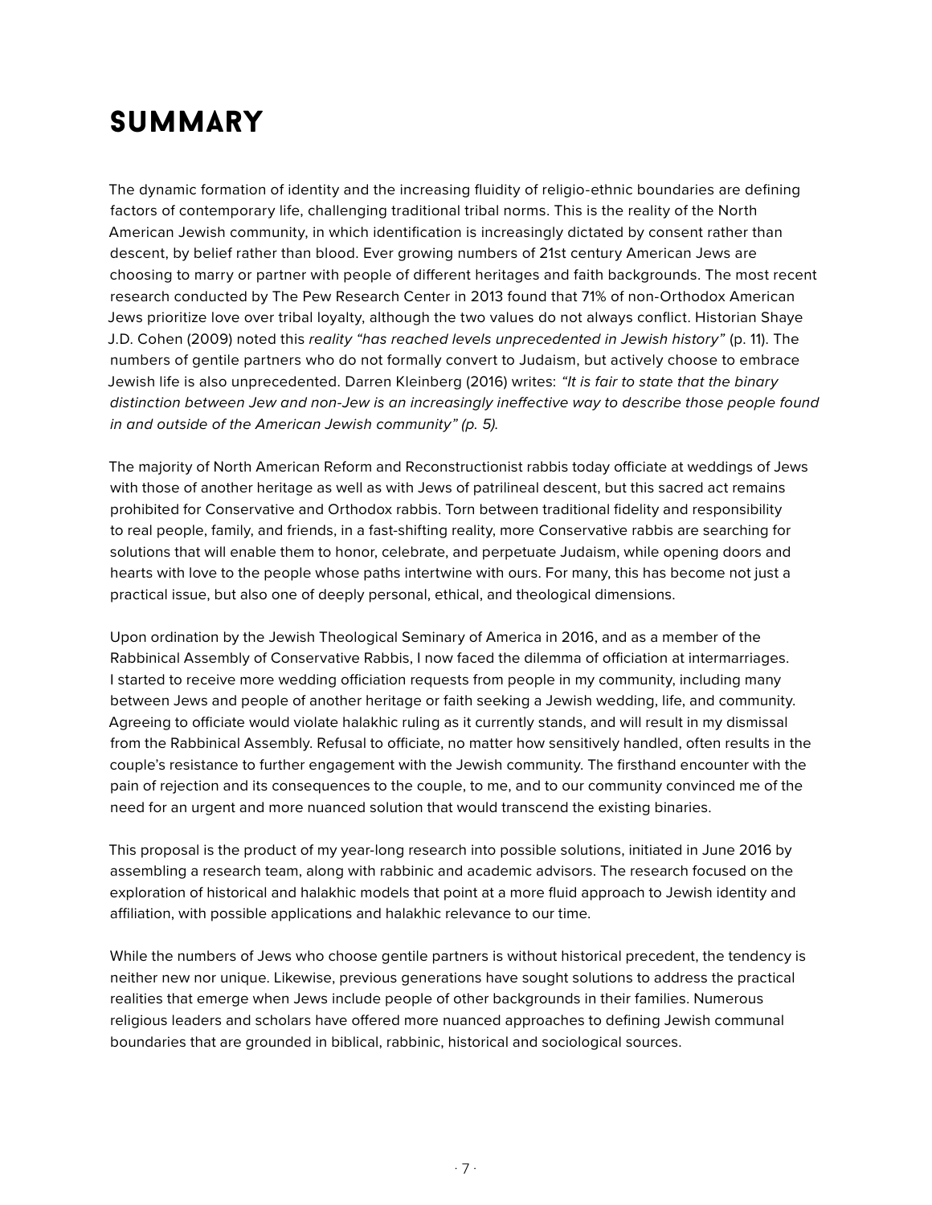# SUMMARY

The dynamic formation of identity and the increasing fluidity of religio-ethnic boundaries are defining factors of contemporary life, challenging traditional tribal norms. This is the reality of the North American Jewish community, in which identification is increasingly dictated by consent rather than descent, by belief rather than blood. Ever growing numbers of 21st century American Jews are choosing to marry or partner with people of different heritages and faith backgrounds. The most recent research conducted by The Pew Research Center in 2013 found that 71% of non-Orthodox American Jews prioritize love over tribal loyalty, although the two values do not always conflict. Historian Shaye J.D. Cohen (2009) noted this *reality "has reached levels unprecedented in Jewish history"* (p. 11). The numbers of gentile partners who do not formally convert to Judaism, but actively choose to embrace Jewish life is also unprecedented. Darren Kleinberg (2016) writes: *"It is fair to state that the binary distinction between Jew and non-Jew is an increasingly ineffective way to describe those people found in and outside of the American Jewish community" (p. 5).*

The majority of North American Reform and Reconstructionist rabbis today officiate at weddings of Jews with those of another heritage as well as with Jews of patrilineal descent, but this sacred act remains prohibited for Conservative and Orthodox rabbis. Torn between traditional fidelity and responsibility to real people, family, and friends, in a fast-shifting reality, more Conservative rabbis are searching for solutions that will enable them to honor, celebrate, and perpetuate Judaism, while opening doors and hearts with love to the people whose paths intertwine with ours. For many, this has become not just a practical issue, but also one of deeply personal, ethical, and theological dimensions.

Upon ordination by the Jewish Theological Seminary of America in 2016, and as a member of the Rabbinical Assembly of Conservative Rabbis, I now faced the dilemma of officiation at intermarriages. I started to receive more wedding officiation requests from people in my community, including many between Jews and people of another heritage or faith seeking a Jewish wedding, life, and community. Agreeing to officiate would violate halakhic ruling as it currently stands, and will result in my dismissal from the Rabbinical Assembly. Refusal to officiate, no matter how sensitively handled, often results in the couple's resistance to further engagement with the Jewish community. The firsthand encounter with the pain of rejection and its consequences to the couple, to me, and to our community convinced me of the need for an urgent and more nuanced solution that would transcend the existing binaries.

This proposal is the product of my year-long research into possible solutions, initiated in June 2016 by assembling a research team, along with rabbinic and academic advisors. The research focused on the exploration of historical and halakhic models that point at a more fluid approach to Jewish identity and affiliation, with possible applications and halakhic relevance to our time.

While the numbers of Jews who choose gentile partners is without historical precedent, the tendency is neither new nor unique. Likewise, previous generations have sought solutions to address the practical realities that emerge when Jews include people of other backgrounds in their families. Numerous religious leaders and scholars have offered more nuanced approaches to defining Jewish communal boundaries that are grounded in biblical, rabbinic, historical and sociological sources.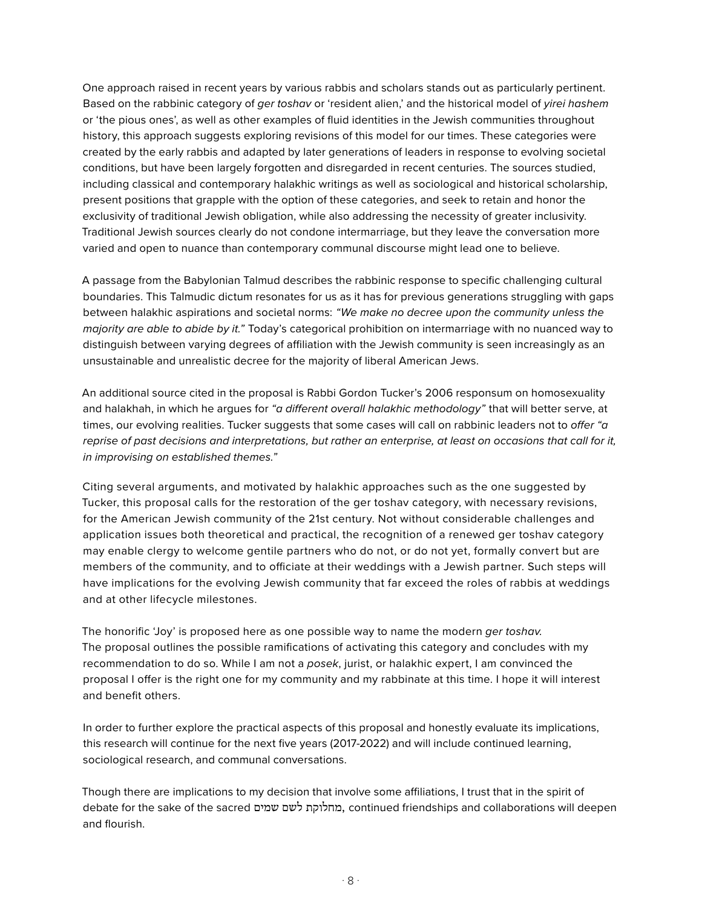One approach raised in recent years by various rabbis and scholars stands out as particularly pertinent. Based on the rabbinic category of *ger toshav* or 'resident alien,' and the historical model of *yirei hashem* or 'the pious ones', as well as other examples of fluid identities in the Jewish communities throughout history, this approach suggests exploring revisions of this model for our times. These categories were created by the early rabbis and adapted by later generations of leaders in response to evolving societal conditions, but have been largely forgotten and disregarded in recent centuries. The sources studied, including classical and contemporary halakhic writings as well as sociological and historical scholarship, present positions that grapple with the option of these categories, and seek to retain and honor the exclusivity of traditional Jewish obligation, while also addressing the necessity of greater inclusivity. Traditional Jewish sources clearly do not condone intermarriage, but they leave the conversation more varied and open to nuance than contemporary communal discourse might lead one to believe.

A passage from the Babylonian Talmud describes the rabbinic response to specific challenging cultural boundaries. This Talmudic dictum resonates for us as it has for previous generations struggling with gaps between halakhic aspirations and societal norms: *"We make no decree upon the community unless the majority are able to abide by it."* Today's categorical prohibition on intermarriage with no nuanced way to distinguish between varying degrees of affiliation with the Jewish community is seen increasingly as an unsustainable and unrealistic decree for the majority of liberal American Jews.

An additional source cited in the proposal is Rabbi Gordon Tucker's 2006 responsum on homosexuality and halakhah, in which he argues for *"a different overall halakhic methodology"* that will better serve, at times, our evolving realities. Tucker suggests that some cases will call on rabbinic leaders not to *offer "a reprise of past decisions and interpretations, but rather an enterprise, at least on occasions that call for it, in improvising on established themes."*

Citing several arguments, and motivated by halakhic approaches such as the one suggested by Tucker, this proposal calls for the restoration of the ger toshav category, with necessary revisions, for the American Jewish community of the 21st century. Not without considerable challenges and application issues both theoretical and practical, the recognition of a renewed ger toshav category may enable clergy to welcome gentile partners who do not, or do not yet, formally convert but are members of the community, and to officiate at their weddings with a Jewish partner. Such steps will have implications for the evolving Jewish community that far exceed the roles of rabbis at weddings and at other lifecycle milestones.

The honorific 'Joy' is proposed here as one possible way to name the modern *ger toshav.* The proposal outlines the possible ramifications of activating this category and concludes with my recommendation to do so. While I am not a *posek*, jurist, or halakhic expert, I am convinced the proposal I offer is the right one for my community and my rabbinate at this time. I hope it will interest and benefit others.

In order to further explore the practical aspects of this proposal and honestly evaluate its implications, this research will continue for the next five years (2017-2022) and will include continued learning, sociological research, and communal conversations.

Though there are implications to my decision that involve some affiliations, I trust that in the spirit of debate for the sake of the sacred מחלוקת לשם שמים, continued friendships and collaborations will deepen and flourish.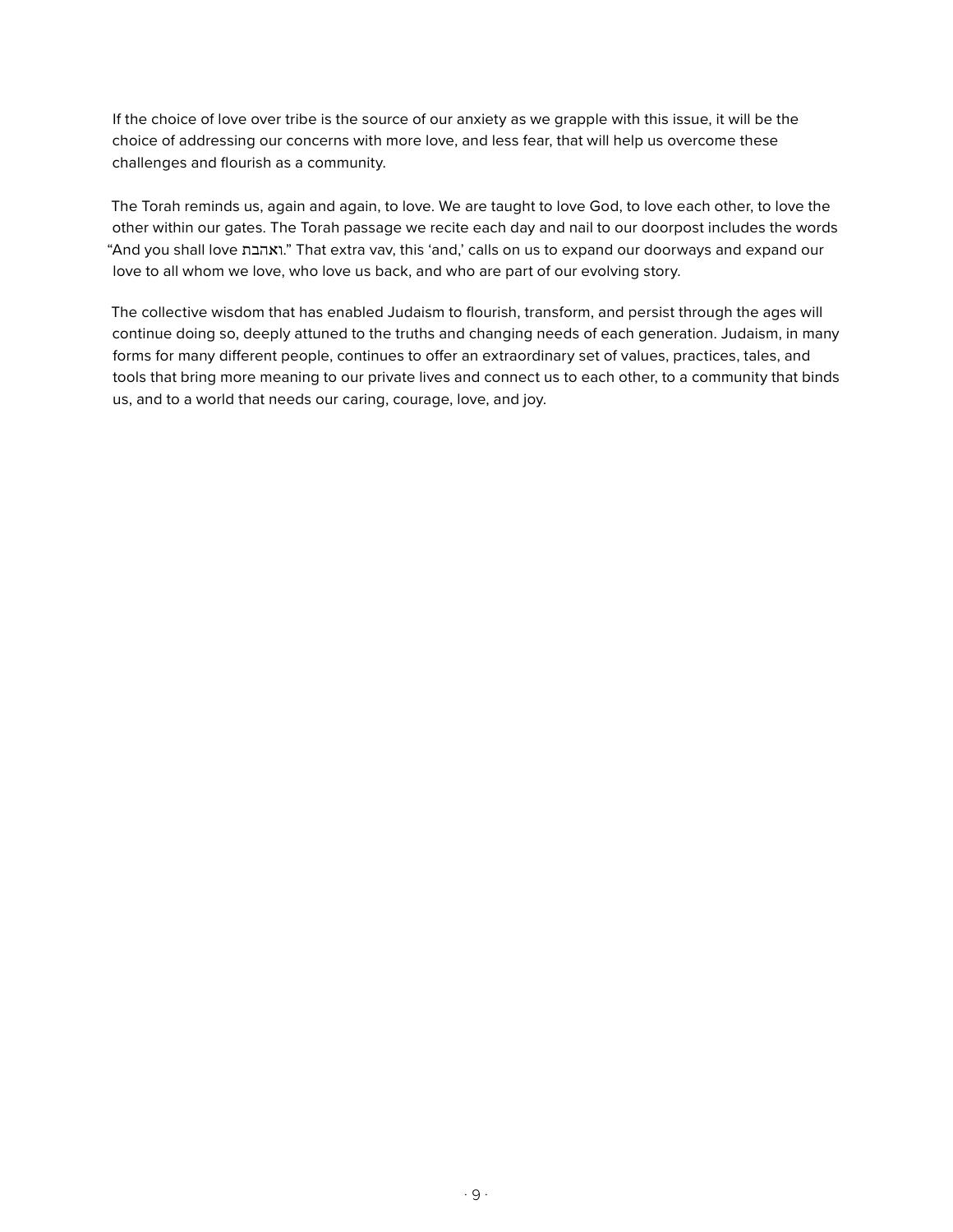If the choice of love over tribe is the source of our anxiety as we grapple with this issue, it will be the choice of addressing our concerns with more love, and less fear, that will help us overcome these challenges and flourish as a community.

The Torah reminds us, again and again, to love. We are taught to love God, to love each other, to love the other within our gates. The Torah passage we recite each day and nail to our doorpost includes the words "And you shall love ואהבת." That extra vav, this 'and,' calls on us to expand our doorways and expand our love to all whom we love, who love us back, and who are part of our evolving story.

The collective wisdom that has enabled Judaism to flourish, transform, and persist through the ages will continue doing so, deeply attuned to the truths and changing needs of each generation. Judaism, in many forms for many different people, continues to offer an extraordinary set of values, practices, tales, and tools that bring more meaning to our private lives and connect us to each other, to a community that binds us, and to a world that needs our caring, courage, love, and joy.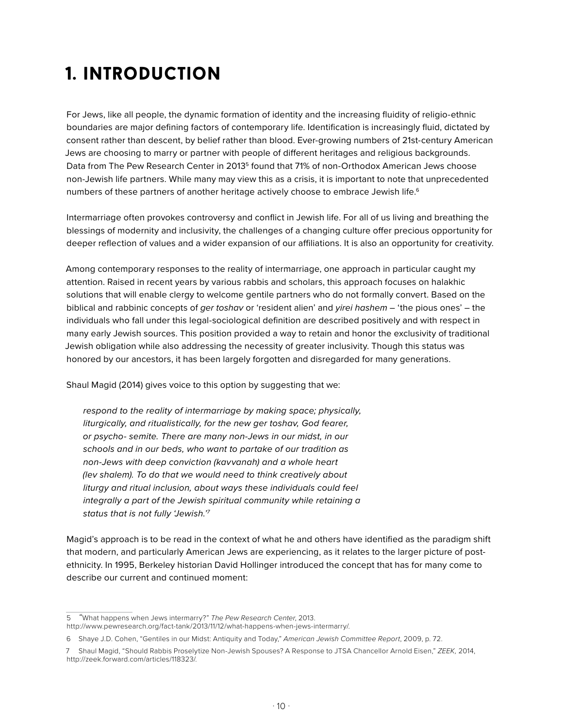# 1. INTRODUCTION

For Jews, like all people, the dynamic formation of identity and the increasing fluidity of religio-ethnic boundaries are major defining factors of contemporary life. Identification is increasingly fluid, dictated by consent rather than descent, by belief rather than blood. Ever-growing numbers of 21st-century American Jews are choosing to marry or partner with people of different heritages and religious backgrounds. Data from The Pew Research Center in 2013[5] found that 71% of non-Orthodox American Jews choose non-Jewish life partners. While many may view this as a crisis, it is important to note that unprecedented numbers of these partners of another heritage actively choose to embrace Jewish life.[6]

Intermarriage often provokes controversy and conflict in Jewish life. For all of us living and breathing the blessings of modernity and inclusivity, the challenges of a changing culture offer precious opportunity for deeper reflection of values and a wider expansion of our affiliations. It is also an opportunity for creativity.

Among contemporary responses to the reality of intermarriage, one approach in particular caught my attention. Raised in recent years by various rabbis and scholars, this approach focuses on halakhic solutions that will enable clergy to welcome gentile partners who do not formally convert. Based on the biblical and rabbinic concepts of *ger toshav* or 'resident alien' and *yirei hashem* – 'the pious ones' – the individuals who fall under this legal-sociological definition are described positively and with respect in many early Jewish sources. This position provided a way to retain and honor the exclusivity of traditional Jewish obligation while also addressing the necessity of greater inclusivity. Though this status was honored by our ancestors, it has been largely forgotten and disregarded for many generations.

Shaul Magid (2014) gives voice to this option by suggesting that we:

> *respond to the reality of intermarriage by making space; physically, liturgically, and ritualistically, for the new ger toshav, God fearer, or psycho- semite. There are many non-Jews in our midst, in our schools and in our beds, who want to partake of our tradition as non-Jews with deep conviction (kavvanah) and a whole heart (lev shalem). To do that we would need to think creatively about liturgy and ritual inclusion, about ways these individuals could feel integrally a part of the Jewish spiritual community while retaining a status that is not fully 'Jewish.'*[7]

Magid's approach is to be read in the context of what he and others have identified as the paradigm shift that modern, and particularly American Jews are experiencing, as it relates to the larger picture of post-ethnicity. In 1995, Berkeley historian David Hollinger introduced the concept that has for many come to describe our current and continued moment:

---

5 "What happens when Jews intermarry?" *The Pew Research Center*, 2013. http://www.pewresearch.org/fact-tank/2013/11/12/what-happens-when-jews-intermarry/.

6 Shaye J.D. Cohen, "Gentiles in our Midst: Antiquity and Today," *American Jewish Committee Report*, 2009, p. 72.

7 Shaul Magid, "Should Rabbis Proselytize Non-Jewish Spouses? A Response to JTSA Chancellor Arnold Eisen," *ZEEK*, 2014, http://zeek.forward.com/articles/118323/.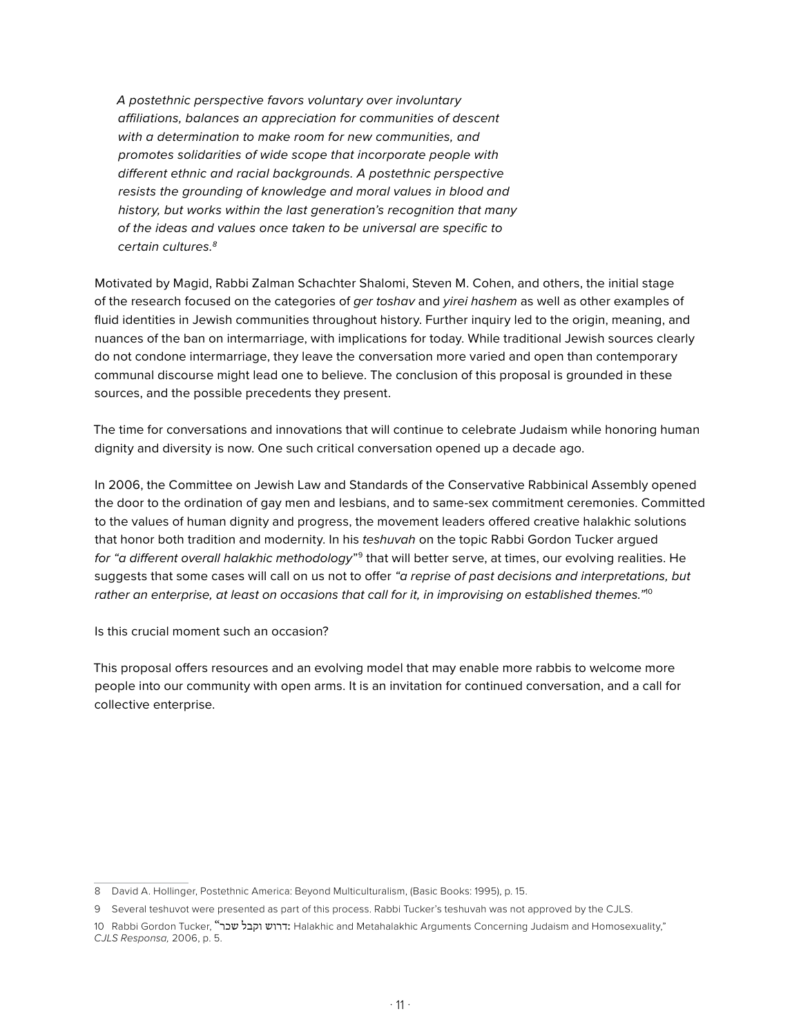> *A postethnic perspective favors voluntary over involuntary affiliations, balances an appreciation for communities of descent with a determination to make room for new communities, and promotes solidarities of wide scope that incorporate people with different ethnic and racial backgrounds. A postethnic perspective resists the grounding of knowledge and moral values in blood and history, but works within the last generation's recognition that many of the ideas and values once taken to be universal are specific to certain cultures.*[8]

Motivated by Magid, Rabbi Zalman Schachter Shalomi, Steven M. Cohen, and others, the initial stage of the research focused on the categories of *ger toshav* and *yirei hashem* as well as other examples of fluid identities in Jewish communities throughout history. Further inquiry led to the origin, meaning, and nuances of the ban on intermarriage, with implications for today. While traditional Jewish sources clearly do not condone intermarriage, they leave the conversation more varied and open than contemporary communal discourse might lead one to believe. The conclusion of this proposal is grounded in these sources, and the possible precedents they present.

The time for conversations and innovations that will continue to celebrate Judaism while honoring human dignity and diversity is now. One such critical conversation opened up a decade ago.

In 2006, the Committee on Jewish Law and Standards of the Conservative Rabbinical Assembly opened the door to the ordination of gay men and lesbians, and to same-sex commitment ceremonies. Committed to the values of human dignity and progress, the movement leaders offered creative halakhic solutions that honor both tradition and modernity. In his *teshuvah* on the topic Rabbi Gordon Tucker argued *for "a different overall halakhic methodology"*[9] that will better serve, at times, our evolving realities. He suggests that some cases will call on us not to offer *"a reprise of past decisions and interpretations, but rather an enterprise, at least on occasions that call for it, in improvising on established themes."*[10]

Is this crucial moment such an occasion?

This proposal offers resources and an evolving model that may enable more rabbis to welcome more people into our community with open arms. It is an invitation for continued conversation, and a call for collective enterprise.

---

8 David A. Hollinger, Postethnic America: Beyond Multiculturalism, (Basic Books: 1995), p. 15.

9 Several teshuvot were presented as part of this process. Rabbi Tucker's teshuvah was not approved by the CJLS.

10 Rabbi Gordon Tucker, "דרוש וקבל שכר: Halakhic and Metahalakhic Arguments Concerning Judaism and Homosexuality," *CJLS Responsa,* 2006, p. 5.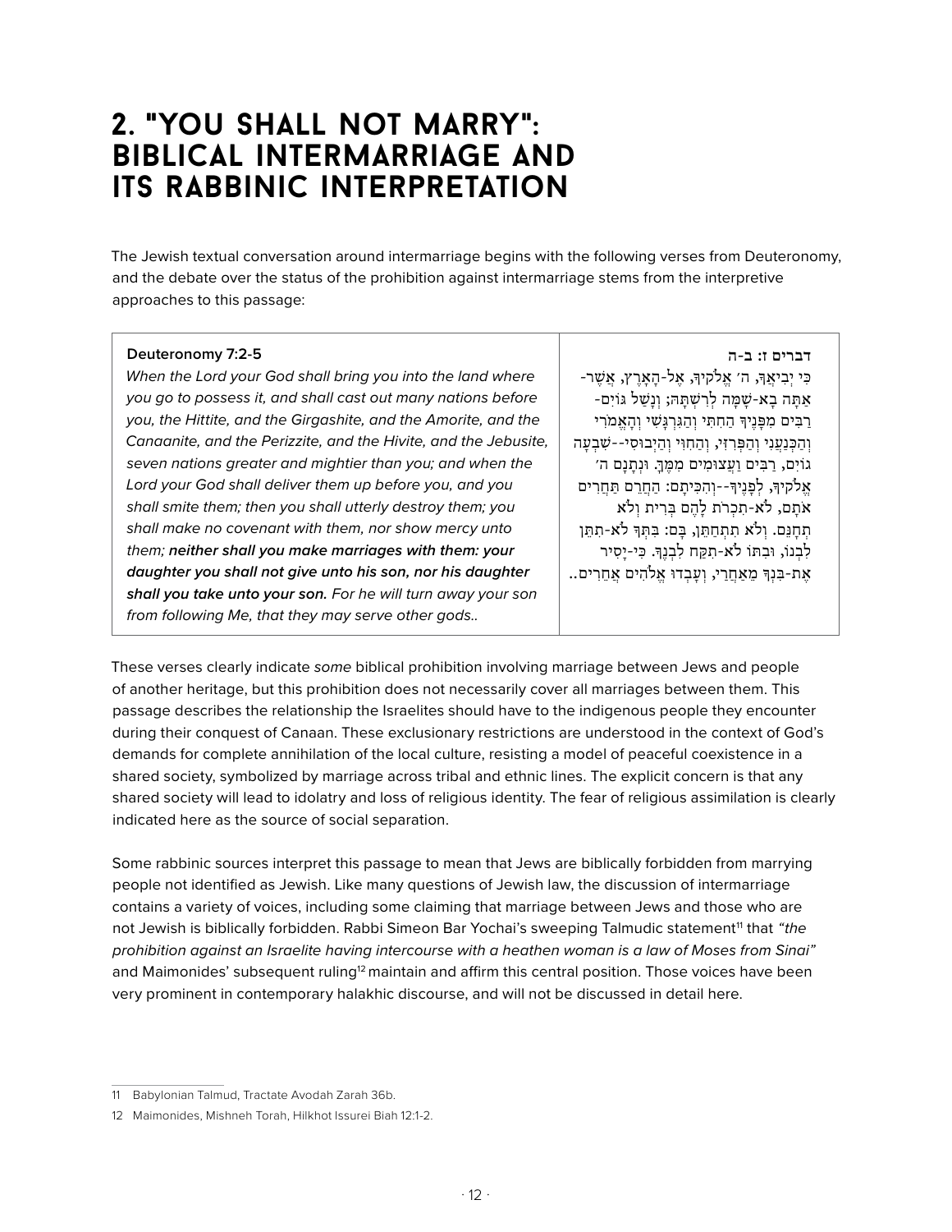# 2. "YOU SHALL NOT MARRY": BIBLICAL INTERMARRIAGE AND ITS RABBINIC INTERPRETATION

The Jewish textual conversation around intermarriage begins with the following verses from Deuteronomy, and the debate over the status of the prohibition against intermarriage stems from the interpretive approaches to this passage:

| **Deuteronomy 7:2-5** | **דברים ז: ב-ה** |
|---|---|
| *When the Lord your God shall bring you into the land where you go to possess it, and shall cast out many nations before you, the Hittite, and the Girgashite, and the Amorite, and the Canaanite, and the Perizzite, and the Hivite, and the Jebusite, seven nations greater and mightier than you; and when the Lord your God shall deliver them up before you, and you shall smite them; then you shall utterly destroy them; you shall make no covenant with them, nor show mercy unto them;* ***neither shall you make marriages with them: your daughter you shall not give unto his son, nor his daughter shall you take unto your son.*** *For he will turn away your son from following Me, that they may serve other gods..* | כִּי יְבִיאֲךָ, ה׳ אֱלֹקיךָ, אֶל-הָאָרֶץ, אֲשֶׁר-אַתָּה בָא-שָׁמָּה לְרִשְׁתָּהּ; וְנָשַׁל גּוֹיִם-רַבִּים מִפָּנֶיךָ הַחִתִּי וְהַגִּרְגָּשִׁי וְהָאֱמֹרִי וְהַכְּנַעֲנִי וְהַפְּרִזִּי, וְהַחִוִּי וְהַיְבוּסִי--שִׁבְעָה גוֹיִם, רַבִּים וַעֲצוּמִים מִמֶּךָּ. וּנְתָנָם ה׳ אֱלֹקיךָ, לְפָנֶיךָ--וְהִכִּיתָם: הַחֲרֵם תַּחֲרִים אֹתָם, לֹא-תִכְרֹת לָהֶם בְּרִית וְלֹא תְחָנֵּם. וְלֹא תִתְחַתֵּן, בָּם: בִּתְּךָ לֹא-תִתֵּן לִבְנוֹ, וּבִתּוֹ לֹא-תִקַּח לִבְנֶךָ. כִּי-יָסִיר אֶת-בִּנְךָ מֵאַחֲרַי, וְעָבְדוּ אֱלֹהִים אֲחֵרִים.. |

These verses clearly indicate *some* biblical prohibition involving marriage between Jews and people of another heritage, but this prohibition does not necessarily cover all marriages between them. This passage describes the relationship the Israelites should have to the indigenous people they encounter during their conquest of Canaan. These exclusionary restrictions are understood in the context of God's demands for complete annihilation of the local culture, resisting a model of peaceful coexistence in a shared society, symbolized by marriage across tribal and ethnic lines. The explicit concern is that any shared society will lead to idolatry and loss of religious identity. The fear of religious assimilation is clearly indicated here as the source of social separation.

Some rabbinic sources interpret this passage to mean that Jews are biblically forbidden from marrying people not identified as Jewish. Like many questions of Jewish law, the discussion of intermarriage contains a variety of voices, including some claiming that marriage between Jews and those who are not Jewish is biblically forbidden. Rabbi Simeon Bar Yochai's sweeping Talmudic statement[11] that *"the prohibition against an Israelite having intercourse with a heathen woman is a law of Moses from Sinai"* and Maimonides' subsequent ruling[12] maintain and affirm this central position. Those voices have been very prominent in contemporary halakhic discourse, and will not be discussed in detail here.

---

11 Babylonian Talmud, Tractate Avodah Zarah 36b.

12 Maimonides, Mishneh Torah, Hilkhot Issurei Biah 12:1-2.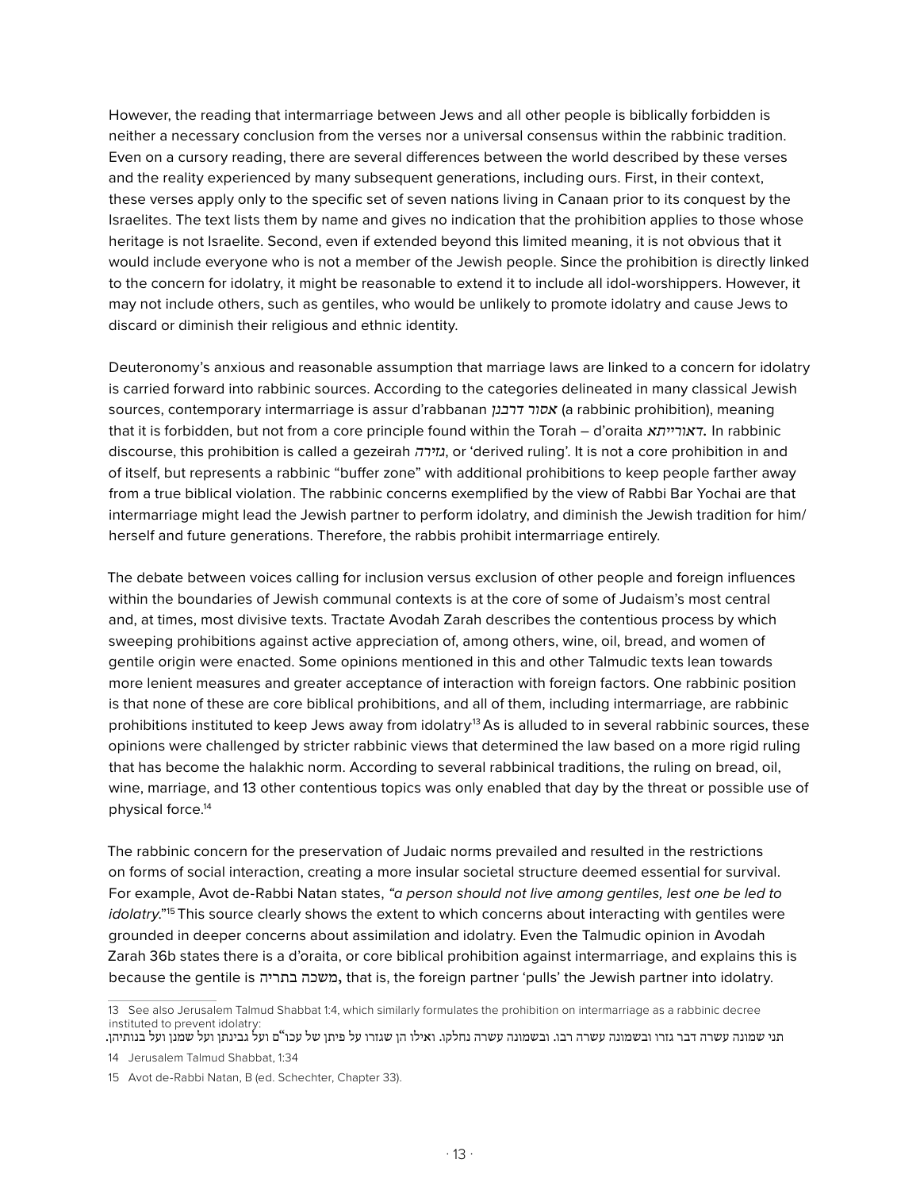However, the reading that intermarriage between Jews and all other people is biblically forbidden is neither a necessary conclusion from the verses nor a universal consensus within the rabbinic tradition. Even on a cursory reading, there are several differences between the world described by these verses and the reality experienced by many subsequent generations, including ours. First, in their context, these verses apply only to the specific set of seven nations living in Canaan prior to its conquest by the Israelites. The text lists them by name and gives no indication that the prohibition applies to those whose heritage is not Israelite. Second, even if extended beyond this limited meaning, it is not obvious that it would include everyone who is not a member of the Jewish people. Since the prohibition is directly linked to the concern for idolatry, it might be reasonable to extend it to include all idol-worshippers. However, it may not include others, such as gentiles, who would be unlikely to promote idolatry and cause Jews to discard or diminish their religious and ethnic identity.

Deuteronomy's anxious and reasonable assumption that marriage laws are linked to a concern for idolatry is carried forward into rabbinic sources. According to the categories delineated in many classical Jewish sources, contemporary intermarriage is assur d'rabbanan *אסור דרבנן* (a rabbinic prohibition), meaning that it is forbidden, but not from a core principle found within the Torah – d'oraita *דאורייתא*. In rabbinic discourse, this prohibition is called a gezeirah *גזירה*, or 'derived ruling'. It is not a core prohibition in and of itself, but represents a rabbinic "buffer zone" with additional prohibitions to keep people farther away from a true biblical violation. The rabbinic concerns exemplified by the view of Rabbi Bar Yochai are that intermarriage might lead the Jewish partner to perform idolatry, and diminish the Jewish tradition for him/herself and future generations. Therefore, the rabbis prohibit intermarriage entirely.

The debate between voices calling for inclusion versus exclusion of other people and foreign influences within the boundaries of Jewish communal contexts is at the core of some of Judaism's most central and, at times, most divisive texts. Tractate Avodah Zarah describes the contentious process by which sweeping prohibitions against active appreciation of, among others, wine, oil, bread, and women of gentile origin were enacted. Some opinions mentioned in this and other Talmudic texts lean towards more lenient measures and greater acceptance of interaction with foreign factors. One rabbinic position is that none of these are core biblical prohibitions, and all of them, including intermarriage, are rabbinic prohibitions instituted to keep Jews away from idolatry[13] As is alluded to in several rabbinic sources, these opinions were challenged by stricter rabbinic views that determined the law based on a more rigid ruling that has become the halakhic norm. According to several rabbinical traditions, the ruling on bread, oil, wine, marriage, and 13 other contentious topics was only enabled that day by the threat or possible use of physical force.[14]

The rabbinic concern for the preservation of Judaic norms prevailed and resulted in the restrictions on forms of social interaction, creating a more insular societal structure deemed essential for survival. For example, Avot de-Rabbi Natan states, *"a person should not live among gentiles, lest one be led to idolatry."*[15] This source clearly shows the extent to which concerns about interacting with gentiles were grounded in deeper concerns about assimilation and idolatry. Even the Talmudic opinion in Avodah Zarah 36b states there is a d'oraita, or core biblical prohibition against intermarriage, and explains this is because the gentile is **משכה בתריה**, that is, the foreign partner 'pulls' the Jewish partner into idolatry.

---

13 See also Jerusalem Talmud Shabbat 1:4, which similarly formulates the prohibition on intermarriage as a rabbinic decree instituted to prevent idolatry:
תני שמונה עשרה דבר גזרו ובשמונה עשרה רבו. ובשמונה עשרה נחלקו. ואילו הן שגזרו על פיתן של עכו"ם ועל גבינתן ועל שמנן ועל בנותיהן.

14 Jerusalem Talmud Shabbat, 1:34

15 Avot de-Rabbi Natan, B (ed. Schechter, Chapter 33).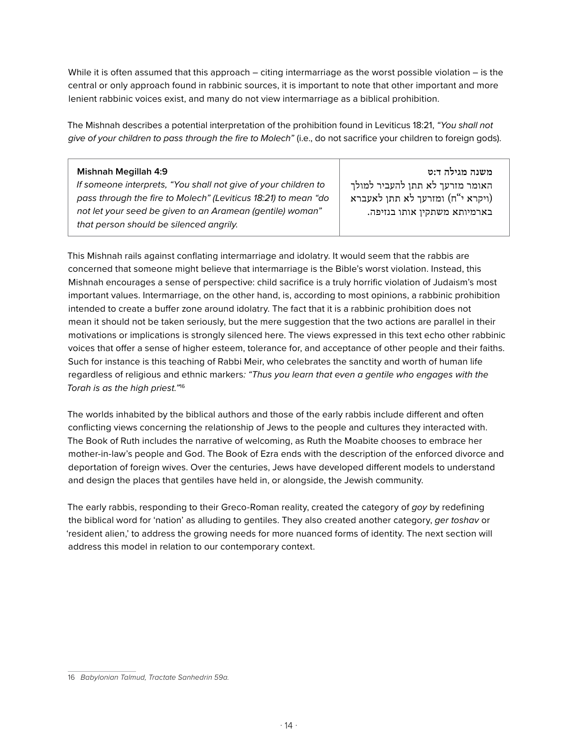While it is often assumed that this approach – citing intermarriage as the worst possible violation – is the central or only approach found in rabbinic sources, it is important to note that other important and more lenient rabbinic voices exist, and many do not view intermarriage as a biblical prohibition.

The Mishnah describes a potential interpretation of the prohibition found in Leviticus 18:21, *"You shall not give of your children to pass through the fire to Molech"* (i.e., do not sacrifice your children to foreign gods).

| **Mishnah Megillah 4:9**<br>*If someone interprets, "You shall not give of your children to pass through the fire to Molech" (Leviticus 18:21) to mean "do not let your seed be given to an Aramean (gentile) woman" that person should be silenced angrily.* | **משנה מגילה ד:ט**<br>האומר מזרעך לא תתן להעביר למולך (ויקרא י"ח) ומזרעך לא תתן לאעברא בארמיותא משתקין אותו בנזיפה. |
|---|---|

This Mishnah rails against conflating intermarriage and idolatry. It would seem that the rabbis are concerned that someone might believe that intermarriage is the Bible's worst violation. Instead, this Mishnah encourages a sense of perspective: child sacrifice is a truly horrific violation of Judaism's most important values. Intermarriage, on the other hand, is, according to most opinions, a rabbinic prohibition intended to create a buffer zone around idolatry. The fact that it is a rabbinic prohibition does not mean it should not be taken seriously, but the mere suggestion that the two actions are parallel in their motivations or implications is strongly silenced here. The views expressed in this text echo other rabbinic voices that offer a sense of higher esteem, tolerance for, and acceptance of other people and their faiths. Such for instance is this teaching of Rabbi Meir, who celebrates the sanctity and worth of human life regardless of religious and ethnic markers: *"Thus you learn that even a gentile who engages with the Torah is as the high priest."*[16]

The worlds inhabited by the biblical authors and those of the early rabbis include different and often conflicting views concerning the relationship of Jews to the people and cultures they interacted with. The Book of Ruth includes the narrative of welcoming, as Ruth the Moabite chooses to embrace her mother-in-law's people and God. The Book of Ezra ends with the description of the enforced divorce and deportation of foreign wives. Over the centuries, Jews have developed different models to understand and design the places that gentiles have held in, or alongside, the Jewish community.

The early rabbis, responding to their Greco-Roman reality, created the category of *goy* by redefining the biblical word for 'nation' as alluding to gentiles. They also created another category, *ger toshav* or 'resident alien,' to address the growing needs for more nuanced forms of identity. The next section will address this model in relation to our contemporary context.

16 *Babylonian Talmud, Tractate Sanhedrin 59a.*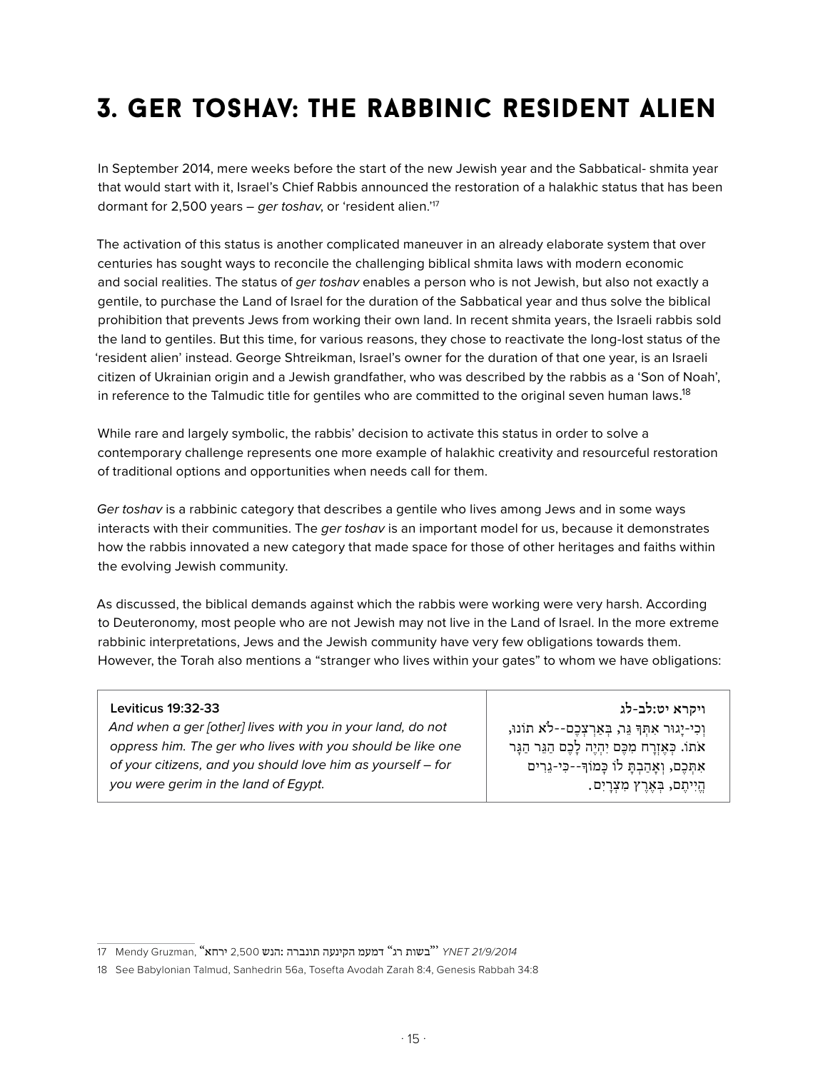# 3. Ger Toshav: The Rabbinic Resident Alien

In September 2014, mere weeks before the start of the new Jewish year and the Sabbatical- shmita year that would start with it, Israel's Chief Rabbis announced the restoration of a halakhic status that has been dormant for 2,500 years – *ger toshav*, or 'resident alien.'[17]

The activation of this status is another complicated maneuver in an already elaborate system that over centuries has sought ways to reconcile the challenging biblical shmita laws with modern economic and social realities. The status of *ger toshav* enables a person who is not Jewish, but also not exactly a gentile, to purchase the Land of Israel for the duration of the Sabbatical year and thus solve the biblical prohibition that prevents Jews from working their own land. In recent shmita years, the Israeli rabbis sold the land to gentiles. But this time, for various reasons, they chose to reactivate the long-lost status of the 'resident alien' instead. George Shtreikman, Israel's owner for the duration of that one year, is an Israeli citizen of Ukrainian origin and a Jewish grandfather, who was described by the rabbis as a 'Son of Noah', in reference to the Talmudic title for gentiles who are committed to the original seven human laws.[18]

While rare and largely symbolic, the rabbis' decision to activate this status in order to solve a contemporary challenge represents one more example of halakhic creativity and resourceful restoration of traditional options and opportunities when needs call for them.

*Ger toshav* is a rabbinic category that describes a gentile who lives among Jews and in some ways interacts with their communities. The *ger toshav* is an important model for us, because it demonstrates how the rabbis innovated a new category that made space for those of other heritages and faiths within the evolving Jewish community.

As discussed, the biblical demands against which the rabbis were working were very harsh. According to Deuteronomy, most people who are not Jewish may not live in the Land of Israel. In the more extreme rabbinic interpretations, Jews and the Jewish community have very few obligations towards them. However, the Torah also mentions a "stranger who lives within your gates" to whom we have obligations:

| **Leviticus 19:32-33** *And when a ger [other] lives with you in your land, do not oppress him. The ger who lives with you should be like one of your citizens, and you should love him as yourself – for you were gerim in the land of Egypt.* | **ויקרא יט:לב-לג** וְכִי-יָגוּר אִתְּךָ גֵּר, בְּאַרְצְכֶם--לֹא תוֹנוּ, אֹתוֹ. כְּאֶזְרָח מִכֶּם יִהְיֶה לָכֶם הַגֵּר הַגָּר אִתְּכֶם, וְאָהַבְתָּ לוֹ כָּמוֹךָ--כִּי-גֵרִים הֱיִיתֶם, בְּאֶרֶץ מִצְרָיִם. |
|---|---|

---

17 Mendy Gruzman, "ירחא 2,500 הנש: הרבונת העינק מעמד "גר בשות"" *YNET 21/9/2014*

18 See Babylonian Talmud, Sanhedrin 56a, Tosefta Avodah Zarah 8:4, Genesis Rabbah 34:8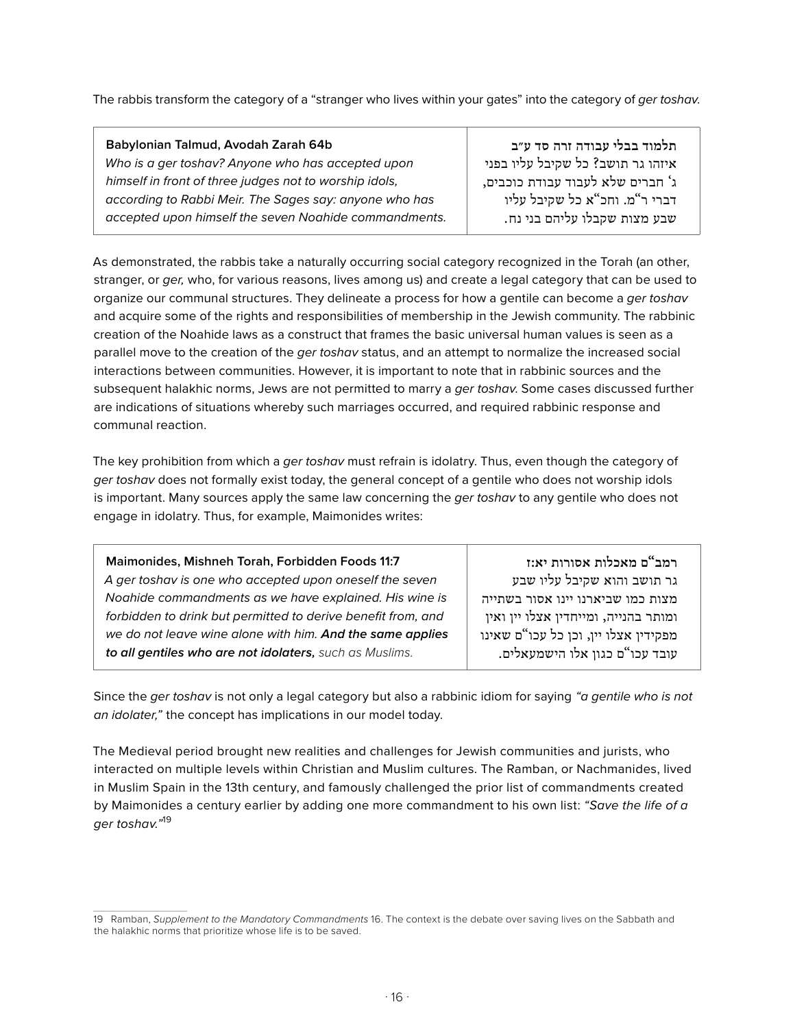The rabbis transform the category of a "stranger who lives within your gates" into the category of *ger toshav*.

| **Babylonian Talmud, Avodah Zarah 64b**<br>*Who is a ger toshav? Anyone who has accepted upon himself in front of three judges not to worship idols, according to Rabbi Meir. The Sages say: anyone who has accepted upon himself the seven Noahide commandments.* | **תלמוד בבלי עבודה זרה סד ע״ב**<br>איזהו גר תושב? כל שקיבל עליו בפני ג׳ חברים שלא לעבוד עבודת כוכבים, דברי ר"מ. וחכ"א כל שקיבל עליו שבע מצות שקבלו עליהם בני נח. |
|---|---|

As demonstrated, the rabbis take a naturally occurring social category recognized in the Torah (an other, stranger, or *ger,* who, for various reasons, lives among us) and create a legal category that can be used to organize our communal structures. They delineate a process for how a gentile can become a *ger toshav* and acquire some of the rights and responsibilities of membership in the Jewish community. The rabbinic creation of the Noahide laws as a construct that frames the basic universal human values is seen as a parallel move to the creation of the *ger toshav* status, and an attempt to normalize the increased social interactions between communities. However, it is important to note that in rabbinic sources and the subsequent halakhic norms, Jews are not permitted to marry a *ger toshav.* Some cases discussed further are indications of situations whereby such marriages occurred, and required rabbinic response and communal reaction.

The key prohibition from which a *ger toshav* must refrain is idolatry. Thus, even though the category of *ger toshav* does not formally exist today, the general concept of a gentile who does not worship idols is important. Many sources apply the same law concerning the *ger toshav* to any gentile who does not engage in idolatry. Thus, for example, Maimonides writes:

| **Maimonides, Mishneh Torah, Forbidden Foods 11:7**<br>*A ger toshav is one who accepted upon oneself the seven Noahide commandments as we have explained. His wine is forbidden to drink but permitted to derive benefit from, and we do not leave wine alone with him.* ***And the same applies to all gentiles who are not idolaters,*** *such as Muslims.* | **רמב"ם מאכלות אסורות יא:ז**<br>גר תושב והוא שקיבל עליו שבע מצות כמו שביארנו יינו אסור בשתייה ומותר בהנייה, ומייחדין אצלו יין ואין מפקידין אצלו יין, וכן כל עכו"ם שאינו עובד עכו"ם כגון אלו הישמעאלים. |
|---|---|

Since the *ger toshav* is not only a legal category but also a rabbinic idiom for saying *"a gentile who is not an idolater,"* the concept has implications in our model today.

The Medieval period brought new realities and challenges for Jewish communities and jurists, who interacted on multiple levels within Christian and Muslim cultures. The Ramban, or Nachmanides, lived in Muslim Spain in the 13th century, and famously challenged the prior list of commandments created by Maimonides a century earlier by adding one more commandment to his own list: *"Save the life of a ger toshav."*[19]

---

19 Ramban, *Supplement to the Mandatory Commandments* 16. The context is the debate over saving lives on the Sabbath and the halakhic norms that prioritize whose life is to be saved.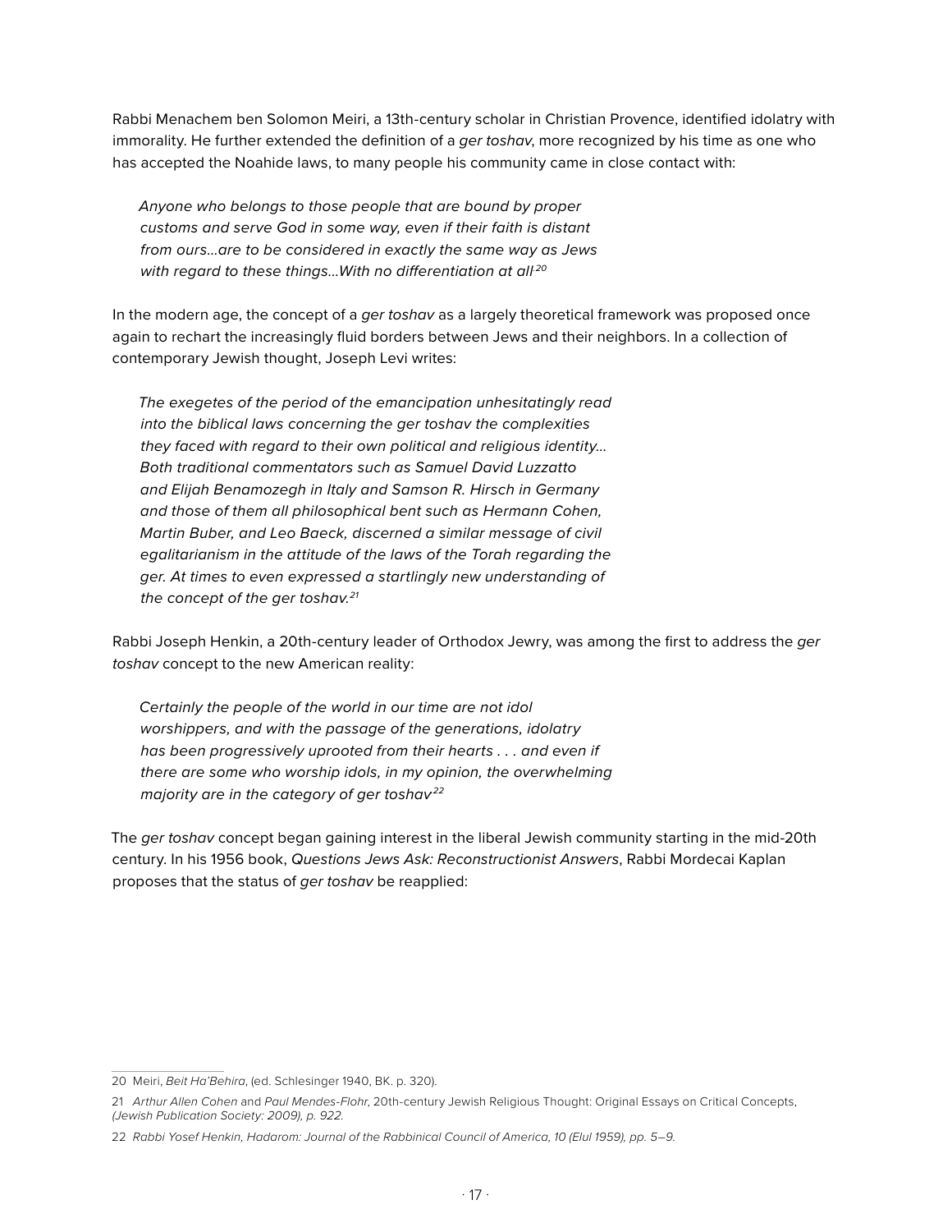Rabbi Menachem ben Solomon Meiri, a 13th-century scholar in Christian Provence, identified idolatry with immorality. He further extended the definition of a *ger toshav*, more recognized by his time as one who has accepted the Noahide laws, to many people his community came in close contact with:

> *Anyone who belongs to those people that are bound by proper customs and serve God in some way, even if their faith is distant from ours...are to be considered in exactly the same way as Jews with regard to these things...With no differentiation at all.*[20]

In the modern age, the concept of a *ger toshav* as a largely theoretical framework was proposed once again to rechart the increasingly fluid borders between Jews and their neighbors. In a collection of contemporary Jewish thought, Joseph Levi writes:

> *The exegetes of the period of the emancipation unhesitatingly read into the biblical laws concerning the ger toshav the complexities they faced with regard to their own political and religious identity... Both traditional commentators such as Samuel David Luzzatto and Elijah Benamozegh in Italy and Samson R. Hirsch in Germany and those of them all philosophical bent such as Hermann Cohen, Martin Buber, and Leo Baeck, discerned a similar message of civil egalitarianism in the attitude of the laws of the Torah regarding the ger. At times to even expressed a startlingly new understanding of the concept of the ger toshav.*[21]

Rabbi Joseph Henkin, a 20th-century leader of Orthodox Jewry, was among the first to address the *ger toshav* concept to the new American reality:

> *Certainly the people of the world in our time are not idol worshippers, and with the passage of the generations, idolatry has been progressively uprooted from their hearts . . . and even if there are some who worship idols, in my opinion, the overwhelming majority are in the category of ger toshav*[22]

The *ger toshav* concept began gaining interest in the liberal Jewish community starting in the mid-20th century. In his 1956 book, *Questions Jews Ask: Reconstructionist Answers*, Rabbi Mordecai Kaplan proposes that the status of *ger toshav* be reapplied:

---

20 Meiri, *Beit Ha'Behira*, (ed. Schlesinger 1940, BK. p. 320).

21 *Arthur Allen Cohen* and *Paul Mendes-Flohr*, 20th-century Jewish Religious Thought: Original Essays on Critical Concepts, *(Jewish Publication Society: 2009), p. 922.*

22 *Rabbi Yosef Henkin, Hadarom: Journal of the Rabbinical Council of America, 10 (Elul 1959), pp. 5–9.*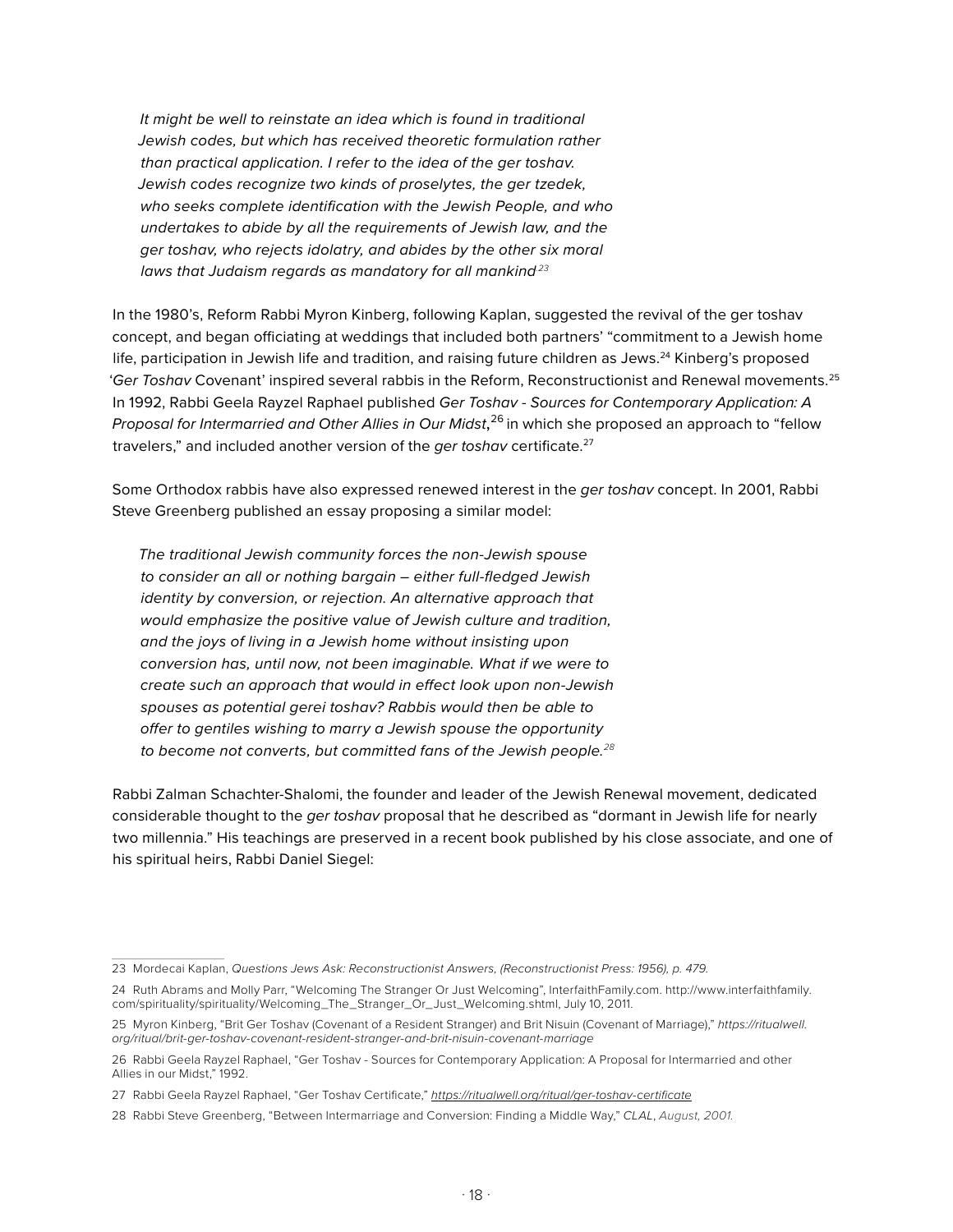> *It might be well to reinstate an idea which is found in traditional Jewish codes, but which has received theoretic formulation rather than practical application. I refer to the idea of the ger toshav. Jewish codes recognize two kinds of proselytes, the ger tzedek, who seeks complete identification with the Jewish People, and who undertakes to abide by all the requirements of Jewish law, and the ger toshav, who rejects idolatry, and abides by the other six moral laws that Judaism regards as mandatory for all mankind*[23]

In the 1980's, Reform Rabbi Myron Kinberg, following Kaplan, suggested the revival of the ger toshav concept, and began officiating at weddings that included both partners' "commitment to a Jewish home life, participation in Jewish life and tradition, and raising future children as Jews.[24] Kinberg's proposed '*Ger Toshav* Covenant' inspired several rabbis in the Reform, Reconstructionist and Renewal movements.[25] In 1992, Rabbi Geela Rayzel Raphael published *Ger Toshav - Sources for Contemporary Application: A Proposal for Intermarried and Other Allies in Our Midst*,[26] in which she proposed an approach to "fellow travelers," and included another version of the *ger toshav* certificate.[27]

Some Orthodox rabbis have also expressed renewed interest in the *ger toshav* concept. In 2001, Rabbi Steve Greenberg published an essay proposing a similar model:

> *The traditional Jewish community forces the non-Jewish spouse to consider an all or nothing bargain – either full-fledged Jewish identity by conversion, or rejection. An alternative approach that would emphasize the positive value of Jewish culture and tradition, and the joys of living in a Jewish home without insisting upon conversion has, until now, not been imaginable. What if we were to create such an approach that would in effect look upon non-Jewish spouses as potential gerei toshav? Rabbis would then be able to offer to gentiles wishing to marry a Jewish spouse the opportunity to become not converts, but committed fans of the Jewish people.*[28]

Rabbi Zalman Schachter-Shalomi, the founder and leader of the Jewish Renewal movement, dedicated considerable thought to the *ger toshav* proposal that he described as "dormant in Jewish life for nearly two millennia." His teachings are preserved in a recent book published by his close associate, and one of his spiritual heirs, Rabbi Daniel Siegel:

---

23 Mordecai Kaplan, *Questions Jews Ask: Reconstructionist Answers, (Reconstructionist Press: 1956), p. 479.*

24 Ruth Abrams and Molly Parr, "Welcoming The Stranger Or Just Welcoming", InterfaithFamily.com. http://www.interfaithfamily.com/spirituality/spirituality/Welcoming_The_Stranger_Or_Just_Welcoming.shtml, July 10, 2011.

25 Myron Kinberg, "Brit Ger Toshav (Covenant of a Resident Stranger) and Brit Nisuin (Covenant of Marriage)," *https://ritualwell.org/ritual/brit-ger-toshav-covenant-resident-stranger-and-brit-nisuin-covenant-marriage*

26 Rabbi Geela Rayzel Raphael, "Ger Toshav - Sources for Contemporary Application: A Proposal for Intermarried and other Allies in our Midst," 1992.

27 Rabbi Geela Rayzel Raphael, "Ger Toshav Certificate," *https://ritualwell.org/ritual/ger-toshav-certificate*

28 Rabbi Steve Greenberg, "Between Intermarriage and Conversion: Finding a Middle Way," *CLAL, August, 2001.*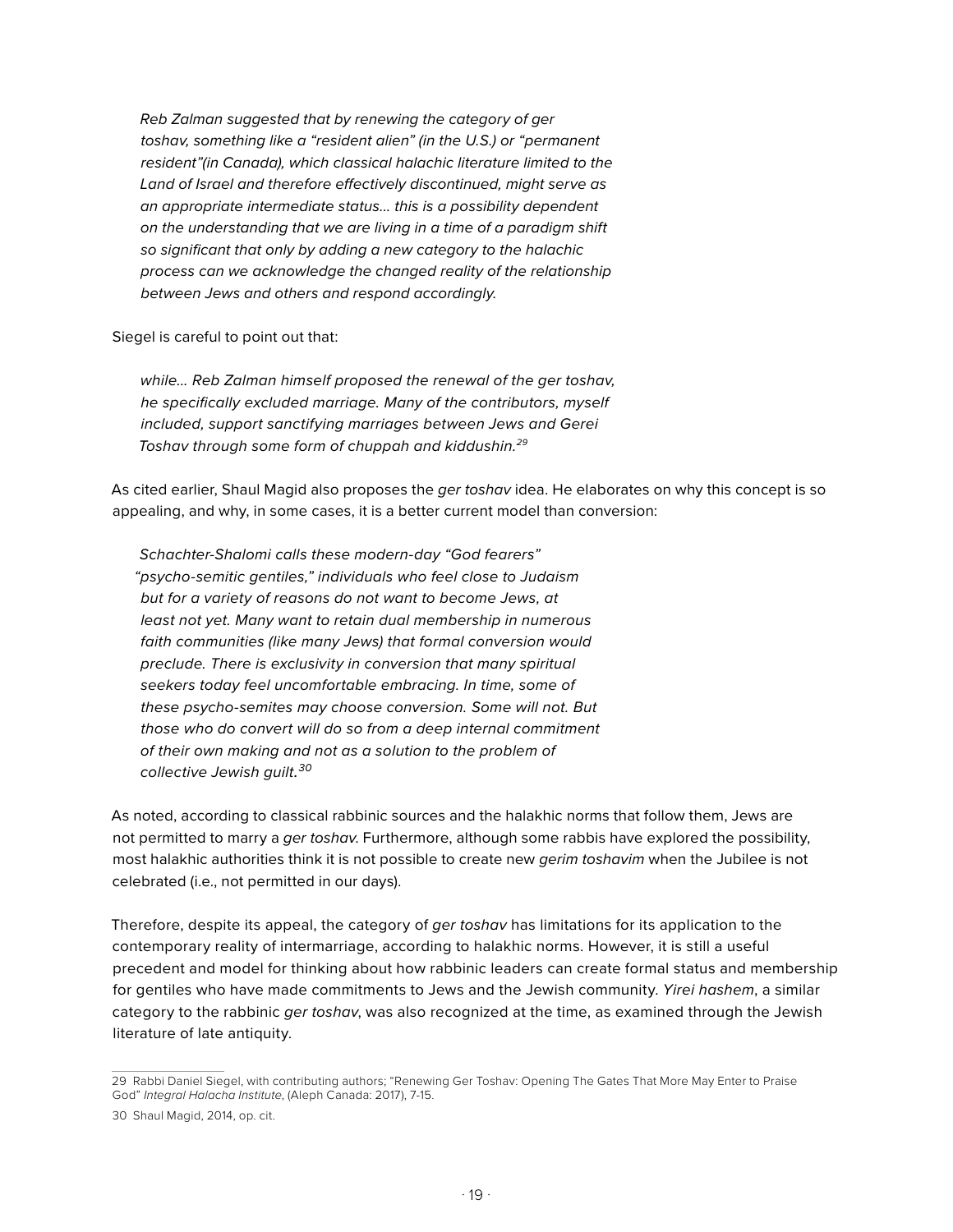> *Reb Zalman suggested that by renewing the category of ger toshav, something like a "resident alien" (in the U.S.) or "permanent resident"(in Canada), which classical halachic literature limited to the Land of Israel and therefore effectively discontinued, might serve as an appropriate intermediate status… this is a possibility dependent on the understanding that we are living in a time of a paradigm shift so significant that only by adding a new category to the halachic process can we acknowledge the changed reality of the relationship between Jews and others and respond accordingly.*

Siegel is careful to point out that:

> *while… Reb Zalman himself proposed the renewal of the ger toshav, he specifically excluded marriage. Many of the contributors, myself included, support sanctifying marriages between Jews and Gerei Toshav through some form of chuppah and kiddushin.*[29]

As cited earlier, Shaul Magid also proposes the *ger toshav* idea. He elaborates on why this concept is so appealing, and why, in some cases, it is a better current model than conversion:

> *Schachter-Shalomi calls these modern-day "God fearers" "psycho-semitic gentiles," individuals who feel close to Judaism but for a variety of reasons do not want to become Jews, at least not yet. Many want to retain dual membership in numerous faith communities (like many Jews) that formal conversion would preclude. There is exclusivity in conversion that many spiritual seekers today feel uncomfortable embracing. In time, some of these psycho-semites may choose conversion. Some will not. But those who do convert will do so from a deep internal commitment of their own making and not as a solution to the problem of collective Jewish guilt.*[30]

As noted, according to classical rabbinic sources and the halakhic norms that follow them, Jews are not permitted to marry a *ger toshav*. Furthermore, although some rabbis have explored the possibility, most halakhic authorities think it is not possible to create new *gerim toshavim* when the Jubilee is not celebrated (i.e., not permitted in our days).

Therefore, despite its appeal, the category of *ger toshav* has limitations for its application to the contemporary reality of intermarriage, according to halakhic norms. However, it is still a useful precedent and model for thinking about how rabbinic leaders can create formal status and membership for gentiles who have made commitments to Jews and the Jewish community. *Yirei hashem*, a similar category to the rabbinic *ger toshav*, was also recognized at the time, as examined through the Jewish literature of late antiquity.

---

29 Rabbi Daniel Siegel, with contributing authors; "Renewing Ger Toshav: Opening The Gates That More May Enter to Praise God" *Integral Halacha Institute*, (Aleph Canada: 2017), 7-15.

30 Shaul Magid, 2014, op. cit.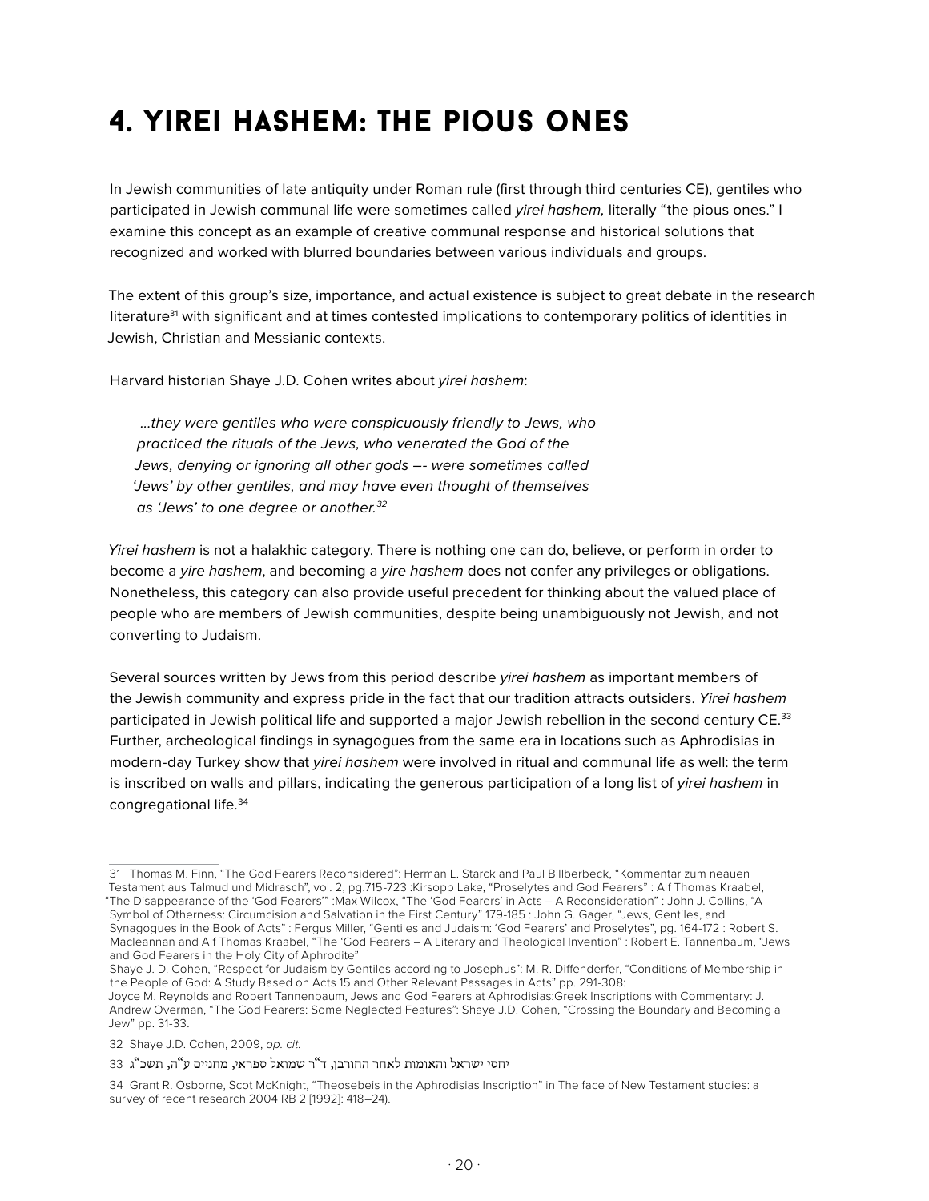# 4. Yirei Hashem: The Pious Ones

In Jewish communities of late antiquity under Roman rule (first through third centuries CE), gentiles who participated in Jewish communal life were sometimes called *yirei hashem,* literally "the pious ones." I examine this concept as an example of creative communal response and historical solutions that recognized and worked with blurred boundaries between various individuals and groups.

The extent of this group's size, importance, and actual existence is subject to great debate in the research literature[31] with significant and at times contested implications to contemporary politics of identities in Jewish, Christian and Messianic contexts.

Harvard historian Shaye J.D. Cohen writes about *yirei hashem*:

> *...they were gentiles who were conspicuously friendly to Jews, who practiced the rituals of the Jews, who venerated the God of the Jews, denying or ignoring all other gods –- were sometimes called 'Jews' by other gentiles, and may have even thought of themselves as 'Jews' to one degree or another.*[32]

*Yirei hashem* is not a halakhic category. There is nothing one can do, believe, or perform in order to become a *yire hashem*, and becoming a *yire hashem* does not confer any privileges or obligations. Nonetheless, this category can also provide useful precedent for thinking about the valued place of people who are members of Jewish communities, despite being unambiguously not Jewish, and not converting to Judaism.

Several sources written by Jews from this period describe *yirei hashem* as important members of the Jewish community and express pride in the fact that our tradition attracts outsiders. *Yirei hashem* participated in Jewish political life and supported a major Jewish rebellion in the second century CE.[33] Further, archeological findings in synagogues from the same era in locations such as Aphrodisias in modern-day Turkey show that *yirei hashem* were involved in ritual and communal life as well: the term is inscribed on walls and pillars, indicating the generous participation of a long list of *yirei hashem* in congregational life.[34]

---

31 Thomas M. Finn, "The God Fearers Reconsidered": Herman L. Starck and Paul Billberbeck, "Kommentar zum neauen Testament aus Talmud und Midrasch", vol. 2, pg.715-723 :Kirsopp Lake, "Proselytes and God Fearers" : Alf Thomas Kraabel, "The Disappearance of the 'God Fearers'" :Max Wilcox, "The 'God Fearers' in Acts – A Reconsideration" : John J. Collins, "A Symbol of Otherness: Circumcision and Salvation in the First Century" 179-185 : John G. Gager, "Jews, Gentiles, and Synagogues in the Book of Acts" : Fergus Miller, "Gentiles and Judaism: 'God Fearers' and Proselytes", pg. 164-172 : Robert S. Macleannan and Alf Thomas Kraabel, "The 'God Fearers – A Literary and Theological Invention" : Robert E. Tannenbaum, "Jews and God Fearers in the Holy City of Aphrodite"
Shaye J. D. Cohen, "Respect for Judaism by Gentiles according to Josephus": M. R. Diffenderfer, "Conditions of Membership in the People of God: A Study Based on Acts 15 and Other Relevant Passages in Acts" pp. 291-308:
Joyce M. Reynolds and Robert Tannenbaum, Jews and God Fearers at Aphrodisias:Greek Inscriptions with Commentary: J. Andrew Overman, "The God Fearers: Some Neglected Features": Shaye J.D. Cohen, "Crossing the Boundary and Becoming a Jew" pp. 31-33.

32 Shaye J.D. Cohen, 2009, *op. cit.*

33 יחסי ישראל והאומות לאחר החורבן, ד"ר שמואל ספראי, מחניים ע"ה, תשכ"ג

34 Grant R. Osborne, Scot McKnight, "Theosebeis in the Aphrodisias Inscription" in The face of New Testament studies: a survey of recent research 2004 RB 2 [1992]: 418–24).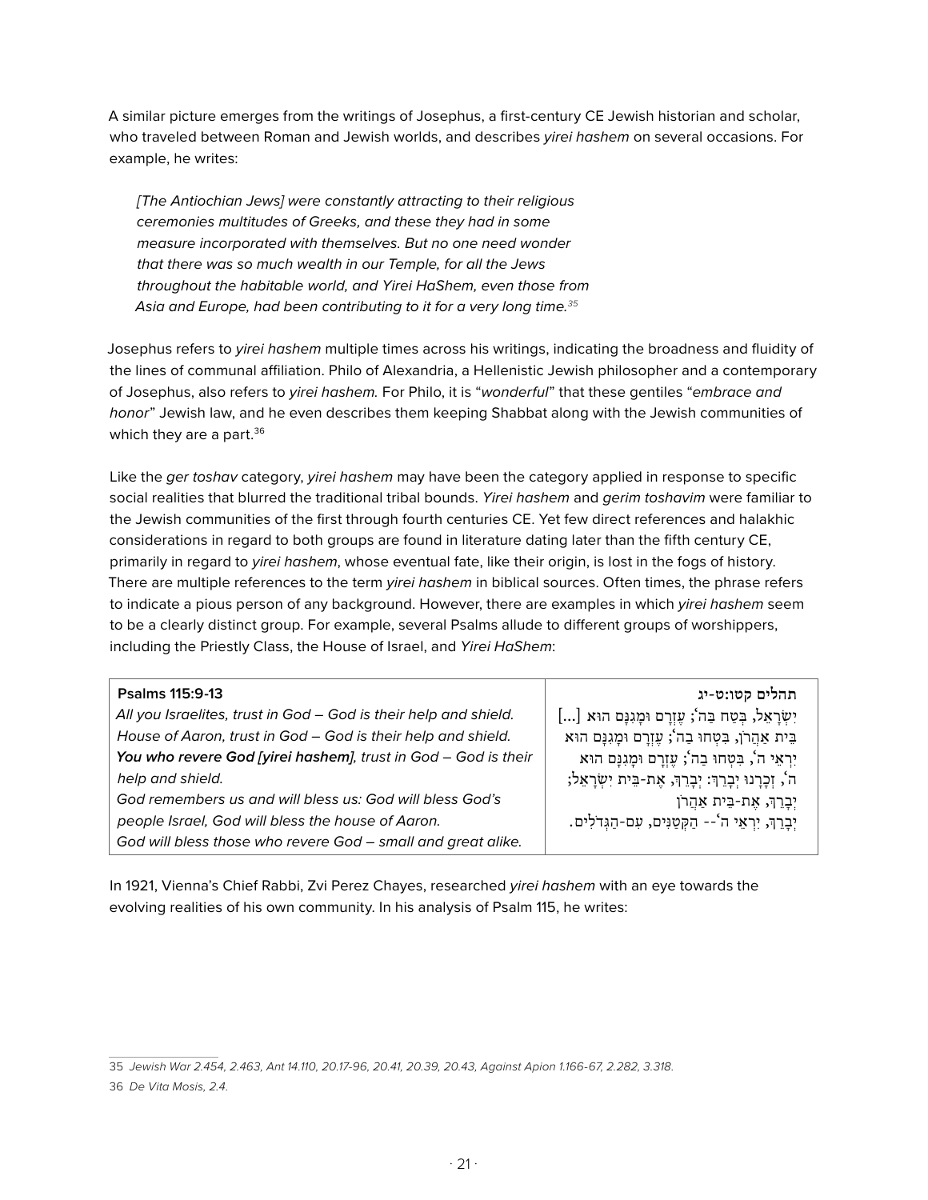A similar picture emerges from the writings of Josephus, a first-century CE Jewish historian and scholar, who traveled between Roman and Jewish worlds, and describes *yirei hashem* on several occasions. For example, he writes:

> *[The Antiochian Jews] were constantly attracting to their religious ceremonies multitudes of Greeks, and these they had in some measure incorporated with themselves. But no one need wonder that there was so much wealth in our Temple, for all the Jews throughout the habitable world, and Yirei HaShem, even those from Asia and Europe, had been contributing to it for a very long time.*[35]

Josephus refers to *yirei hashem* multiple times across his writings, indicating the broadness and fluidity of the lines of communal affiliation. Philo of Alexandria, a Hellenistic Jewish philosopher and a contemporary of Josephus, also refers to *yirei hashem.* For Philo, it is "*wonderful*" that these gentiles "*embrace and honor*" Jewish law, and he even describes them keeping Shabbat along with the Jewish communities of which they are a part.[36]

Like the *ger toshav* category, *yirei hashem* may have been the category applied in response to specific social realities that blurred the traditional tribal bounds. *Yirei hashem* and *gerim toshavim* were familiar to the Jewish communities of the first through fourth centuries CE. Yet few direct references and halakhic considerations in regard to both groups are found in literature dating later than the fifth century CE, primarily in regard to *yirei hashem*, whose eventual fate, like their origin, is lost in the fogs of history. There are multiple references to the term *yirei hashem* in biblical sources. Often times, the phrase refers to indicate a pious person of any background. However, there are examples in which *yirei hashem* seem to be a clearly distinct group. For example, several Psalms allude to different groups of worshippers, including the Priestly Class, the House of Israel, and *Yirei HaShem*:

| **Psalms 115:9-13** | **תהלים קטו:ט-יג** |
|---|---|
| *All you Israelites, trust in God – God is their help and shield. House of Aaron, trust in God – God is their help and shield.* ***You who revere God [yirei hashem]****, trust in God – God is their help and shield. God remembers us and will bless us: God will bless God's people Israel, God will bless the house of Aaron. God will bless those who revere God – small and great alike.* | יִשְׂרָאֵל, בְּטַח בַּה'; עֶזְרָם וּמָגִנָּם הוּא [...] בֵּית אַהֲרֹן, בִּטְחוּ בַה'; עֶזְרָם וּמָגִנָּם הוּא יִרְאֵי ה', בִּטְחוּ בַה'; עֶזְרָם וּמָגִנָּם הוּא ה', זְכָרָנוּ יְבָרֵךְ: יְבָרֵךְ, אֶת-בֵּית יִשְׂרָאֵל; יְבָרֵךְ, אֶת-בֵּית אַהֲרֹן יְבָרֵךְ, יִרְאֵי ה'-- הַקְּטַנִּים, עִם-הַגְּדֹלִים. |

In 1921, Vienna's Chief Rabbi, Zvi Perez Chayes, researched *yirei hashem* with an eye towards the evolving realities of his own community. In his analysis of Psalm 115, he writes:

---

35 *Jewish War 2.454, 2.463, Ant 14.110, 20.17-96, 20.41, 20.39, 20.43, Against Apion 1.166-67, 2.282, 3.318.*

36 *De Vita Mosis, 2.4.*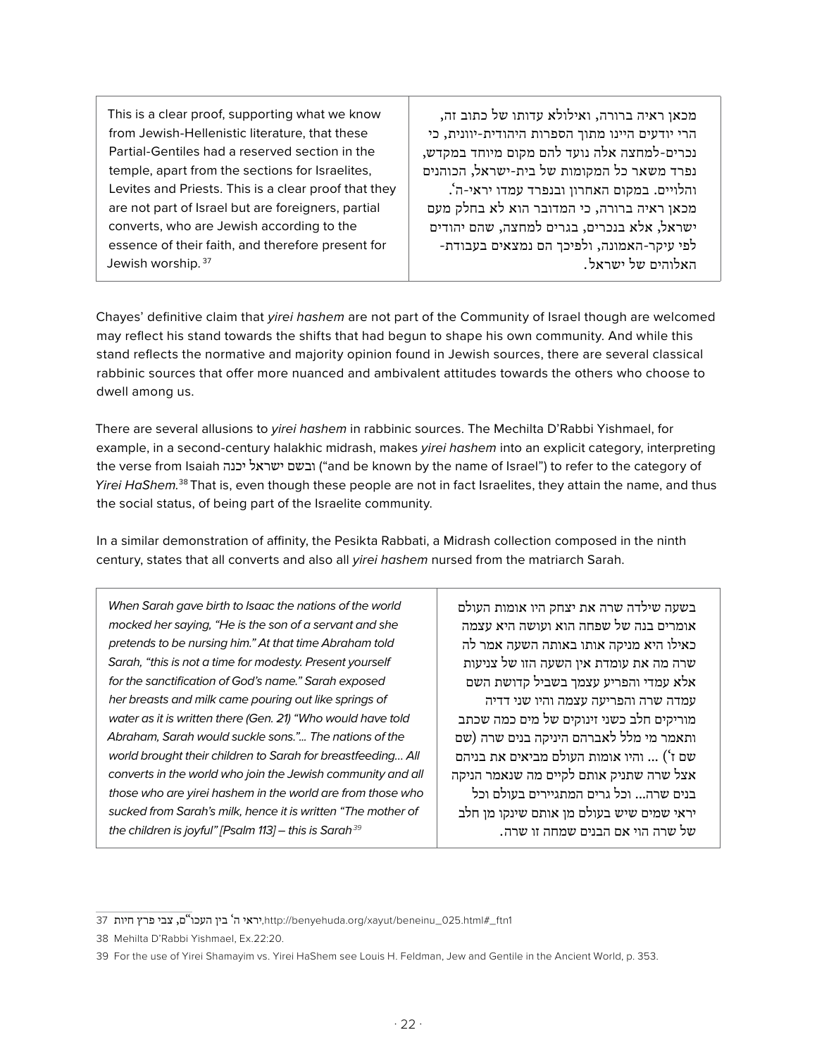| This is a clear proof, supporting what we know from Jewish-Hellenistic literature, that these Partial-Gentiles had a reserved section in the temple, apart from the sections for Israelites, Levites and Priests. This is a clear proof that they are not part of Israel but are foreigners, partial converts, who are Jewish according to the essence of their faith, and therefore present for Jewish worship.[37] | מכאן ראיה ברורה, ואילולא עדותו של כתוב זה, הרי יודעים היינו מתוך הספרות היהודית-יוונית, כי נכרים-למחצה אלה נועד להם מקום מיוחד במקדש, נפרד משאר כל המקומות של בית-ישראל, הכוהנים והלויים. במקום האחרון ובנפרד עמדו יראי-ה'. מכאן ראיה ברורה, כי המדובר הוא לא בחלק מעם ישראל, אלא בנכרים, בגרים למחצה, שהם יהודים לפי עיקר-האמונה, ולפיכך הם נמצאים בעבודת-האלוהים של ישראל. |
|---|---|

Chayes' definitive claim that *yirei hashem* are not part of the Community of Israel though are welcomed may reflect his stand towards the shifts that had begun to shape his own community. And while this stand reflects the normative and majority opinion found in Jewish sources, there are several classical rabbinic sources that offer more nuanced and ambivalent attitudes towards the others who choose to dwell among us.

There are several allusions to *yirei hashem* in rabbinic sources. The Mechilta D'Rabbi Yishmael, for example, in a second-century halakhic midrash, makes *yirei hashem* into an explicit category, interpreting the verse from Isaiah ובשם ישראל יכנה ("and be known by the name of Israel") to refer to the category of *Yirei HaShem.*[38] That is, even though these people are not in fact Israelites, they attain the name, and thus the social status, of being part of the Israelite community.

In a similar demonstration of affinity, the Pesikta Rabbati, a Midrash collection composed in the ninth century, states that all converts and also all *yirei hashem* nursed from the matriarch Sarah.

| *When Sarah gave birth to Isaac the nations of the world mocked her saying, "He is the son of a servant and she pretends to be nursing him." At that time Abraham told Sarah, "this is not a time for modesty. Present yourself for the sanctification of God's name." Sarah exposed her breasts and milk came pouring out like springs of water as it is written there (Gen. 21) "Who would have told Abraham, Sarah would suckle sons."... The nations of the world brought their children to Sarah for breastfeeding... All converts in the world who join the Jewish community and all those who are yirei hashem in the world are from those who sucked from Sarah's milk, hence it is written "The mother of the children is joyful" [Psalm 113] – this is Sarah*[39] | בשעה שילדה שרה את יצחק היו אומות העולם אומרים בנה של שפחה הוא ועושה היא עצמה כאילו היא מניקה אותו באותה השעה אמר לה שרה מה את עומדת אין השעה הזו של צניעות אלא עמדי והפריע עצמך בשביל קדושת השם עמדה שרה והפריעה עצמה והיו שני דדיה מוריקים חלב כשני זינוקים של מים כמה שכתב ותאמר מי מלל לאברהם היניקה בנים שרה (שם שם ז') ... והיו אומות העולם מביאים את בניהם אצל שרה שתניק אותם לקיים מה שנאמר הניקה בנים שרה... וכל גרים המתגיירים בעולם וכל יראי שמים שיש בעולם מן אותם שינקו מן חלב של שרה הוי אם הבנים שמחה זו שרה. |
|---|---|

37 יראי ה' בין העכו"ם, צבי פרץ חיות, http://benyehuda.org/xayut/beneinu_025.html#_ftn1

38 Mehilta D'Rabbi Yishmael, Ex.22:20.

39 For the use of Yirei Shamayim vs. Yirei HaShem see Louis H. Feldman, Jew and Gentile in the Ancient World, p. 353.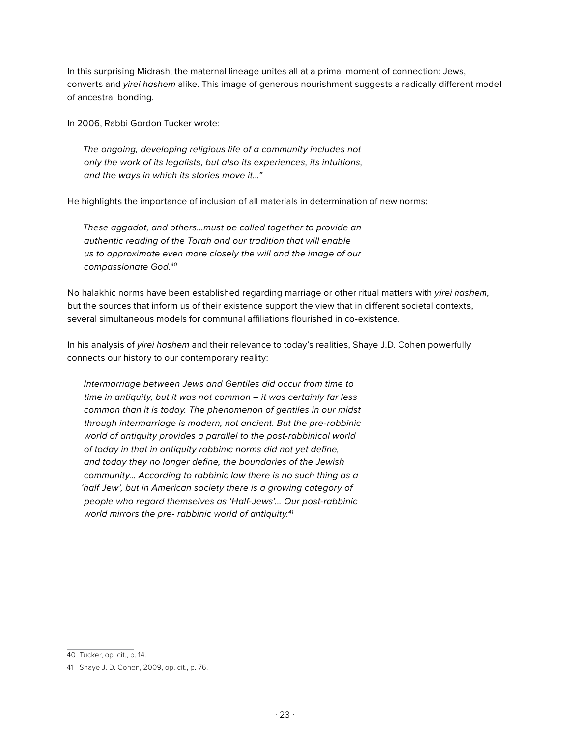In this surprising Midrash, the maternal lineage unites all at a primal moment of connection: Jews, converts and *yirei hashem* alike. This image of generous nourishment suggests a radically different model of ancestral bonding.

In 2006, Rabbi Gordon Tucker wrote:

> *The ongoing, developing religious life of a community includes not only the work of its legalists, but also its experiences, its intuitions, and the ways in which its stories move it..."*

He highlights the importance of inclusion of all materials in determination of new norms:

> *These aggadot, and others...must be called together to provide an authentic reading of the Torah and our tradition that will enable us to approximate even more closely the will and the image of our compassionate God.*[40]

No halakhic norms have been established regarding marriage or other ritual matters with *yirei hashem*, but the sources that inform us of their existence support the view that in different societal contexts, several simultaneous models for communal affiliations flourished in co-existence.

In his analysis of *yirei hashem* and their relevance to today's realities, Shaye J.D. Cohen powerfully connects our history to our contemporary reality:

> *Intermarriage between Jews and Gentiles did occur from time to time in antiquity, but it was not common – it was certainly far less common than it is today. The phenomenon of gentiles in our midst through intermarriage is modern, not ancient. But the pre-rabbinic world of antiquity provides a parallel to the post-rabbinical world of today in that in antiquity rabbinic norms did not yet define, and today they no longer define, the boundaries of the Jewish community... According to rabbinic law there is no such thing as a 'half Jew', but in American society there is a growing category of people who regard themselves as 'Half-Jews'... Our post-rabbinic world mirrors the pre- rabbinic world of antiquity.*[41]

---

40 Tucker, op. cit., p. 14.

41 Shaye J. D. Cohen, 2009, op. cit., p. 76.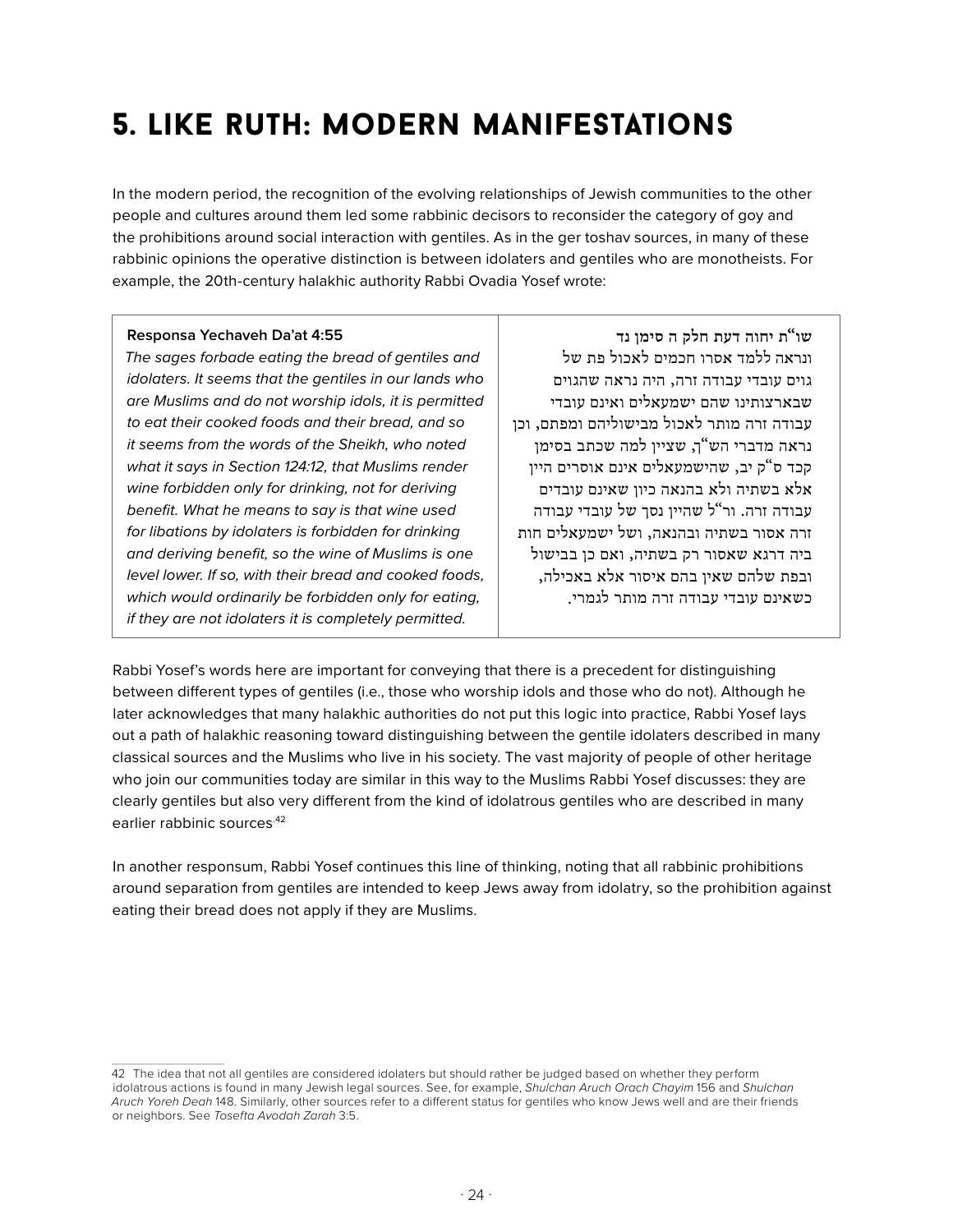# 5. Like Ruth: Modern Manifestations

In the modern period, the recognition of the evolving relationships of Jewish communities to the other people and cultures around them led some rabbinic decisors to reconsider the category of goy and the prohibitions around social interaction with gentiles. As in the ger toshav sources, in many of these rabbinic opinions the operative distinction is between idolaters and gentiles who are monotheists. For example, the 20th-century halakhic authority Rabbi Ovadia Yosef wrote:

| **Responsa Yechaveh Da'at 4:55** | **שו"ת יחוה דעת חלק ה סימן נד** |
|---|---|
| *The sages forbade eating the bread of gentiles and idolaters. It seems that the gentiles in our lands who are Muslims and do not worship idols, it is permitted to eat their cooked foods and their bread, and so it seems from the words of the Sheikh, who noted what it says in Section 124:12, that Muslims render wine forbidden only for drinking, not for deriving benefit. What he means to say is that wine used for libations by idolaters is forbidden for drinking and deriving benefit, so the wine of Muslims is one level lower. If so, with their bread and cooked foods, which would ordinarily be forbidden only for eating, if they are not idolaters it is completely permitted.* | ונראה ללמד אסרו חכמים לאכול פת של גוים עובדי עבודה זרה, היה נראה שהגוים שבארצותינו שהם ישמעאלים ואינם עובדי עבודה זרה מותר לאכול מבישוליהם ומפתם, וכן נראה מדברי הש"ך, שציין למה שכתב בסימן קכד ס"ק יב, שהישמעאלים אינם אוסרים היין אלא בשתיה ולא בהנאה כיון שאינם עובדים עבודה זרה. ור"ל שהיין נסך של עובדי עבודה זרה אסור בשתיה ובהנאה, ושל ישמעאלים חות ביה דרגא שאסור רק בשתיה, ואם כן בבישול ובפת שלהם שאין בהם איסור אלא באכילה, כשאינם עובדי עבודה זרה מותר לגמרי. |

Rabbi Yosef's words here are important for conveying that there is a precedent for distinguishing between different types of gentiles (i.e., those who worship idols and those who do not). Although he later acknowledges that many halakhic authorities do not put this logic into practice, Rabbi Yosef lays out a path of halakhic reasoning toward distinguishing between the gentile idolaters described in many classical sources and the Muslims who live in his society. The vast majority of people of other heritage who join our communities today are similar in this way to the Muslims Rabbi Yosef discusses: they are clearly gentiles but also very different from the kind of idolatrous gentiles who are described in many earlier rabbinic sources.[42]

In another responsum, Rabbi Yosef continues this line of thinking, noting that all rabbinic prohibitions around separation from gentiles are intended to keep Jews away from idolatry, so the prohibition against eating their bread does not apply if they are Muslims.

---

42 The idea that not all gentiles are considered idolaters but should rather be judged based on whether they perform idolatrous actions is found in many Jewish legal sources. See, for example, *Shulchan Aruch Orach Chayim* 156 and *Shulchan Aruch Yoreh Deah* 148. Similarly, other sources refer to a different status for gentiles who know Jews well and are their friends or neighbors. See *Tosefta Avodah Zarah* 3:5.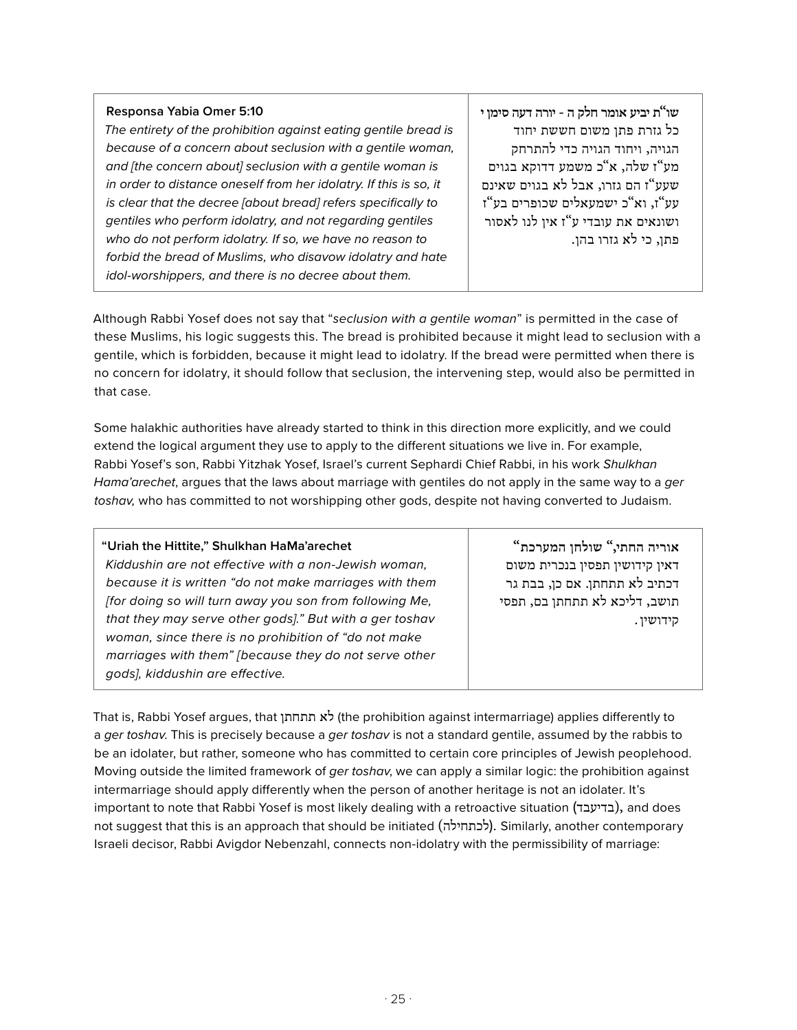| **Responsa Yabia Omer 5:10** *The entirety of the prohibition against eating gentile bread is because of a concern about seclusion with a gentile woman, and [the concern about] seclusion with a gentile woman is in order to distance oneself from her idolatry. If this is so, it is clear that the decree [about bread] refers specifically to gentiles who perform idolatry, and not regarding gentiles who do not perform idolatry. If so, we have no reason to forbid the bread of Muslims, who disavow idolatry and hate idol-worshippers, and there is no decree about them.* | **שו"ת יביע אומר חלק ה - יורה דעה סימן י** כל גזרת פתן משום חששת יחוד הגויה, ויחוד הגויה כדי להתרחק מע"ז שלה, א"כ משמע דדוקא בגוים שעע"ז הם גזרו, אבל לא בגוים שאינם עע"ז, וא"כ ישמעאלים שכופרים בע"ז ושונאים את עובדי ע"ז אין לנו לאסור פתן, כי לא גזרו בהן. |
|---|---|

Although Rabbi Yosef does not say that "*seclusion with a gentile woman*" is permitted in the case of these Muslims, his logic suggests this. The bread is prohibited because it might lead to seclusion with a gentile, which is forbidden, because it might lead to idolatry. If the bread were permitted when there is no concern for idolatry, it should follow that seclusion, the intervening step, would also be permitted in that case.

Some halakhic authorities have already started to think in this direction more explicitly, and we could extend the logical argument they use to apply to the different situations we live in. For example, Rabbi Yosef's son, Rabbi Yitzhak Yosef, Israel's current Sephardi Chief Rabbi, in his work *Shulkhan Hama'arechet*, argues that the laws about marriage with gentiles do not apply in the same way to a *ger toshav,* who has committed to not worshipping other gods, despite not having converted to Judaism.

| **"Uriah the Hittite," Shulkhan HaMa'arechet** *Kiddushin are not effective with a non-Jewish woman, because it is written "do not make marriages with them [for doing so will turn away you son from following Me, that they may serve other gods]." But with a ger toshav woman, since there is no prohibition of "do not make marriages with them" [because they do not serve other gods], kiddushin are effective.* | **"אוריה החתי," שולחן המערכת** דאין קידושין תפסין בנכרית משום דכתיב לא תתחתן. אם כן, בבת גר תושב, דליכא לא תתחתן בם, תפסי קידושין. |
|---|---|

That is, Rabbi Yosef argues, that לא תתחתן (the prohibition against intermarriage) applies differently to a *ger toshav.* This is precisely because a *ger toshav* is not a standard gentile, assumed by the rabbis to be an idolater, but rather, someone who has committed to certain core principles of Jewish peoplehood. Moving outside the limited framework of *ger toshav*, we can apply a similar logic: the prohibition against intermarriage should apply differently when the person of another heritage is not an idolater. It's important to note that Rabbi Yosef is most likely dealing with a retroactive situation (בדיעבד), and does not suggest that this is an approach that should be initiated (לכתחילה). Similarly, another contemporary Israeli decisor, Rabbi Avigdor Nebenzahl, connects non-idolatry with the permissibility of marriage: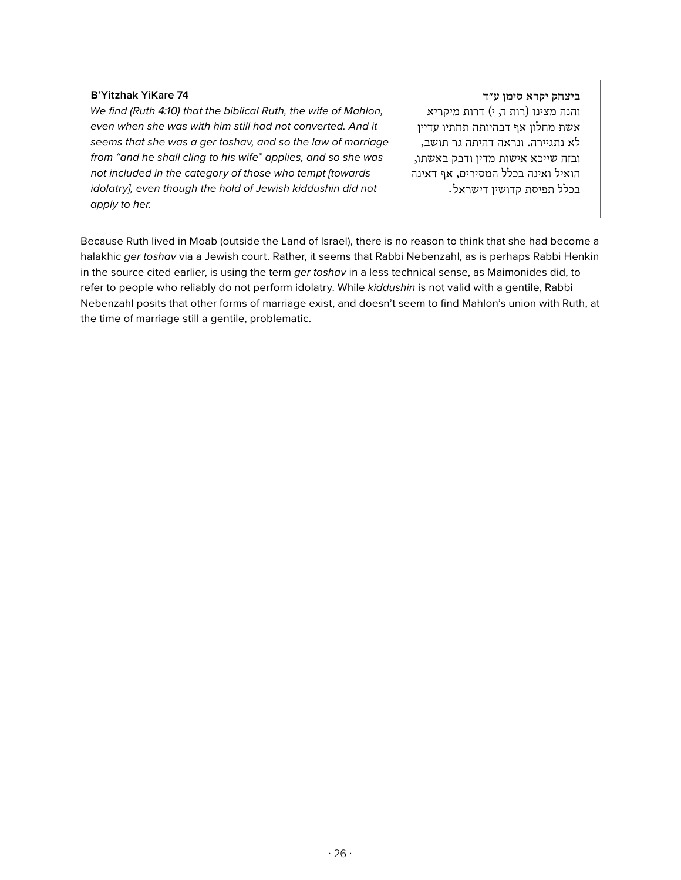| **B'Yitzhak YiKare 74**<br>*We find (Ruth 4:10) that the biblical Ruth, the wife of Mahlon, even when she was with him still had not converted. And it seems that she was a ger toshav, and so the law of marriage from "and he shall cling to his wife" applies, and so she was not included in the category of those who tempt [towards idolatry], even though the hold of Jewish kiddushin did not apply to her.* | **ביצחק יקרא סימן ע״ד**<br>והנה מצינו (רות ד, י) דרות מיקריא אשת מחלון אף דבהיותה תחתיו עדיין לא נתגיירה. ונראה דהיתה גר תושב, ובזה שייכא אישות מדין ודבק באשתו, הואיל ואינה בכלל המסירים, אף דאינה בכלל תפיסת קדושין דישראל. |
|---|---|

Because Ruth lived in Moab (outside the Land of Israel), there is no reason to think that she had become a halakhic *ger toshav* via a Jewish court. Rather, it seems that Rabbi Nebenzahl, as is perhaps Rabbi Henkin in the source cited earlier, is using the term *ger toshav* in a less technical sense, as Maimonides did, to refer to people who reliably do not perform idolatry. While *kiddushin* is not valid with a gentile, Rabbi Nebenzahl posits that other forms of marriage exist, and doesn't seem to find Mahlon's union with Ruth, at the time of marriage still a gentile, problematic.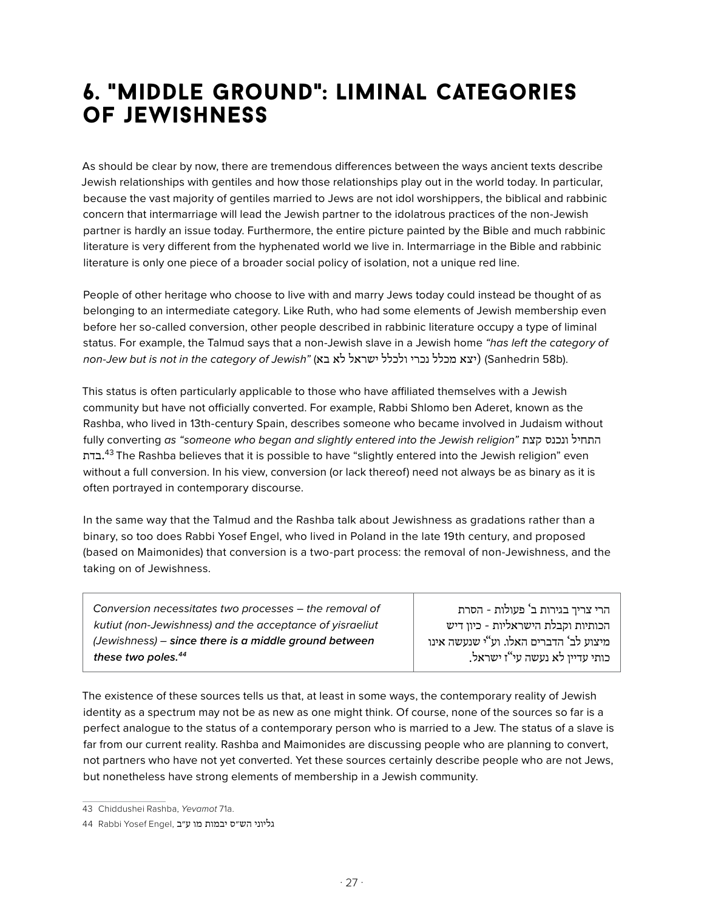# 6. "MIDDLE GROUND": LIMINAL CATEGORIES OF JEWISHNESS

As should be clear by now, there are tremendous differences between the ways ancient texts describe Jewish relationships with gentiles and how those relationships play out in the world today. In particular, because the vast majority of gentiles married to Jews are not idol worshippers, the biblical and rabbinic concern that intermarriage will lead the Jewish partner to the idolatrous practices of the non-Jewish partner is hardly an issue today. Furthermore, the entire picture painted by the Bible and much rabbinic literature is very different from the hyphenated world we live in. Intermarriage in the Bible and rabbinic literature is only one piece of a broader social policy of isolation, not a unique red line.

People of other heritage who choose to live with and marry Jews today could instead be thought of as belonging to an intermediate category. Like Ruth, who had some elements of Jewish membership even before her so-called conversion, other people described in rabbinic literature occupy a type of liminal status. For example, the Talmud says that a non-Jewish slave in a Jewish home *"has left the category of non-Jew but is not in the category of Jewish"* (יצא מכלל נכרי ולכלל ישראל לא בא) (Sanhedrin 58b).

This status is often particularly applicable to those who have affiliated themselves with a Jewish community but have not officially converted. For example, Rabbi Shlomo ben Aderet, known as the Rashba, who lived in 13th-century Spain, describes someone who became involved in Judaism without fully converting *as "someone who began and slightly entered into the Jewish religion"* התחיל ונכנס קצת בדת.[43] The Rashba believes that it is possible to have "slightly entered into the Jewish religion" even without a full conversion. In his view, conversion (or lack thereof) need not always be as binary as it is often portrayed in contemporary discourse.

In the same way that the Talmud and the Rashba talk about Jewishness as gradations rather than a binary, so too does Rabbi Yosef Engel, who lived in Poland in the late 19th century, and proposed (based on Maimonides) that conversion is a two-part process: the removal of non-Jewishness, and the taking on of Jewishness.

| | |
|---|---|
| *Conversion necessitates two processes – the removal of kutiut (non-Jewishness) and the acceptance of yisraeliut (Jewishness) – **since there is a middle ground between these two poles.**[44]* | הרי צריך בגירות ב׳ פעולות - הסרת הכותיות וקבלת הישראליות - כיון דיש מיצוע לב׳ הדברים האלו. וע״י שנעשה אינו כותי עדיין לא נעשה עי״ז ישראל. |

The existence of these sources tells us that, at least in some ways, the contemporary reality of Jewish identity as a spectrum may not be as new as one might think. Of course, none of the sources so far is a perfect analogue to the status of a contemporary person who is married to a Jew. The status of a slave is far from our current reality. Rashba and Maimonides are discussing people who are planning to convert, not partners who have not yet converted. Yet these sources certainly describe people who are not Jews, but nonetheless have strong elements of membership in a Jewish community.

---

43 Chiddushei Rashba, *Yevamot* 71a.

44 Rabbi Yosef Engel, גליוני הש״ס יבמות מו ע״ב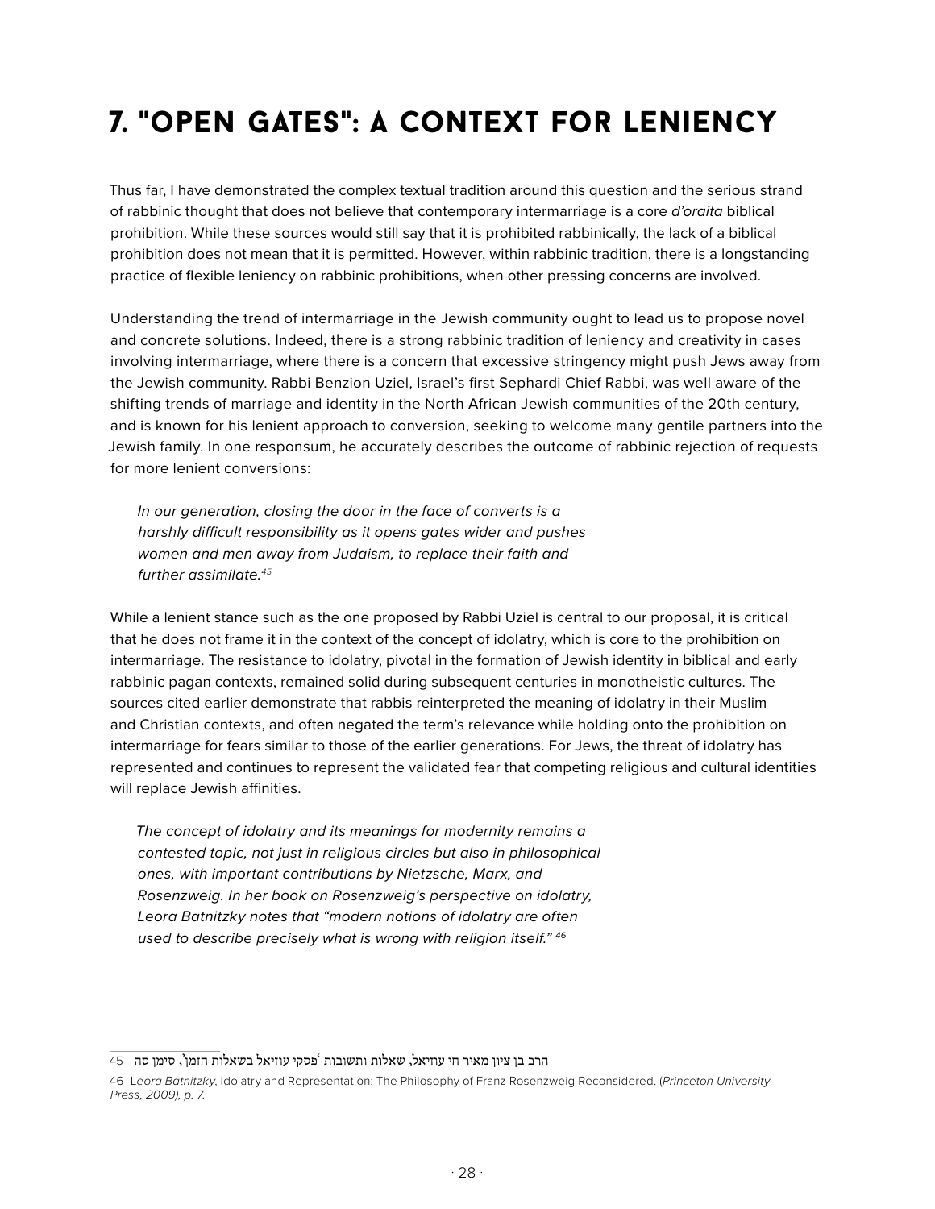# 7. "OPEN GATES": A CONTEXT FOR LENIENCY

Thus far, I have demonstrated the complex textual tradition around this question and the serious strand of rabbinic thought that does not believe that contemporary intermarriage is a core *d'oraita* biblical prohibition. While these sources would still say that it is prohibited rabbinically, the lack of a biblical prohibition does not mean that it is permitted. However, within rabbinic tradition, there is a longstanding practice of flexible leniency on rabbinic prohibitions, when other pressing concerns are involved.

Understanding the trend of intermarriage in the Jewish community ought to lead us to propose novel and concrete solutions. Indeed, there is a strong rabbinic tradition of leniency and creativity in cases involving intermarriage, where there is a concern that excessive stringency might push Jews away from the Jewish community. Rabbi Benzion Uziel, Israel's first Sephardi Chief Rabbi, was well aware of the shifting trends of marriage and identity in the North African Jewish communities of the 20th century, and is known for his lenient approach to conversion, seeking to welcome many gentile partners into the Jewish family. In one responsum, he accurately describes the outcome of rabbinic rejection of requests for more lenient conversions:

> *In our generation, closing the door in the face of converts is a harshly difficult responsibility as it opens gates wider and pushes women and men away from Judaism, to replace their faith and further assimilate.*[45]

While a lenient stance such as the one proposed by Rabbi Uziel is central to our proposal, it is critical that he does not frame it in the context of the concept of idolatry, which is core to the prohibition on intermarriage. The resistance to idolatry, pivotal in the formation of Jewish identity in biblical and early rabbinic pagan contexts, remained solid during subsequent centuries in monotheistic cultures. The sources cited earlier demonstrate that rabbis reinterpreted the meaning of idolatry in their Muslim and Christian contexts, and often negated the term's relevance while holding onto the prohibition on intermarriage for fears similar to those of the earlier generations. For Jews, the threat of idolatry has represented and continues to represent the validated fear that competing religious and cultural identities will replace Jewish affinities.

> *The concept of idolatry and its meanings for modernity remains a contested topic, not just in religious circles but also in philosophical ones, with important contributions by Nietzsche, Marx, and Rosenzweig. In her book on Rosenzweig's perspective on idolatry, Leora Batnitzky notes that "modern notions of idolatry are often used to describe precisely what is wrong with religion itself."* [46]

---

45 הרב בן ציון מאיר חי עוזיאל, שאלות ותשובות 'פסקי עוזיאל בשאלות הזמן', סימן סה

46 *Leora Batnitzky*, Idolatry and Representation: The Philosophy of Franz Rosenzweig Reconsidered. (*Princeton University Press, 2009), p. 7.*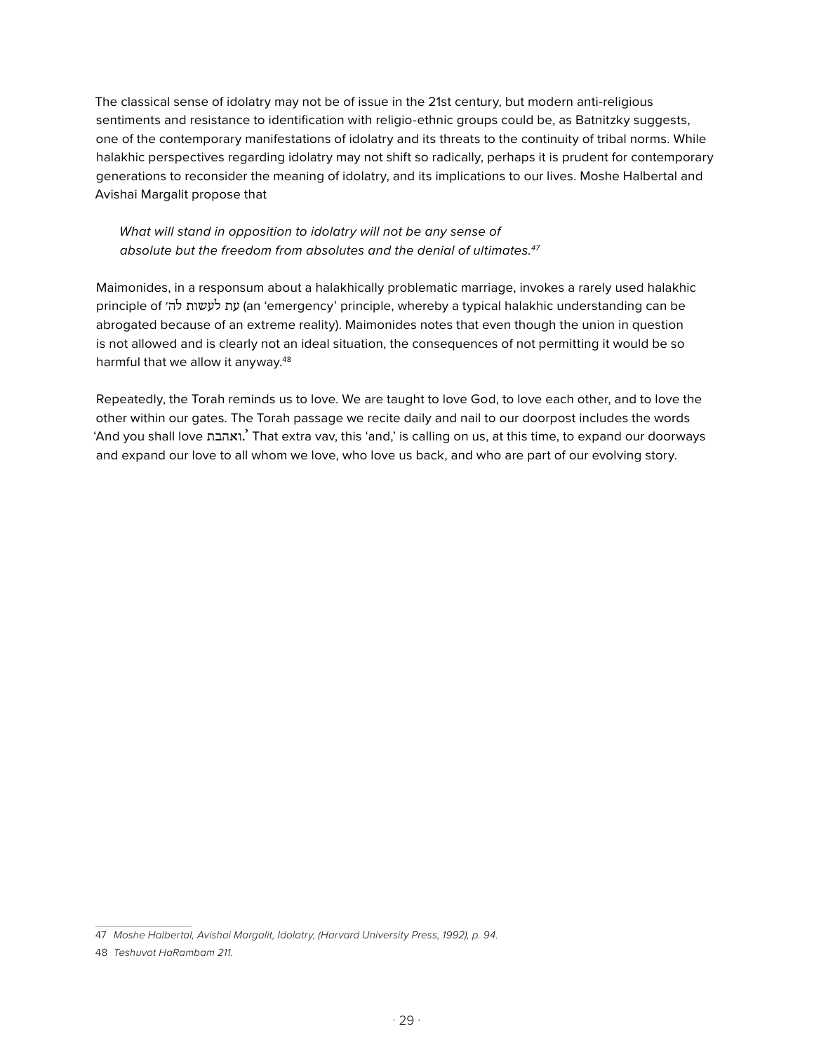The classical sense of idolatry may not be of issue in the 21st century, but modern anti-religious sentiments and resistance to identification with religio-ethnic groups could be, as Batnitzky suggests, one of the contemporary manifestations of idolatry and its threats to the continuity of tribal norms. While halakhic perspectives regarding idolatry may not shift so radically, perhaps it is prudent for contemporary generations to reconsider the meaning of idolatry, and its implications to our lives. Moshe Halbertal and Avishai Margalit propose that

> *What will stand in opposition to idolatry will not be any sense of absolute but the freedom from absolutes and the denial of ultimates.*[47]

Maimonides, in a responsum about a halakhically problematic marriage, invokes a rarely used halakhic principle of עת לעשות לה׳ (an 'emergency' principle, whereby a typical halakhic understanding can be abrogated because of an extreme reality). Maimonides notes that even though the union in question is not allowed and is clearly not an ideal situation, the consequences of not permitting it would be so harmful that we allow it anyway.[48]

Repeatedly, the Torah reminds us to love. We are taught to love God, to love each other, and to love the other within our gates. The Torah passage we recite daily and nail to our doorpost includes the words 'And you shall love ואהבת.' That extra vav, this 'and,' is calling on us, at this time, to expand our doorways and expand our love to all whom we love, who love us back, and who are part of our evolving story.

---

47 *Moshe Halbertal, Avishai Margalit, Idolatry, (Harvard University Press, 1992), p. 94.*

48 *Teshuvot HaRambam 211.*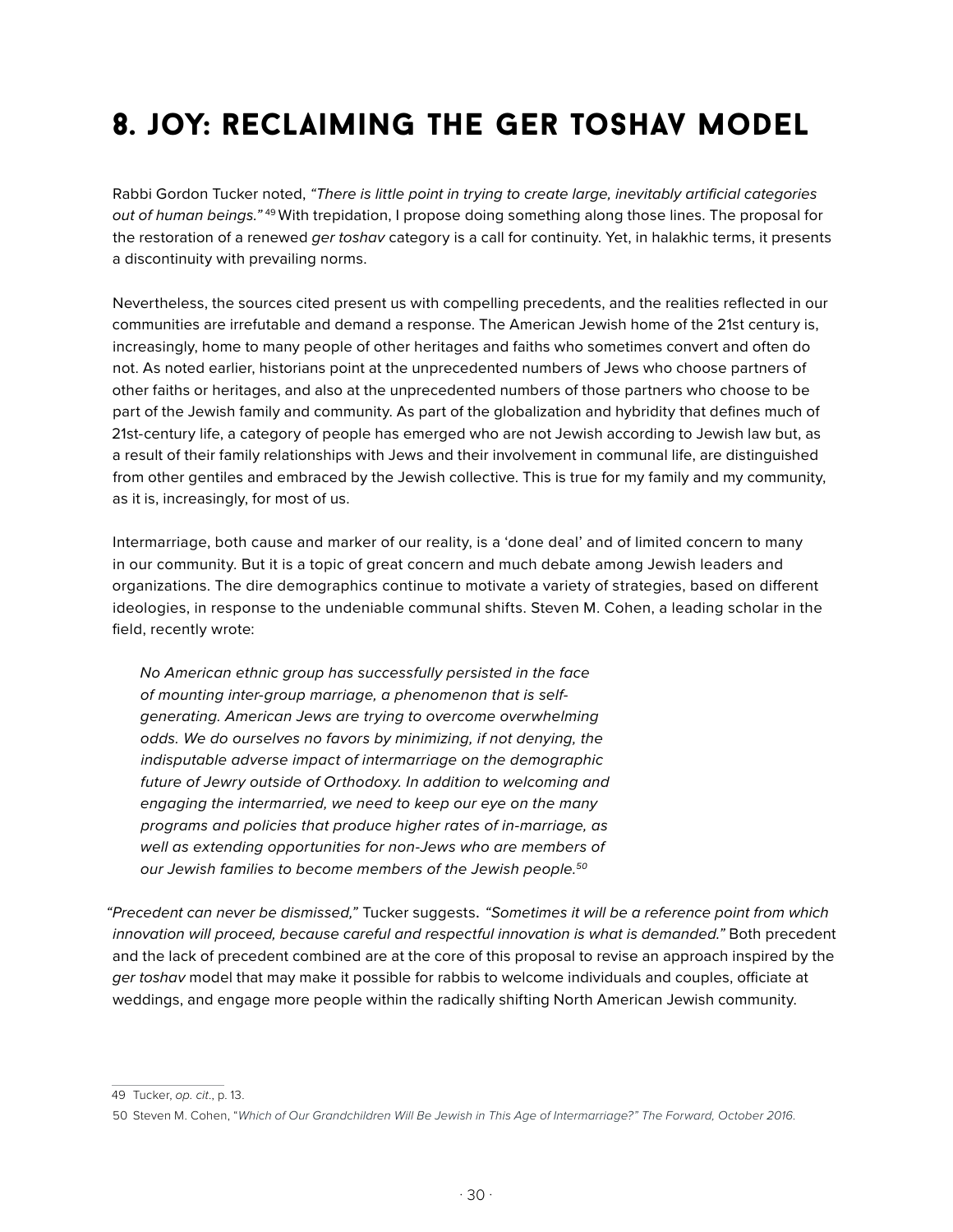# 8. JOY: RECLAIMING THE GER TOSHAV MODEL

Rabbi Gordon Tucker noted, *"There is little point in trying to create large, inevitably artificial categories out of human beings."* [49] With trepidation, I propose doing something along those lines. The proposal for the restoration of a renewed *ger toshav* category is a call for continuity. Yet, in halakhic terms, it presents a discontinuity with prevailing norms.

Nevertheless, the sources cited present us with compelling precedents, and the realities reflected in our communities are irrefutable and demand a response. The American Jewish home of the 21st century is, increasingly, home to many people of other heritages and faiths who sometimes convert and often do not. As noted earlier, historians point at the unprecedented numbers of Jews who choose partners of other faiths or heritages, and also at the unprecedented numbers of those partners who choose to be part of the Jewish family and community. As part of the globalization and hybridity that defines much of 21st-century life, a category of people has emerged who are not Jewish according to Jewish law but, as a result of their family relationships with Jews and their involvement in communal life, are distinguished from other gentiles and embraced by the Jewish collective. This is true for my family and my community, as it is, increasingly, for most of us.

Intermarriage, both cause and marker of our reality, is a 'done deal' and of limited concern to many in our community. But it is a topic of great concern and much debate among Jewish leaders and organizations. The dire demographics continue to motivate a variety of strategies, based on different ideologies, in response to the undeniable communal shifts. Steven M. Cohen, a leading scholar in the field, recently wrote:

> *No American ethnic group has successfully persisted in the face of mounting inter-group marriage, a phenomenon that is self-generating. American Jews are trying to overcome overwhelming odds. We do ourselves no favors by minimizing, if not denying, the indisputable adverse impact of intermarriage on the demographic future of Jewry outside of Orthodoxy. In addition to welcoming and engaging the intermarried, we need to keep our eye on the many programs and policies that produce higher rates of in-marriage, as well as extending opportunities for non-Jews who are members of our Jewish families to become members of the Jewish people.*[50]

*"Precedent can never be dismissed,"* Tucker suggests. *"Sometimes it will be a reference point from which innovation will proceed, because careful and respectful innovation is what is demanded."* Both precedent and the lack of precedent combined are at the core of this proposal to revise an approach inspired by the *ger toshav* model that may make it possible for rabbis to welcome individuals and couples, officiate at weddings, and engage more people within the radically shifting North American Jewish community.

---

49 Tucker, *op. cit*., p. 13.

50 Steven M. Cohen, "*Which of Our Grandchildren Will Be Jewish in This Age of Intermarriage?" The Forward, October 2016.*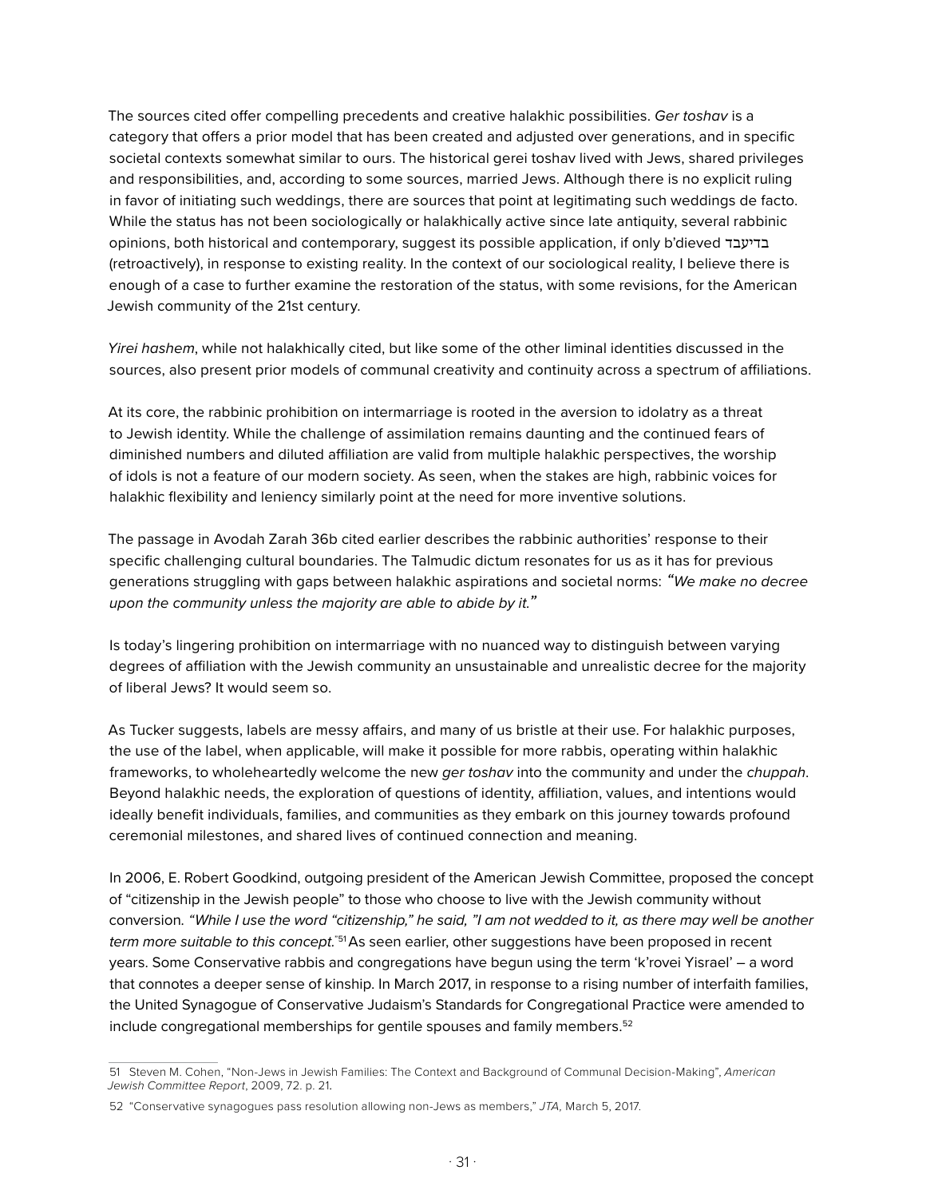The sources cited offer compelling precedents and creative halakhic possibilities. *Ger toshav* is a category that offers a prior model that has been created and adjusted over generations, and in specific societal contexts somewhat similar to ours. The historical gerei toshav lived with Jews, shared privileges and responsibilities, and, according to some sources, married Jews. Although there is no explicit ruling in favor of initiating such weddings, there are sources that point at legitimating such weddings de facto. While the status has not been sociologically or halakhically active since late antiquity, several rabbinic opinions, both historical and contemporary, suggest its possible application, if only b'dieved בדיעבד (retroactively), in response to existing reality. In the context of our sociological reality, I believe there is enough of a case to further examine the restoration of the status, with some revisions, for the American Jewish community of the 21st century.

*Yirei hashem*, while not halakhically cited, but like some of the other liminal identities discussed in the sources, also present prior models of communal creativity and continuity across a spectrum of affiliations.

At its core, the rabbinic prohibition on intermarriage is rooted in the aversion to idolatry as a threat to Jewish identity. While the challenge of assimilation remains daunting and the continued fears of diminished numbers and diluted affiliation are valid from multiple halakhic perspectives, the worship of idols is not a feature of our modern society. As seen, when the stakes are high, rabbinic voices for halakhic flexibility and leniency similarly point at the need for more inventive solutions.

The passage in Avodah Zarah 36b cited earlier describes the rabbinic authorities' response to their specific challenging cultural boundaries. The Talmudic dictum resonates for us as it has for previous generations struggling with gaps between halakhic aspirations and societal norms: *"We make no decree upon the community unless the majority are able to abide by it."*

Is today's lingering prohibition on intermarriage with no nuanced way to distinguish between varying degrees of affiliation with the Jewish community an unsustainable and unrealistic decree for the majority of liberal Jews? It would seem so.

As Tucker suggests, labels are messy affairs, and many of us bristle at their use. For halakhic purposes, the use of the label, when applicable, will make it possible for more rabbis, operating within halakhic frameworks, to wholeheartedly welcome the new *ger toshav* into the community and under the *chuppah*. Beyond halakhic needs, the exploration of questions of identity, affiliation, values, and intentions would ideally benefit individuals, families, and communities as they embark on this journey towards profound ceremonial milestones, and shared lives of continued connection and meaning.

In 2006, E. Robert Goodkind, outgoing president of the American Jewish Committee, proposed the concept of "citizenship in the Jewish people" to those who choose to live with the Jewish community without conversion. *"While I use the word "citizenship," he said, "I am not wedded to it, as there may well be another term more suitable to this concept."*[51] As seen earlier, other suggestions have been proposed in recent years. Some Conservative rabbis and congregations have begun using the term 'k'rovei Yisrael' – a word that connotes a deeper sense of kinship. In March 2017, in response to a rising number of interfaith families, the United Synagogue of Conservative Judaism's Standards for Congregational Practice were amended to include congregational memberships for gentile spouses and family members.[52]

---

51 Steven M. Cohen, "Non-Jews in Jewish Families: The Context and Background of Communal Decision-Making", *American Jewish Committee Report*, 2009, 72. p. 21.

52 "Conservative synagogues pass resolution allowing non-Jews as members," *JTA,* March 5, 2017.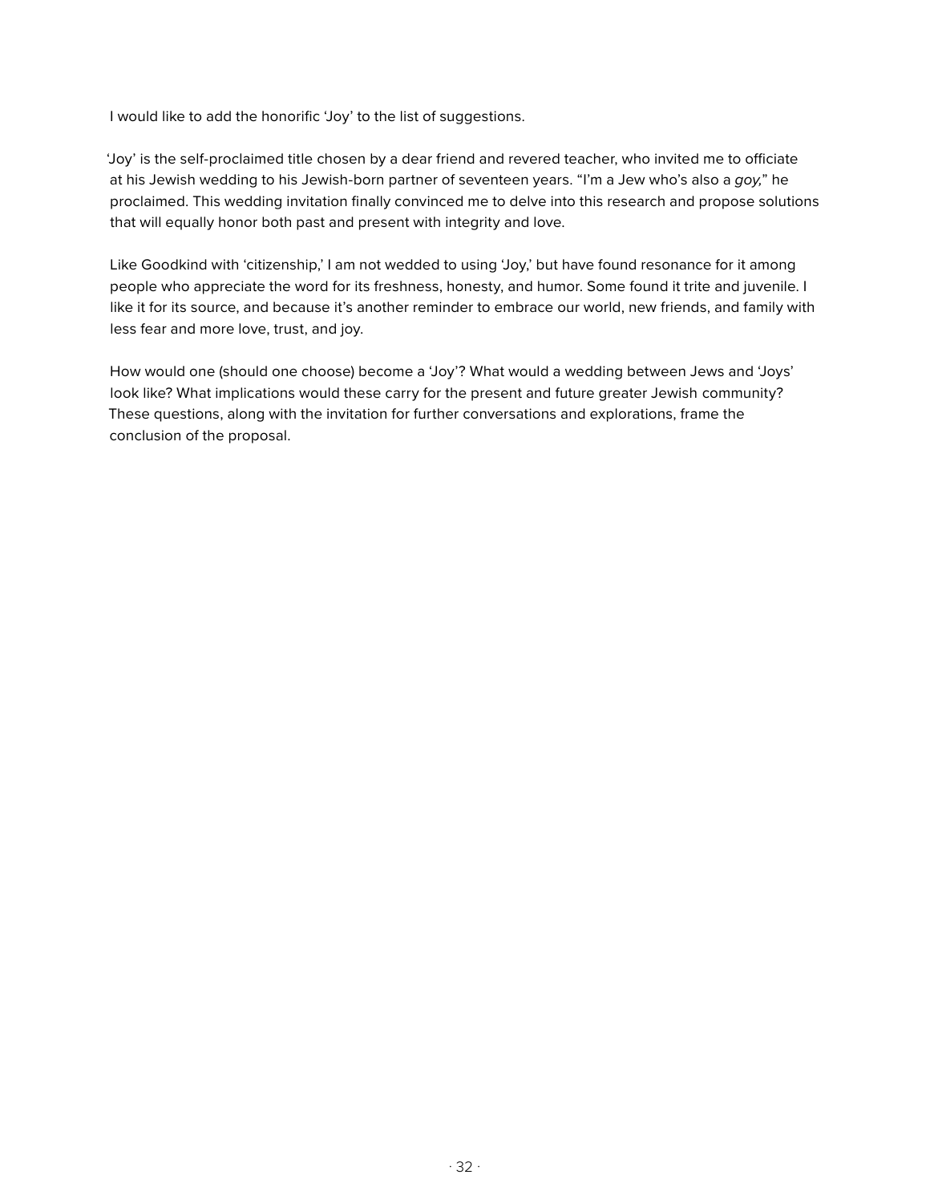I would like to add the honorific 'Joy' to the list of suggestions.

'Joy' is the self-proclaimed title chosen by a dear friend and revered teacher, who invited me to officiate at his Jewish wedding to his Jewish-born partner of seventeen years. "I'm a Jew who's also a *goy,*" he proclaimed. This wedding invitation finally convinced me to delve into this research and propose solutions that will equally honor both past and present with integrity and love.

Like Goodkind with 'citizenship,' I am not wedded to using 'Joy,' but have found resonance for it among people who appreciate the word for its freshness, honesty, and humor. Some found it trite and juvenile. I like it for its source, and because it's another reminder to embrace our world, new friends, and family with less fear and more love, trust, and joy.

How would one (should one choose) become a 'Joy'? What would a wedding between Jews and 'Joys' look like? What implications would these carry for the present and future greater Jewish community? These questions, along with the invitation for further conversations and explorations, frame the conclusion of the proposal.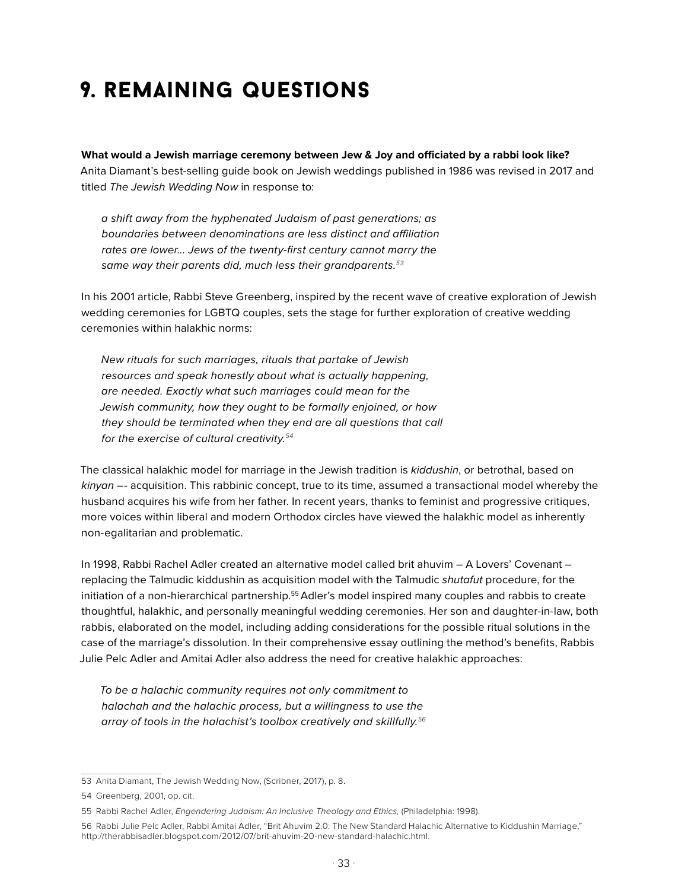# 9. REMAINING QUESTIONS

**What would a Jewish marriage ceremony between Jew & Joy and officiated by a rabbi look like?** Anita Diamant's best-selling guide book on Jewish weddings published in 1986 was revised in 2017 and titled *The Jewish Wedding Now* in response to:

> *a shift away from the hyphenated Judaism of past generations; as boundaries between denominations are less distinct and affiliation rates are lower… Jews of the twenty-first century cannot marry the same way their parents did, much less their grandparents.*[53]

In his 2001 article, Rabbi Steve Greenberg, inspired by the recent wave of creative exploration of Jewish wedding ceremonies for LGBTQ couples, sets the stage for further exploration of creative wedding ceremonies within halakhic norms:

> *New rituals for such marriages, rituals that partake of Jewish resources and speak honestly about what is actually happening, are needed. Exactly what such marriages could mean for the Jewish community, how they ought to be formally enjoined, or how they should be terminated when they end are all questions that call for the exercise of cultural creativity.*[54]

The classical halakhic model for marriage in the Jewish tradition is *kiddushin*, or betrothal, based on *kinyan* –- acquisition. This rabbinic concept, true to its time, assumed a transactional model whereby the husband acquires his wife from her father. In recent years, thanks to feminist and progressive critiques, more voices within liberal and modern Orthodox circles have viewed the halakhic model as inherently non-egalitarian and problematic.

In 1998, Rabbi Rachel Adler created an alternative model called brit ahuvim – A Lovers' Covenant – replacing the Talmudic kiddushin as acquisition model with the Talmudic *shutafut* procedure, for the initiation of a non-hierarchical partnership.[55] Adler's model inspired many couples and rabbis to create thoughtful, halakhic, and personally meaningful wedding ceremonies. Her son and daughter-in-law, both rabbis, elaborated on the model, including adding considerations for the possible ritual solutions in the case of the marriage's dissolution. In their comprehensive essay outlining the method's benefits, Rabbis Julie Pelc Adler and Amitai Adler also address the need for creative halakhic approaches:

> *To be a halachic community requires not only commitment to halachah and the halachic process, but a willingness to use the array of tools in the halachist's toolbox creatively and skillfully.*[56]

---

53 Anita Diamant, The Jewish Wedding Now, (Scribner, 2017), p. 8.

54 Greenberg, 2001, op. cit.

55 Rabbi Rachel Adler, *Engendering Judaism: An Inclusive Theology and Ethics,* (Philadelphia: 1998).

56 Rabbi Julie Pelc Adler, Rabbi Amitai Adler, "Brit Ahuvim 2.0: The New Standard Halachic Alternative to Kiddushin Marriage," http://therabbisadler.blogspot.com/2012/07/brit-ahuvim-20-new-standard-halachic.html.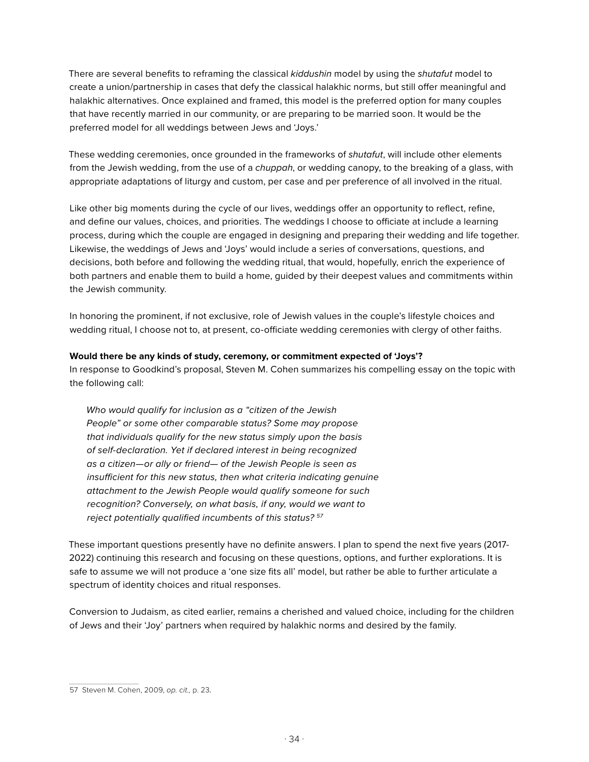There are several benefits to reframing the classical *kiddushin* model by using the *shutafut* model to create a union/partnership in cases that defy the classical halakhic norms, but still offer meaningful and halakhic alternatives. Once explained and framed, this model is the preferred option for many couples that have recently married in our community, or are preparing to be married soon. It would be the preferred model for all weddings between Jews and 'Joys.'

These wedding ceremonies, once grounded in the frameworks of *shutafut*, will include other elements from the Jewish wedding, from the use of a *chuppah*, or wedding canopy, to the breaking of a glass, with appropriate adaptations of liturgy and custom, per case and per preference of all involved in the ritual.

Like other big moments during the cycle of our lives, weddings offer an opportunity to reflect, refine, and define our values, choices, and priorities. The weddings I choose to officiate at include a learning process, during which the couple are engaged in designing and preparing their wedding and life together. Likewise, the weddings of Jews and 'Joys' would include a series of conversations, questions, and decisions, both before and following the wedding ritual, that would, hopefully, enrich the experience of both partners and enable them to build a home, guided by their deepest values and commitments within the Jewish community.

In honoring the prominent, if not exclusive, role of Jewish values in the couple's lifestyle choices and wedding ritual, I choose not to, at present, co-officiate wedding ceremonies with clergy of other faiths.

**Would there be any kinds of study, ceremony, or commitment expected of 'Joys'?**

In response to Goodkind's proposal, Steven M. Cohen summarizes his compelling essay on the topic with the following call:

> *Who would qualify for inclusion as a "citizen of the Jewish People" or some other comparable status? Some may propose that individuals qualify for the new status simply upon the basis of self-declaration. Yet if declared interest in being recognized as a citizen—or ally or friend— of the Jewish People is seen as insufficient for this new status, then what criteria indicating genuine attachment to the Jewish People would qualify someone for such recognition? Conversely, on what basis, if any, would we want to reject potentially qualified incumbents of this status?* [57]

These important questions presently have no definite answers. I plan to spend the next five years (2017-2022) continuing this research and focusing on these questions, options, and further explorations. It is safe to assume we will not produce a 'one size fits all' model, but rather be able to further articulate a spectrum of identity choices and ritual responses.

Conversion to Judaism, as cited earlier, remains a cherished and valued choice, including for the children of Jews and their 'Joy' partners when required by halakhic norms and desired by the family.

---

57 Steven M. Cohen, 2009, *op. cit.,* p. 23.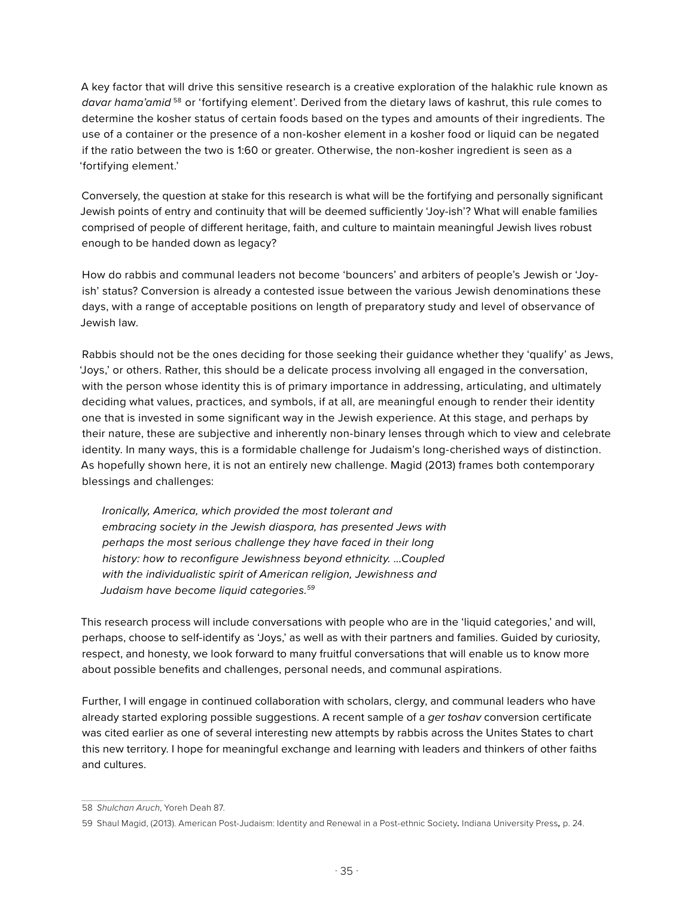A key factor that will drive this sensitive research is a creative exploration of the halakhic rule known as *davar hama'amid* [58] or 'fortifying element'. Derived from the dietary laws of kashrut, this rule comes to determine the kosher status of certain foods based on the types and amounts of their ingredients. The use of a container or the presence of a non-kosher element in a kosher food or liquid can be negated if the ratio between the two is 1:60 or greater. Otherwise, the non-kosher ingredient is seen as a 'fortifying element.'

Conversely, the question at stake for this research is what will be the fortifying and personally significant Jewish points of entry and continuity that will be deemed sufficiently 'Joy-ish'? What will enable families comprised of people of different heritage, faith, and culture to maintain meaningful Jewish lives robust enough to be handed down as legacy?

How do rabbis and communal leaders not become 'bouncers' and arbiters of people's Jewish or 'Joy-ish' status? Conversion is already a contested issue between the various Jewish denominations these days, with a range of acceptable positions on length of preparatory study and level of observance of Jewish law.

Rabbis should not be the ones deciding for those seeking their guidance whether they 'qualify' as Jews, 'Joys,' or others. Rather, this should be a delicate process involving all engaged in the conversation, with the person whose identity this is of primary importance in addressing, articulating, and ultimately deciding what values, practices, and symbols, if at all, are meaningful enough to render their identity one that is invested in some significant way in the Jewish experience. At this stage, and perhaps by their nature, these are subjective and inherently non-binary lenses through which to view and celebrate identity. In many ways, this is a formidable challenge for Judaism's long-cherished ways of distinction. As hopefully shown here, it is not an entirely new challenge. Magid (2013) frames both contemporary blessings and challenges:

> *Ironically, America, which provided the most tolerant and embracing society in the Jewish diaspora, has presented Jews with perhaps the most serious challenge they have faced in their long history: how to reconfigure Jewishness beyond ethnicity. ...Coupled with the individualistic spirit of American religion, Jewishness and Judaism have become liquid categories.* [59]

This research process will include conversations with people who are in the 'liquid categories,' and will, perhaps, choose to self-identify as 'Joys,' as well as with their partners and families. Guided by curiosity, respect, and honesty, we look forward to many fruitful conversations that will enable us to know more about possible benefits and challenges, personal needs, and communal aspirations.

Further, I will engage in continued collaboration with scholars, clergy, and communal leaders who have already started exploring possible suggestions. A recent sample of a *ger toshav* conversion certificate was cited earlier as one of several interesting new attempts by rabbis across the Unites States to chart this new territory. I hope for meaningful exchange and learning with leaders and thinkers of other faiths and cultures.

---

58 *Shulchan Aruch*, Yoreh Deah 87.

59 Shaul Magid, (2013). American Post-Judaism: Identity and Renewal in a Post-ethnic Society**.** Indiana University Press**,** p. 24.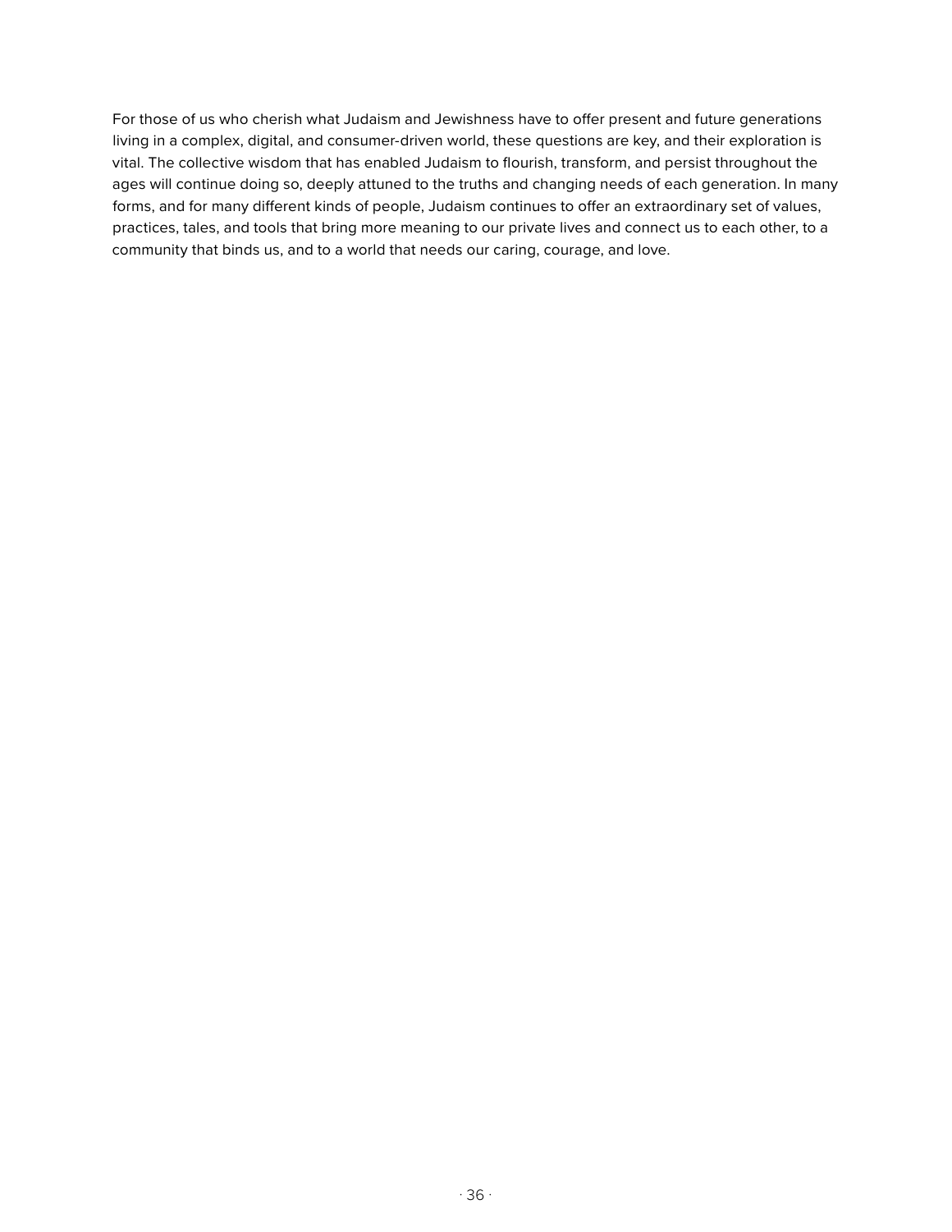For those of us who cherish what Judaism and Jewishness have to offer present and future generations living in a complex, digital, and consumer-driven world, these questions are key, and their exploration is vital. The collective wisdom that has enabled Judaism to flourish, transform, and persist throughout the ages will continue doing so, deeply attuned to the truths and changing needs of each generation. In many forms, and for many different kinds of people, Judaism continues to offer an extraordinary set of values, practices, tales, and tools that bring more meaning to our private lives and connect us to each other, to a community that binds us, and to a world that needs our caring, courage, and love.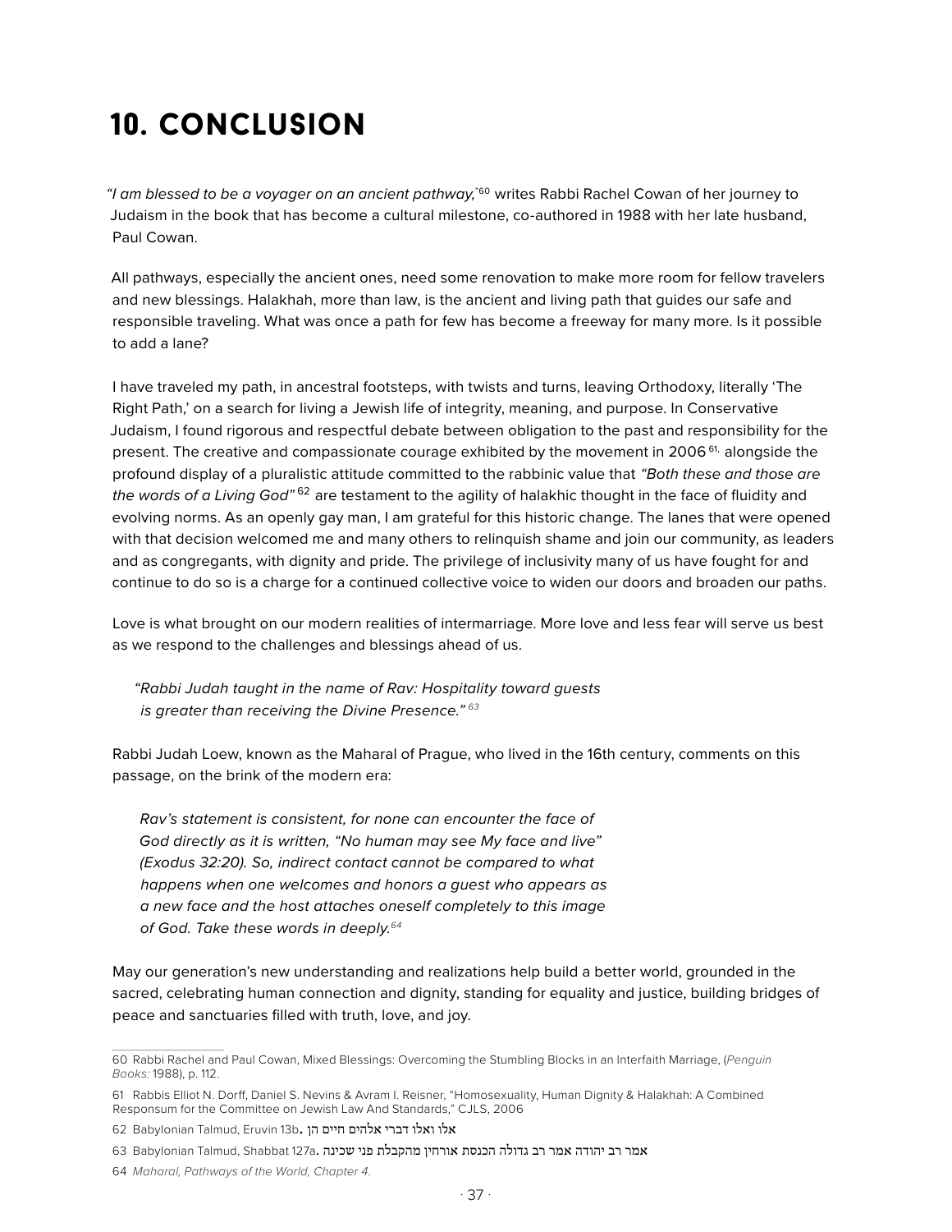# 10. CONCLUSION

*"I am blessed to be a voyager on an ancient pathway,"*[60] writes Rabbi Rachel Cowan of her journey to Judaism in the book that has become a cultural milestone, co-authored in 1988 with her late husband, Paul Cowan.

All pathways, especially the ancient ones, need some renovation to make more room for fellow travelers and new blessings. Halakhah, more than law, is the ancient and living path that guides our safe and responsible traveling. What was once a path for few has become a freeway for many more. Is it possible to add a lane?

I have traveled my path, in ancestral footsteps, with twists and turns, leaving Orthodoxy, literally 'The Right Path,' on a search for living a Jewish life of integrity, meaning, and purpose. In Conservative Judaism, I found rigorous and respectful debate between obligation to the past and responsibility for the present. The creative and compassionate courage exhibited by the movement in 2006[61], alongside the profound display of a pluralistic attitude committed to the rabbinic value that *"Both these and those are the words of a Living God"*[62] are testament to the agility of halakhic thought in the face of fluidity and evolving norms. As an openly gay man, I am grateful for this historic change. The lanes that were opened with that decision welcomed me and many others to relinquish shame and join our community, as leaders and as congregants, with dignity and pride. The privilege of inclusivity many of us have fought for and continue to do so is a charge for a continued collective voice to widen our doors and broaden our paths.

Love is what brought on our modern realities of intermarriage. More love and less fear will serve us best as we respond to the challenges and blessings ahead of us.

> *"Rabbi Judah taught in the name of Rav: Hospitality toward guests is greater than receiving the Divine Presence."*[63]

Rabbi Judah Loew, known as the Maharal of Prague, who lived in the 16th century, comments on this passage, on the brink of the modern era:

> *Rav's statement is consistent, for none can encounter the face of God directly as it is written, "No human may see My face and live" (Exodus 32:20). So, indirect contact cannot be compared to what happens when one welcomes and honors a guest who appears as a new face and the host attaches oneself completely to this image of God. Take these words in deeply.*[64]

May our generation's new understanding and realizations help build a better world, grounded in the sacred, celebrating human connection and dignity, standing for equality and justice, building bridges of peace and sanctuaries filled with truth, love, and joy.

---

60 Rabbi Rachel and Paul Cowan, Mixed Blessings: Overcoming the Stumbling Blocks in an Interfaith Marriage, (*Penguin Books:* 1988), p. 112.

61 Rabbis Elliot N. Dorff, Daniel S. Nevins & Avram I. Reisner, "Homosexuality, Human Dignity & Halakhah: A Combined Responsum for the Committee on Jewish Law And Standards," CJLS, 2006

62 Babylonian Talmud, Eruvin 13b. אלו ואלו דברי אלהים חיים הן

63 Babylonian Talmud, Shabbat 127a. אמר רב יהודה אמר רב גדולה הכנסת אורחין מהקבלת פני שכינה

64 *Maharal, Pathways of the World, Chapter 4.*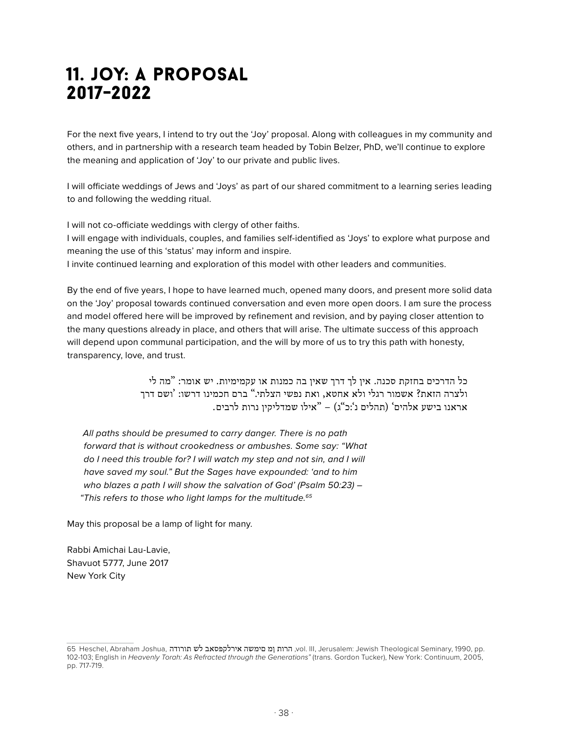# 11. JOY: A PROPOSAL 2017-2022

For the next five years, I intend to try out the 'Joy' proposal. Along with colleagues in my community and others, and in partnership with a research team headed by Tobin Belzer, PhD, we'll continue to explore the meaning and application of 'Joy' to our private and public lives.

I will officiate weddings of Jews and 'Joys' as part of our shared commitment to a learning series leading to and following the wedding ritual.

I will not co-officiate weddings with clergy of other faiths.
I will engage with individuals, couples, and families self-identified as 'Joys' to explore what purpose and meaning the use of this 'status' may inform and inspire.
I invite continued learning and exploration of this model with other leaders and communities.

By the end of five years, I hope to have learned much, opened many doors, and present more solid data on the 'Joy' proposal towards continued conversation and even more open doors. I am sure the process and model offered here will be improved by refinement and revision, and by paying closer attention to the many questions already in place, and others that will arise. The ultimate success of this approach will depend upon communal participation, and the will by more of us to try this path with honesty, transparency, love, and trust.

כל הדרכים בחזקת סכנה. אין לך דרך שאין בה כמנות או עקמימיות. יש אומר: "מה לי ולצרה הזאת? אשמור רגלי ולא אחטא, ואת נפשי הצלתי." ברם חכמינו דרשו: 'ושם דרך אראנו בישע אלהים' (תהלים נ':כ"ג) – "אילו שמדליקין נרות לרבים.

*All paths should be presumed to carry danger. There is no path forward that is without crookedness or ambushes. Some say: "What do I need this trouble for? I will watch my step and not sin, and I will have saved my soul." But the Sages have expounded: 'and to him who blazes a path I will show the salvation of God' (Psalm 50:23) – "This refers to those who light lamps for the multitude.*[65]

May this proposal be a lamp of light for many.

Rabbi Amichai Lau-Lavie,
Shavuot 5777, June 2017
New York City

---

65 Heschel, Abraham Joshua, הרות ןמ םימשה אירלקפסאב לש תורודה ,vol. III, Jerusalem: Jewish Theological Seminary, 1990, pp. 102-103; English in *Heavenly Torah: As Refracted through the Generations"* (trans. Gordon Tucker), New York: Continuum, 2005, pp. 717-719.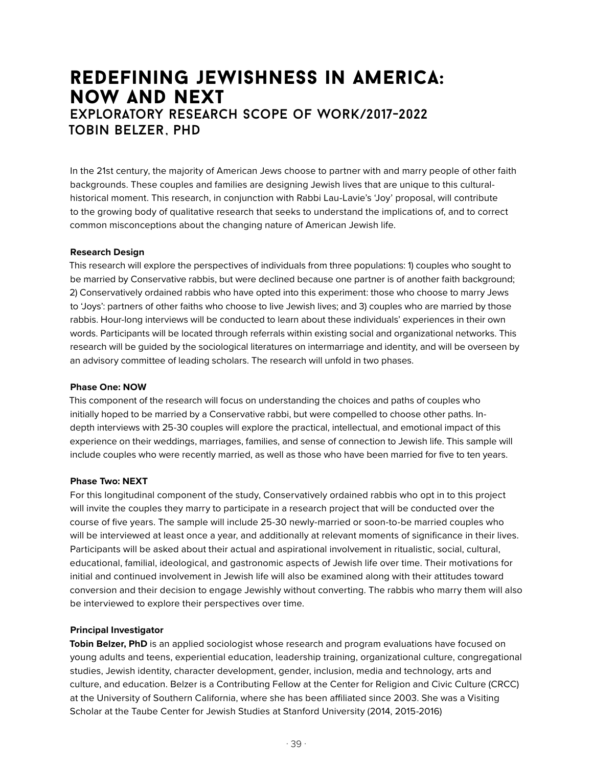# REDEFINING JEWISHNESS IN AMERICA: NOW AND NEXT

## EXPLORATORY RESEARCH SCOPE OF WORK/2017-2022

## TOBIN BELZER, PHD

In the 21st century, the majority of American Jews choose to partner with and marry people of other faith backgrounds. These couples and families are designing Jewish lives that are unique to this cultural-historical moment. This research, in conjunction with Rabbi Lau-Lavie's 'Joy' proposal, will contribute to the growing body of qualitative research that seeks to understand the implications of, and to correct common misconceptions about the changing nature of American Jewish life.

**Research Design**

This research will explore the perspectives of individuals from three populations: 1) couples who sought to be married by Conservative rabbis, but were declined because one partner is of another faith background; 2) Conservatively ordained rabbis who have opted into this experiment: those who choose to marry Jews to 'Joys': partners of other faiths who choose to live Jewish lives; and 3) couples who are married by those rabbis. Hour-long interviews will be conducted to learn about these individuals' experiences in their own words. Participants will be located through referrals within existing social and organizational networks. This research will be guided by the sociological literatures on intermarriage and identity, and will be overseen by an advisory committee of leading scholars. The research will unfold in two phases.

**Phase One: NOW**

This component of the research will focus on understanding the choices and paths of couples who initially hoped to be married by a Conservative rabbi, but were compelled to choose other paths. In-depth interviews with 25-30 couples will explore the practical, intellectual, and emotional impact of this experience on their weddings, marriages, families, and sense of connection to Jewish life. This sample will include couples who were recently married, as well as those who have been married for five to ten years.

**Phase Two: NEXT**

For this longitudinal component of the study, Conservatively ordained rabbis who opt in to this project will invite the couples they marry to participate in a research project that will be conducted over the course of five years. The sample will include 25-30 newly-married or soon-to-be married couples who will be interviewed at least once a year, and additionally at relevant moments of significance in their lives. Participants will be asked about their actual and aspirational involvement in ritualistic, social, cultural, educational, familial, ideological, and gastronomic aspects of Jewish life over time. Their motivations for initial and continued involvement in Jewish life will also be examined along with their attitudes toward conversion and their decision to engage Jewishly without converting. The rabbis who marry them will also be interviewed to explore their perspectives over time.

**Principal Investigator**

**Tobin Belzer, PhD** is an applied sociologist whose research and program evaluations have focused on young adults and teens, experiential education, leadership training, organizational culture, congregational studies, Jewish identity, character development, gender, inclusion, media and technology, arts and culture, and education. Belzer is a Contributing Fellow at the Center for Religion and Civic Culture (CRCC) at the University of Southern California, where she has been affiliated since 2003. She was a Visiting Scholar at the Taube Center for Jewish Studies at Stanford University (2014, 2015-2016)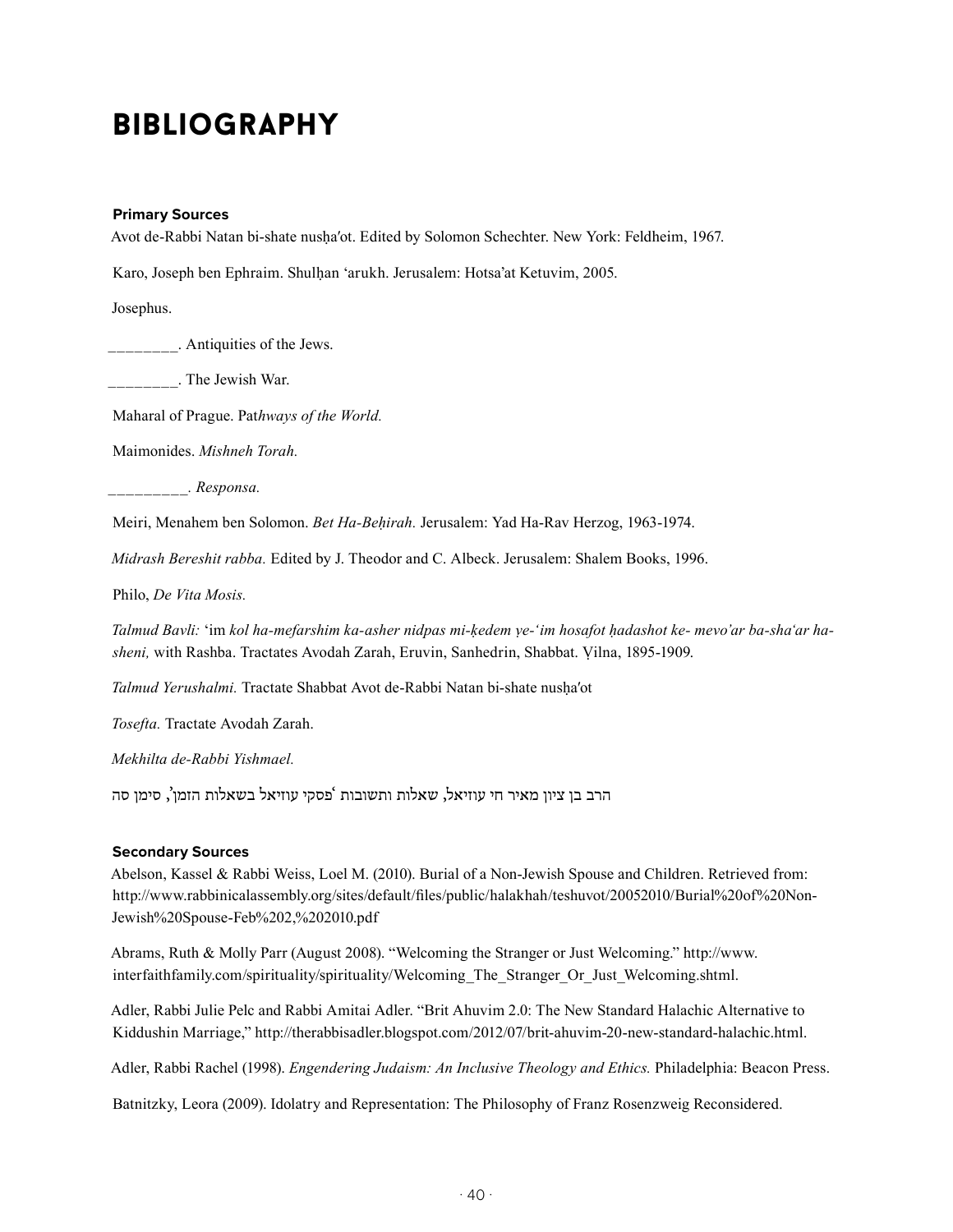# BIBLIOGRAPHY

**Primary Sources**

Avot de-Rabbi Natan bi-shate nusḥa′ot. Edited by Solomon Schechter. New York: Feldheim, 1967.

Karo, Joseph ben Ephraim. Shulḥan ʻarukh. Jerusalem: Hotsa'at Ketuvim, 2005.

Josephus.

________. Antiquities of the Jews.

________. The Jewish War.

Maharal of Prague. Pat*hways of the World.*

Maimonides. *Mishneh Torah.*

_________. *Responsa.*

Meiri, Menahem ben Solomon. *Bet Ha-Beḥirah.* Jerusalem: Yad Ha-Rav Herzog, 1963-1974.

*Midrash Bereshit rabba.* Edited by J. Theodor and C. Albeck. Jerusalem: Shalem Books, 1996.

Philo, *De Vita Mosis.*

*Talmud Bavli:* ʻim *kol ha-mefarshim ka-asher nidpas mi-ḳedem ṿe-ʻim hosafot ḥadashot ke- mevoʼar ba-shaʻar ha-sheni,* with Rashba. Tractates Avodah Zarah, Eruvin, Sanhedrin, Shabbat. Ṿilna, 1895-1909.

*Talmud Yerushalmi.* Tractate Shabbat Avot de-Rabbi Natan bi-shate nusḥa′ot

*Tosefta.* Tractate Avodah Zarah.

*Mekhilta de-Rabbi Yishmael.*

הרב בן ציון מאיר חי עוזיאל, שאלות ותשובות ׳פסקי עוזיאל בשאלות הזמן׳, סימן סה

**Secondary Sources**

Abelson, Kassel & Rabbi Weiss, Loel M. (2010). Burial of a Non-Jewish Spouse and Children. Retrieved from: http://www.rabbinicalassembly.org/sites/default/files/public/halakhah/teshuvot/20052010/Burial%20of%20Non-Jewish%20Spouse-Feb%202,%202010.pdf

Abrams, Ruth & Molly Parr (August 2008). "Welcoming the Stranger or Just Welcoming." http://www.interfaithfamily.com/spirituality/spirituality/Welcoming_The_Stranger_Or_Just_Welcoming.shtml.

Adler, Rabbi Julie Pelc and Rabbi Amitai Adler. "Brit Ahuvim 2.0: The New Standard Halachic Alternative to Kiddushin Marriage," http://therabbisadler.blogspot.com/2012/07/brit-ahuvim-20-new-standard-halachic.html.

Adler, Rabbi Rachel (1998). *Engendering Judaism: An Inclusive Theology and Ethics.* Philadelphia: Beacon Press.

Batnitzky, Leora (2009). Idolatry and Representation: The Philosophy of Franz Rosenzweig Reconsidered.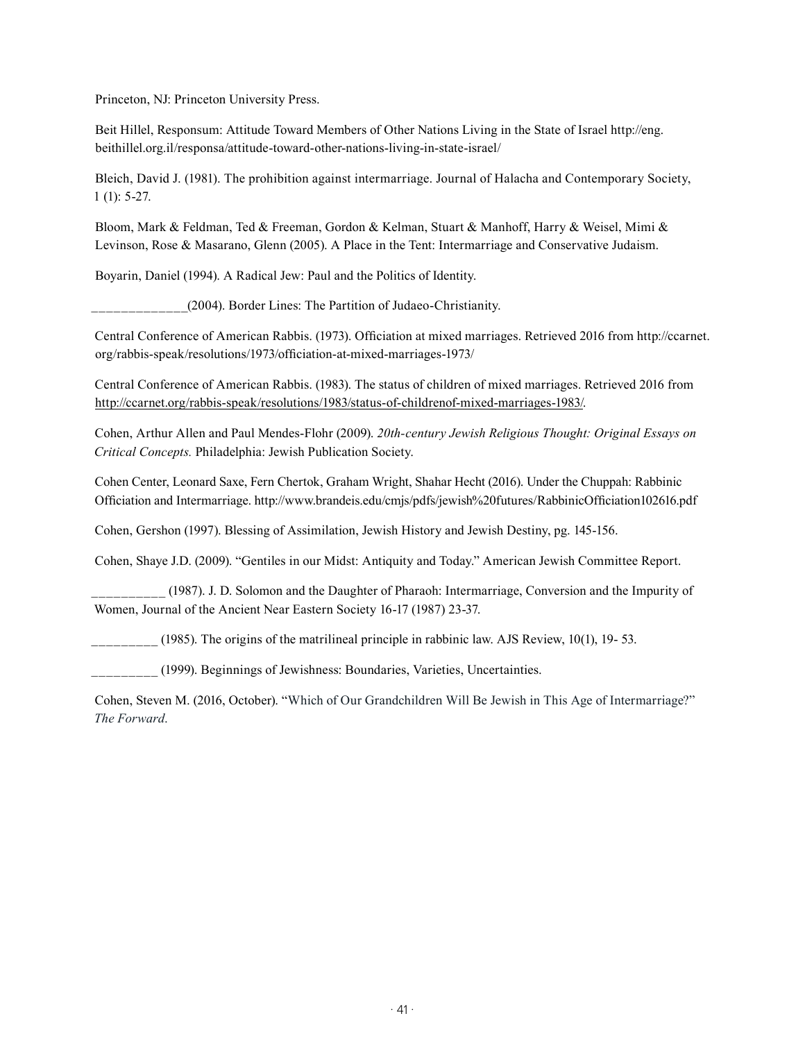Princeton, NJ: Princeton University Press.

Beit Hillel, Responsum: Attitude Toward Members of Other Nations Living in the State of Israel http://eng.beithillel.org.il/responsa/attitude-toward-other-nations-living-in-state-israel/

Bleich, David J. (1981). The prohibition against intermarriage. Journal of Halacha and Contemporary Society, 1 (1): 5-27.

Bloom, Mark & Feldman, Ted & Freeman, Gordon & Kelman, Stuart & Manhoff, Harry & Weisel, Mimi & Levinson, Rose & Masarano, Glenn (2005). A Place in the Tent: Intermarriage and Conservative Judaism.

Boyarin, Daniel (1994). A Radical Jew: Paul and the Politics of Identity.

______________(2004). Border Lines: The Partition of Judaeo-Christianity.

Central Conference of American Rabbis. (1973). Officiation at mixed marriages. Retrieved 2016 from http://ccarnet.org/rabbis-speak/resolutions/1973/officiation-at-mixed-marriages-1973/

Central Conference of American Rabbis. (1983). The status of children of mixed marriages. Retrieved 2016 from http://ccarnet.org/rabbis-speak/resolutions/1983/status-of-childrenof-mixed-marriages-1983/.

Cohen, Arthur Allen and Paul Mendes-Flohr (2009). *20th-century Jewish Religious Thought: Original Essays on Critical Concepts.* Philadelphia: Jewish Publication Society.

Cohen Center, Leonard Saxe, Fern Chertok, Graham Wright, Shahar Hecht (2016). Under the Chuppah: Rabbinic Officiation and Intermarriage. http://www.brandeis.edu/cmjs/pdfs/jewish%20futures/RabbinicOfficiation102616.pdf

Cohen, Gershon (1997). Blessing of Assimilation, Jewish History and Jewish Destiny, pg. 145-156.

Cohen, Shaye J.D. (2009). "Gentiles in our Midst: Antiquity and Today." American Jewish Committee Report.

__________ (1987). J. D. Solomon and the Daughter of Pharaoh: Intermarriage, Conversion and the Impurity of Women, Journal of the Ancient Near Eastern Society 16-17 (1987) 23-37.

_________ (1985). The origins of the matrilineal principle in rabbinic law. AJS Review, 10(1), 19- 53.

_________ (1999). Beginnings of Jewishness: Boundaries, Varieties, Uncertainties.

Cohen, Steven M. (2016, October). "Which of Our Grandchildren Will Be Jewish in This Age of Intermarriage?" *The Forward*.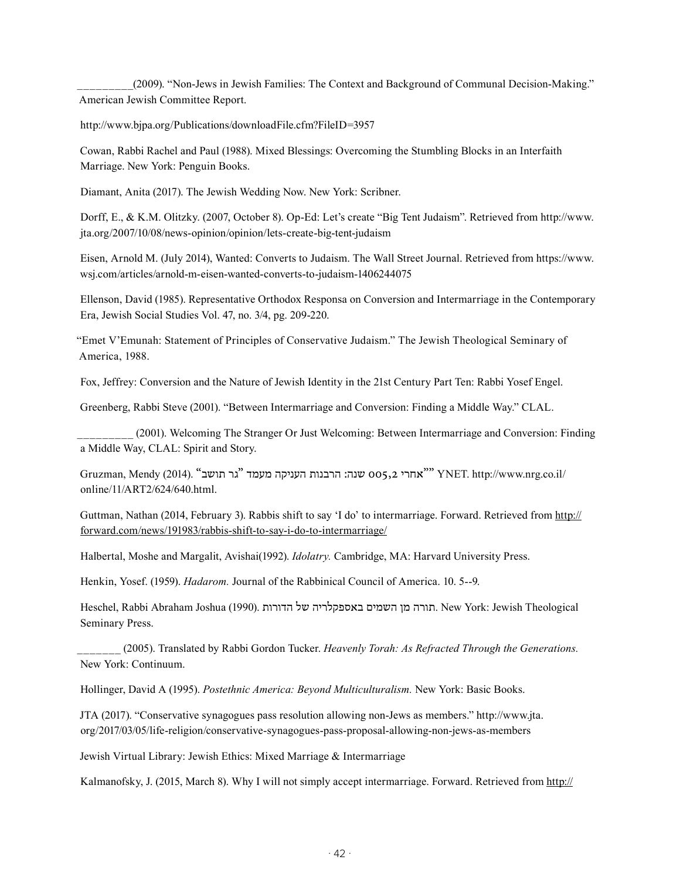_________(2009). “Non-Jews in Jewish Families: The Context and Background of Communal Decision-Making.” American Jewish Committee Report.

http://www.bjpa.org/Publications/downloadFile.cfm?FileID=3957

Cowan, Rabbi Rachel and Paul (1988). Mixed Blessings: Overcoming the Stumbling Blocks in an Interfaith Marriage. New York: Penguin Books.

Diamant, Anita (2017). The Jewish Wedding Now. New York: Scribner.

Dorff, E., & K.M. Olitzky. (2007, October 8). Op-Ed: Let’s create “Big Tent Judaism”. Retrieved from http://www.jta.org/2007/10/08/news-opinion/opinion/lets-create-big-tent-judaism

Eisen, Arnold M. (July 2014), Wanted: Converts to Judaism. The Wall Street Journal. Retrieved from https://www.wsj.com/articles/arnold-m-eisen-wanted-converts-to-judaism-1406244075

Ellenson, David (1985). Representative Orthodox Responsa on Conversion and Intermarriage in the Contemporary Era, Jewish Social Studies Vol. 47, no. 3/4, pg. 209-220.

“Emet V’Emunah: Statement of Principles of Conservative Judaism.” The Jewish Theological Seminary of America, 1988.

Fox, Jeffrey: Conversion and the Nature of Jewish Identity in the 21st Century Part Ten: Rabbi Yosef Engel.

Greenberg, Rabbi Steve (2001). “Between Intermarriage and Conversion: Finding a Middle Way.” CLAL.

_________ (2001). Welcoming The Stranger Or Just Welcoming: Between Intermarriage and Conversion: Finding a Middle Way, CLAL: Spirit and Story.

Gruzman, Mendy (2014). “אחרי 2,500 שנה: הרבנות העניקה מעמד ”גר תושב“” YNET. http://www.nrg.co.il/online/11/ART2/624/640.html.

Guttman, Nathan (2014, February 3). Rabbis shift to say ‘I do’ to intermarriage. Forward. Retrieved from http://forward.com/news/191983/rabbis-shift-to-say-i-do-to-intermarriage/

Halbertal, Moshe and Margalit, Avishai(1992). *Idolatry.* Cambridge, MA: Harvard University Press.

Henkin, Yosef. (1959). *Hadarom.* Journal of the Rabbinical Council of America. 10. 5--9.

Heschel, Rabbi Abraham Joshua (1990). תורה מן השמים באספקלריה של הדורות. New York: Jewish Theological Seminary Press.

_______ (2005). Translated by Rabbi Gordon Tucker. *Heavenly Torah: As Refracted Through the Generations.* New York: Continuum.

Hollinger, David A (1995). *Postethnic America: Beyond Multiculturalism.* New York: Basic Books.

JTA (2017). “Conservative synagogues pass resolution allowing non-Jews as members.” http://www.jta.org/2017/03/05/life-religion/conservative-synagogues-pass-proposal-allowing-non-jews-as-members

Jewish Virtual Library: Jewish Ethics: Mixed Marriage & Intermarriage

Kalmanofsky, J. (2015, March 8). Why I will not simply accept intermarriage. Forward. Retrieved from http://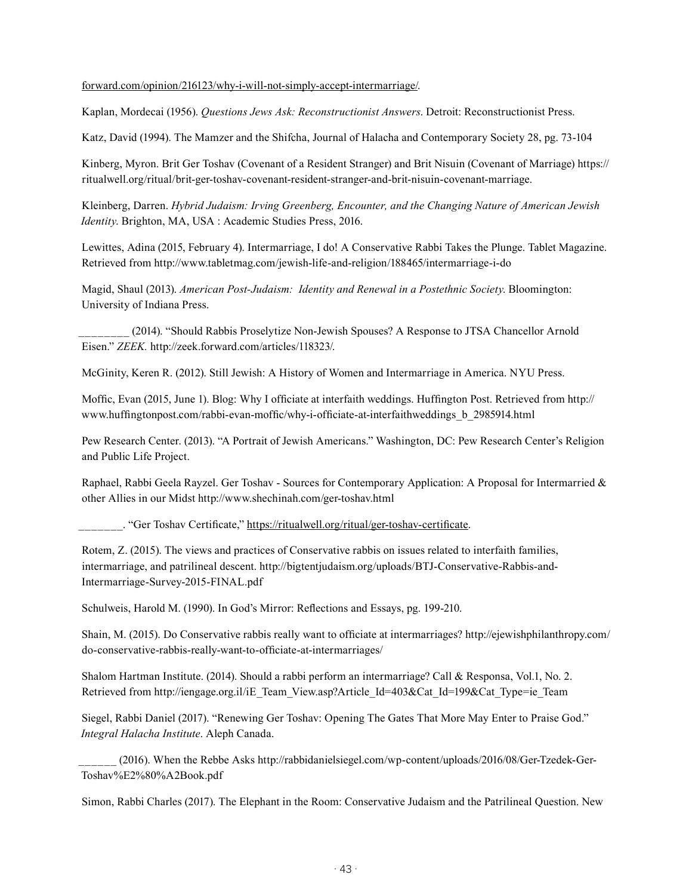forward.com/opinion/216123/why-i-will-not-simply-accept-intermarriage/.

Kaplan, Mordecai (1956). *Questions Jews Ask: Reconstructionist Answers*. Detroit: Reconstructionist Press.

Katz, David (1994). The Mamzer and the Shifcha, Journal of Halacha and Contemporary Society 28, pg. 73-104

Kinberg, Myron. Brit Ger Toshav (Covenant of a Resident Stranger) and Brit Nisuin (Covenant of Marriage) https://ritualwell.org/ritual/brit-ger-toshav-covenant-resident-stranger-and-brit-nisuin-covenant-marriage.

Kleinberg, Darren. *Hybrid Judaism: Irving Greenberg, Encounter, and the Changing Nature of American Jewish Identity.* Brighton, MA, USA : Academic Studies Press, 2016.

Lewittes, Adina (2015, February 4). Intermarriage, I do! A Conservative Rabbi Takes the Plunge. Tablet Magazine. Retrieved from http://www.tabletmag.com/jewish-life-and-religion/188465/intermarriage-i-do

Magid, Shaul (2013). *American Post-Judaism: Identity and Renewal in a Postethnic Society.* Bloomington: University of Indiana Press.

________ (2014). "Should Rabbis Proselytize Non-Jewish Spouses? A Response to JTSA Chancellor Arnold Eisen." *ZEEK.* http://zeek.forward.com/articles/118323/.

McGinity, Keren R. (2012). Still Jewish: A History of Women and Intermarriage in America. NYU Press.

Moffic, Evan (2015, June 1). Blog: Why I officiate at interfaith weddings. Huffington Post. Retrieved from http://www.huffingtonpost.com/rabbi-evan-moffic/why-i-officiate-at-interfaithweddings_b_2985914.html

Pew Research Center. (2013). "A Portrait of Jewish Americans." Washington, DC: Pew Research Center's Religion and Public Life Project.

Raphael, Rabbi Geela Rayzel. Ger Toshav - Sources for Contemporary Application: A Proposal for Intermarried & other Allies in our Midst http://www.shechinah.com/ger-toshav.html

_______. "Ger Toshav Certificate," https://ritualwell.org/ritual/ger-toshav-certificate.

Rotem, Z. (2015). The views and practices of Conservative rabbis on issues related to interfaith families, intermarriage, and patrilineal descent. http://bigtentjudaism.org/uploads/BTJ-Conservative-Rabbis-and-Intermarriage-Survey-2015-FINAL.pdf

Schulweis, Harold M. (1990). In God's Mirror: Reflections and Essays, pg. 199-210.

Shain, M. (2015). Do Conservative rabbis really want to officiate at intermarriages? http://ejewishphilanthropy.com/do-conservative-rabbis-really-want-to-officiate-at-intermarriages/

Shalom Hartman Institute. (2014). Should a rabbi perform an intermarriage? Call & Responsa, Vol.1, No. 2. Retrieved from http://iengage.org.il/iE_Team_View.asp?Article_Id=403&Cat_Id=199&Cat_Type=ie_Team

Siegel, Rabbi Daniel (2017). "Renewing Ger Toshav: Opening The Gates That More May Enter to Praise God." *Integral Halacha Institute*. Aleph Canada.

______ (2016). When the Rebbe Asks http://rabbidanielsiegel.com/wp-content/uploads/2016/08/Ger-Tzedek-Ger-Toshav%E2%80%A2Book.pdf

Simon, Rabbi Charles (2017). The Elephant in the Room: Conservative Judaism and the Patrilineal Question. New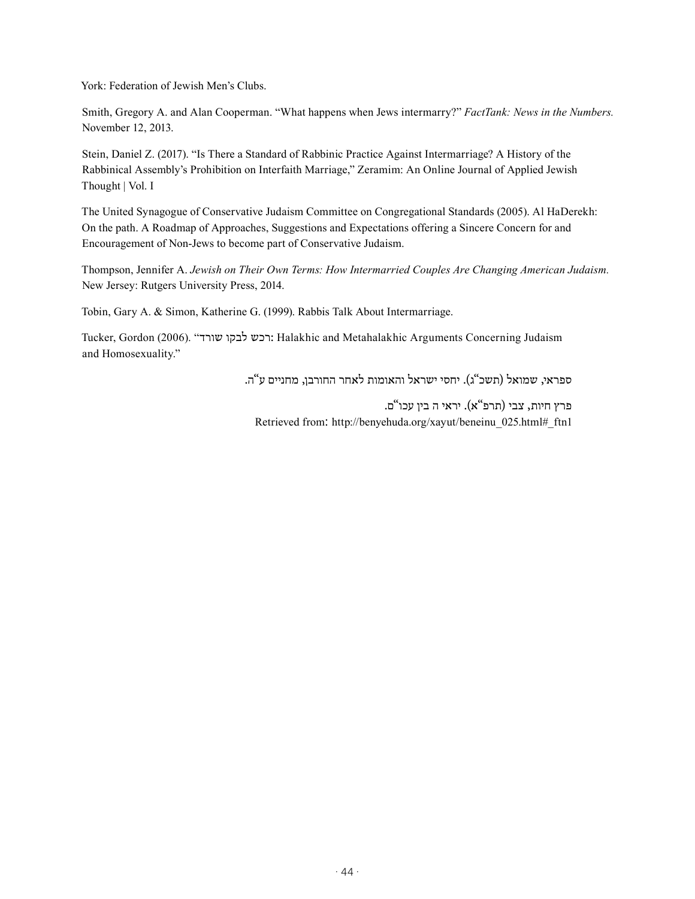York: Federation of Jewish Men's Clubs.

Smith, Gregory A. and Alan Cooperman. "What happens when Jews intermarry?" *FactTank: News in the Numbers.* November 12, 2013.

Stein, Daniel Z. (2017). "Is There a Standard of Rabbinic Practice Against Intermarriage? A History of the Rabbinical Assembly's Prohibition on Interfaith Marriage," Zeramim: An Online Journal of Applied Jewish Thought | Vol. I

The United Synagogue of Conservative Judaism Committee on Congregational Standards (2005). Al HaDerekh: On the path. A Roadmap of Approaches, Suggestions and Expectations offering a Sincere Concern for and Encouragement of Non-Jews to become part of Conservative Judaism.

Thompson, Jennifer A. *Jewish on Their Own Terms: How Intermarried Couples Are Changing American Judaism.* New Jersey: Rutgers University Press, 2014.

Tobin, Gary A. & Simon, Katherine G. (1999). Rabbis Talk About Intermarriage.

Tucker, Gordon (2006). "רכש לבקו שורד: Halakhic and Metahalakhic Arguments Concerning Judaism and Homosexuality."

ספראי, שמואל (תשכ"ג). יחסי ישראל והאומות לאחר החורבן, מחניים ע"ה.

פרץ חיות, צבי (תרפ"א). יראי ה בין עכו"ם.

Retrieved from: http://benyehuda.org/xayut/beneinu_025.html#_ftn1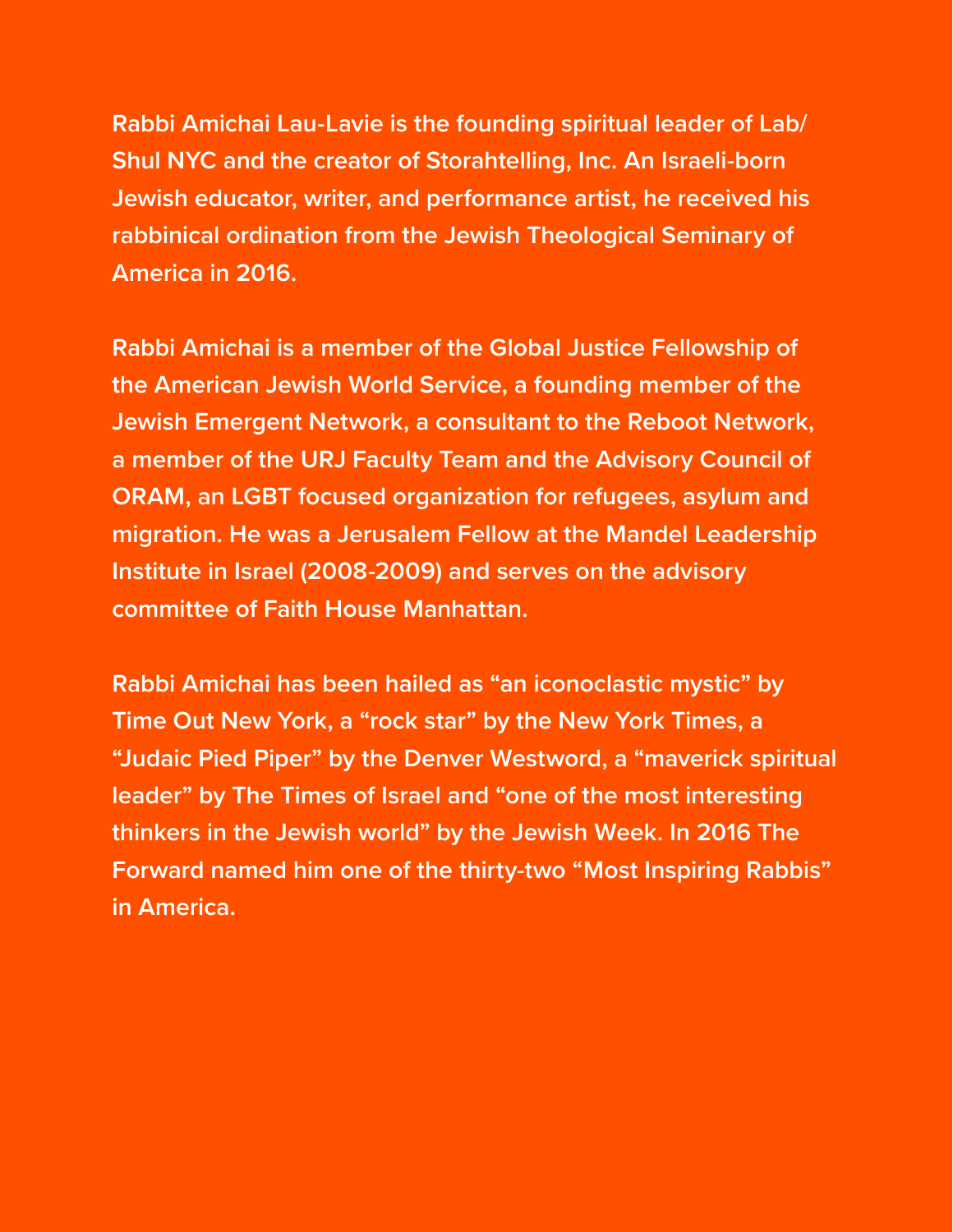Rabbi Amichai Lau-Lavie is the founding spiritual leader of Lab/Shul NYC and the creator of Storahtelling, Inc. An Israeli-born Jewish educator, writer, and performance artist, he received his rabbinical ordination from the Jewish Theological Seminary of America in 2016.

Rabbi Amichai is a member of the Global Justice Fellowship of the American Jewish World Service, a founding member of the Jewish Emergent Network, a consultant to the Reboot Network, a member of the URJ Faculty Team and the Advisory Council of ORAM, an LGBT focused organization for refugees, asylum and migration. He was a Jerusalem Fellow at the Mandel Leadership Institute in Israel (2008-2009) and serves on the advisory committee of Faith House Manhattan.

Rabbi Amichai has been hailed as "an iconoclastic mystic" by Time Out New York, a "rock star" by the New York Times, a "Judaic Pied Piper" by the Denver Westword, a "maverick spiritual leader" by The Times of Israel and "one of the most interesting thinkers in the Jewish world" by the Jewish Week. In 2016 The Forward named him one of the thirty-two "Most Inspiring Rabbis" in America.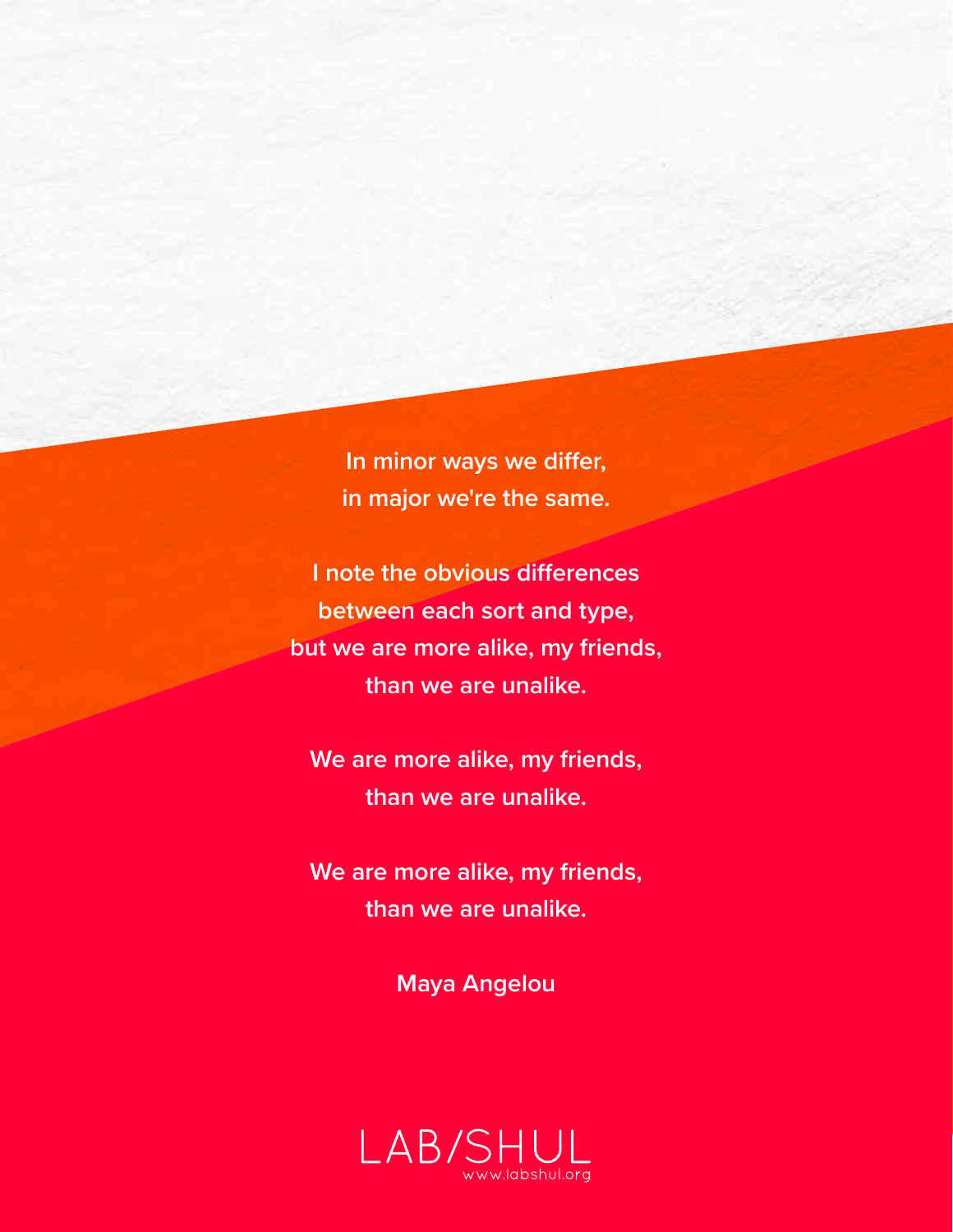In minor ways we differ,
in major we're the same.

I note the obvious differences
between each sort and type,
but we are more alike, my friends,
than we are unalike.

We are more alike, my friends,
than we are unalike.

We are more alike, my friends,
than we are unalike.

**Maya Angelou**

LAB/SHUL
www.labshul.org